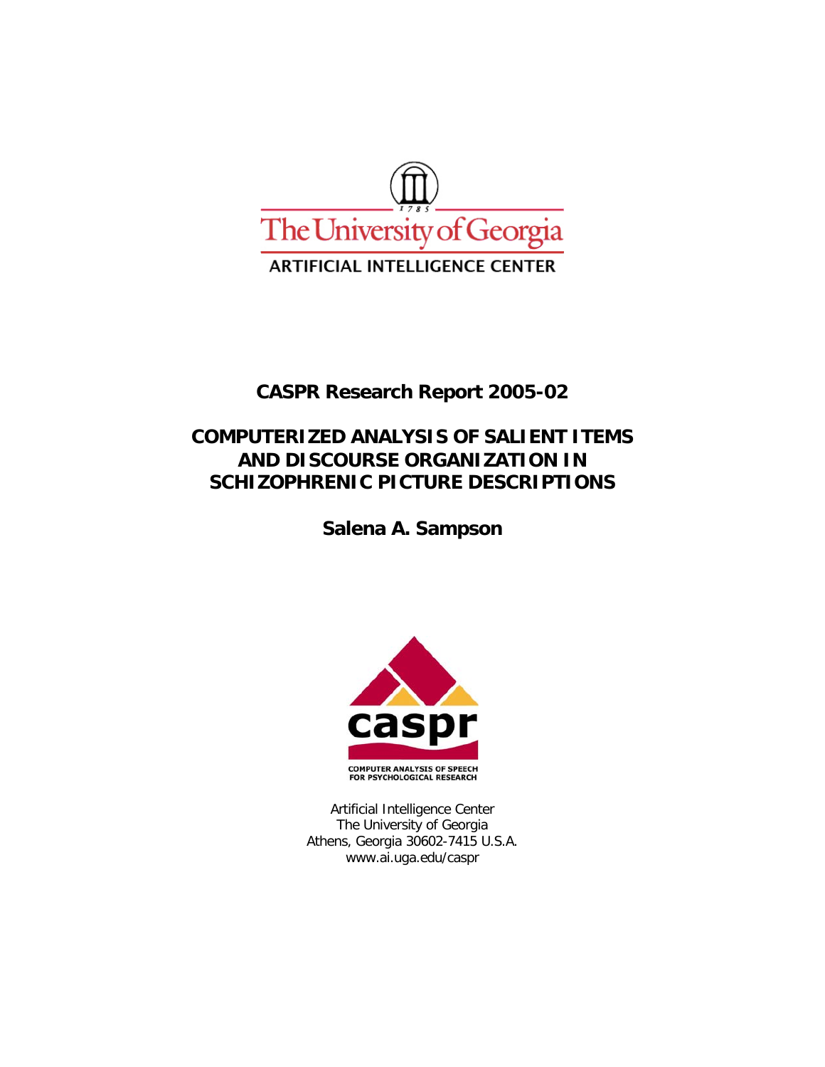The University of Georgia

ARTIFICIAL INTELLIGENCE CENTER

**CASPR Research Report 2005-02**

# COMPUTERIZED ANALYSIS OF SALIENT ITEMS AND DISCOURSE ORGANIZATION IN SCHIZOPHRENIC PICTURE DESCRIPTIONS

**Salena A. Sampson**

caspr

COMPUTER ANALYSIS OF SPEECH FOR PSYCHOLOGICAL RESEARCH

Artificial Intelligence Center
The University of Georgia
Athens, Georgia 30602-7415 U.S.A.
www.ai.uga.edu/caspr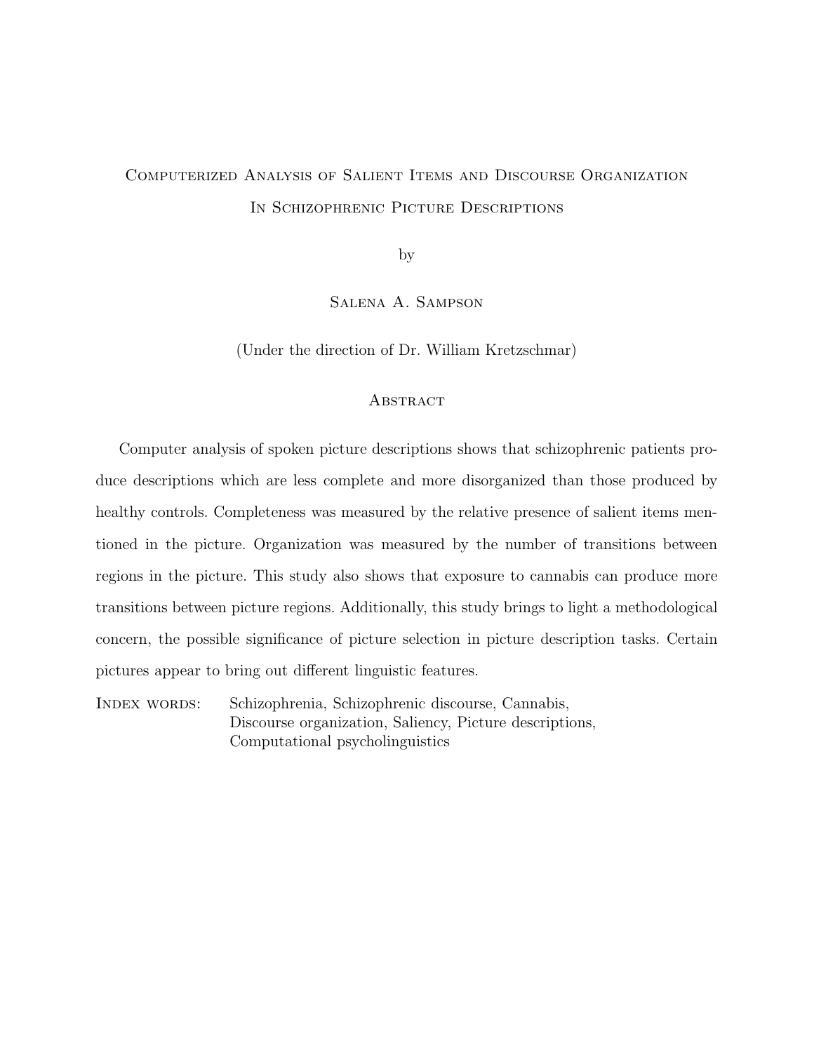# Computerized Analysis of Salient Items and Discourse Organization In Schizophrenic Picture Descriptions

by

Salena A. Sampson

(Under the direction of Dr. William Kretzschmar)

## Abstract

Computer analysis of spoken picture descriptions shows that schizophrenic patients produce descriptions which are less complete and more disorganized than those produced by healthy controls. Completeness was measured by the relative presence of salient items mentioned in the picture. Organization was measured by the number of transitions between regions in the picture. This study also shows that exposure to cannabis can produce more transitions between picture regions. Additionally, this study brings to light a methodological concern, the possible significance of picture selection in picture description tasks. Certain pictures appear to bring out different linguistic features.

Index words: Schizophrenia, Schizophrenic discourse, Cannabis, Discourse organization, Saliency, Picture descriptions, Computational psycholinguistics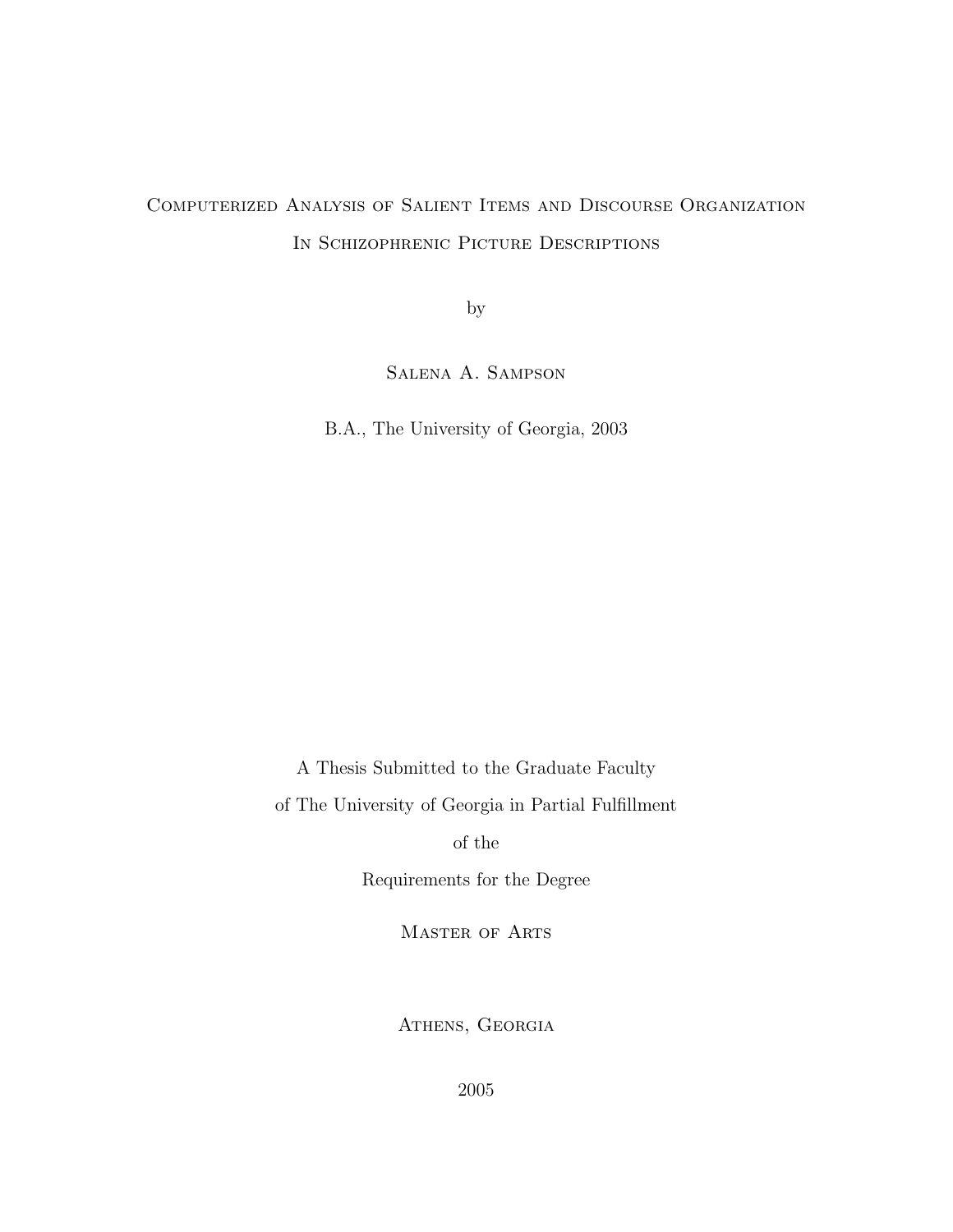# Computerized Analysis of Salient Items and Discourse Organization In Schizophrenic Picture Descriptions

by

Salena A. Sampson

B.A., The University of Georgia, 2003

A Thesis Submitted to the Graduate Faculty

of The University of Georgia in Partial Fulfillment

of the

Requirements for the Degree

Master of Arts

Athens, Georgia

2005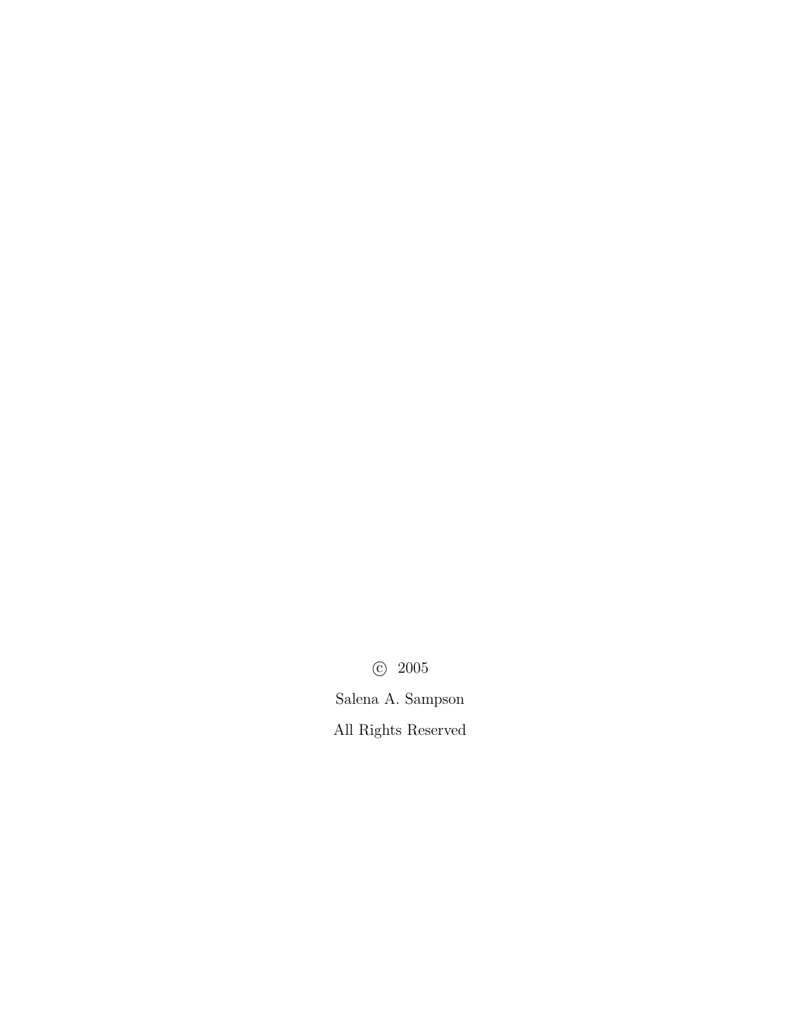© 2005

Salena A. Sampson

All Rights Reserved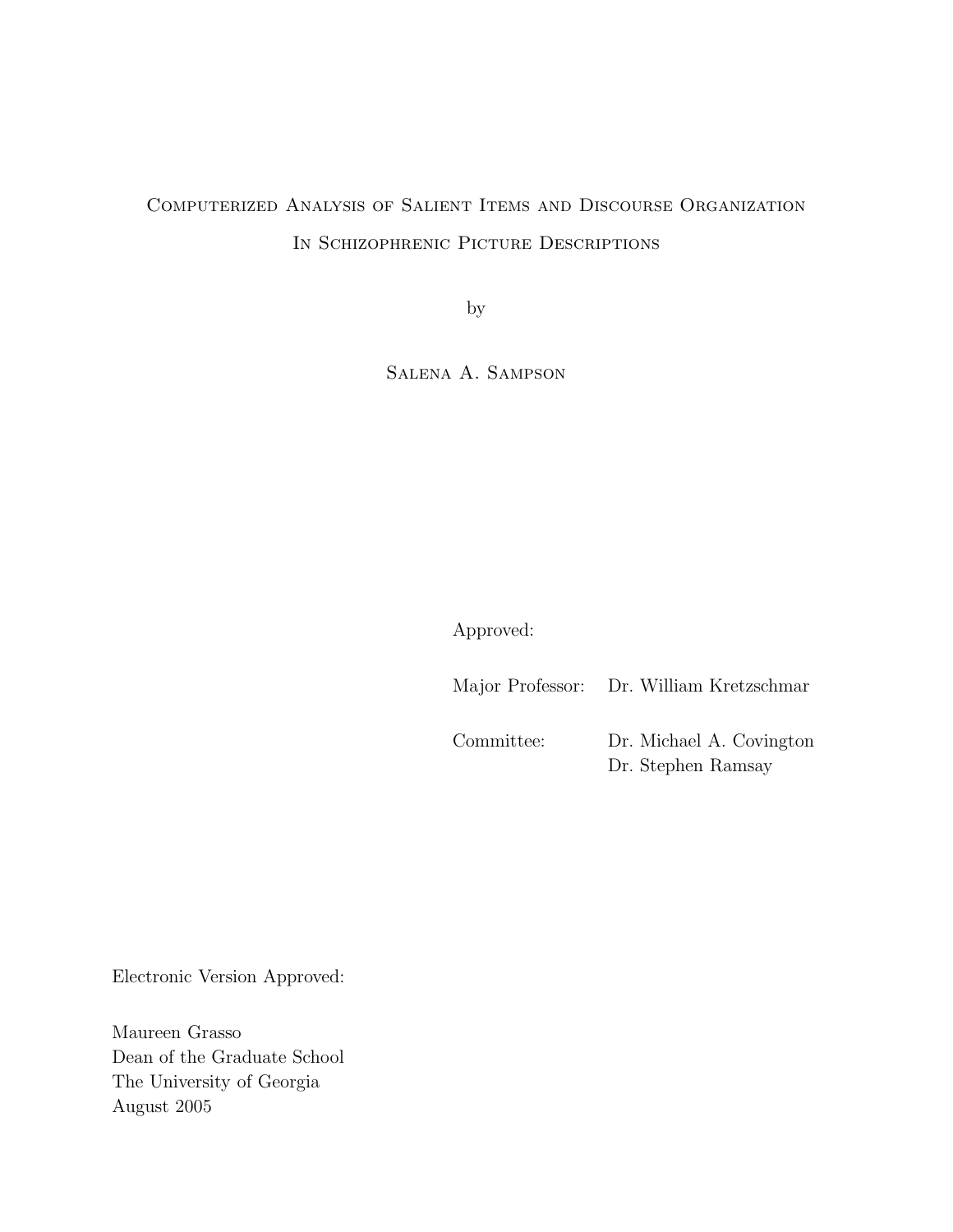# Computerized Analysis of Salient Items and Discourse Organization In Schizophrenic Picture Descriptions

by

Salena A. Sampson

Approved:

Major Professor: Dr. William Kretzschmar

Committee: Dr. Michael A. Covington
Dr. Stephen Ramsay

Electronic Version Approved:

Maureen Grasso
Dean of the Graduate School
The University of Georgia
August 2005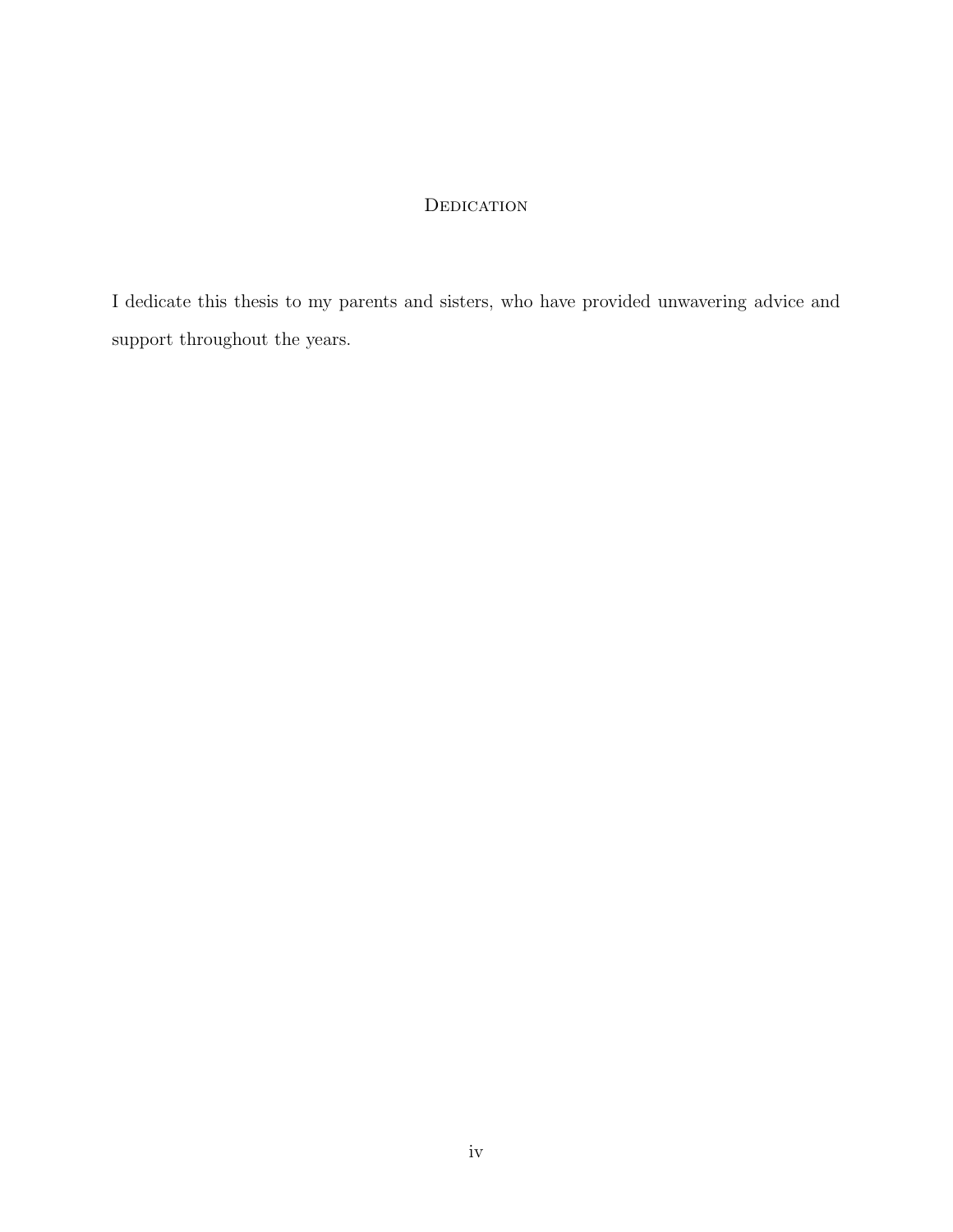# Dedication

I dedicate this thesis to my parents and sisters, who have provided unwavering advice and support throughout the years.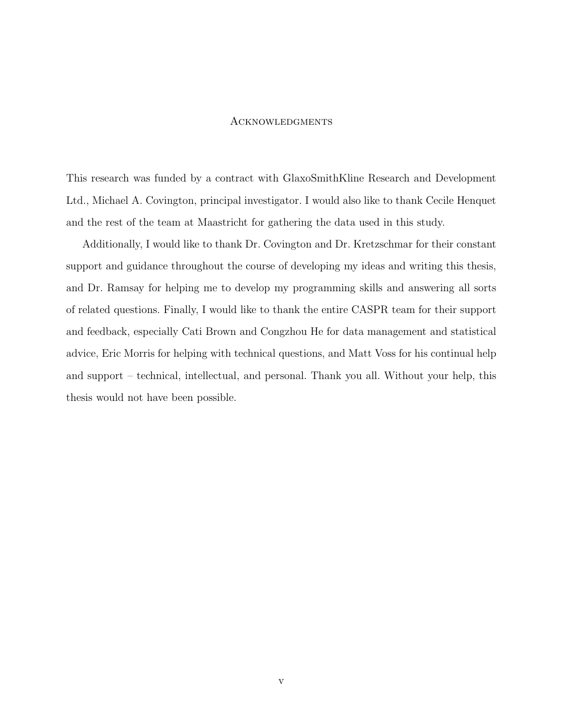# Acknowledgments

This research was funded by a contract with GlaxoSmithKline Research and Development Ltd., Michael A. Covington, principal investigator. I would also like to thank Cecile Henquet and the rest of the team at Maastricht for gathering the data used in this study.

Additionally, I would like to thank Dr. Covington and Dr. Kretzschmar for their constant support and guidance throughout the course of developing my ideas and writing this thesis, and Dr. Ramsay for helping me to develop my programming skills and answering all sorts of related questions. Finally, I would like to thank the entire CASPR team for their support and feedback, especially Cati Brown and Congzhou He for data management and statistical advice, Eric Morris for helping with technical questions, and Matt Voss for his continual help and support – technical, intellectual, and personal. Thank you all. Without your help, this thesis would not have been possible.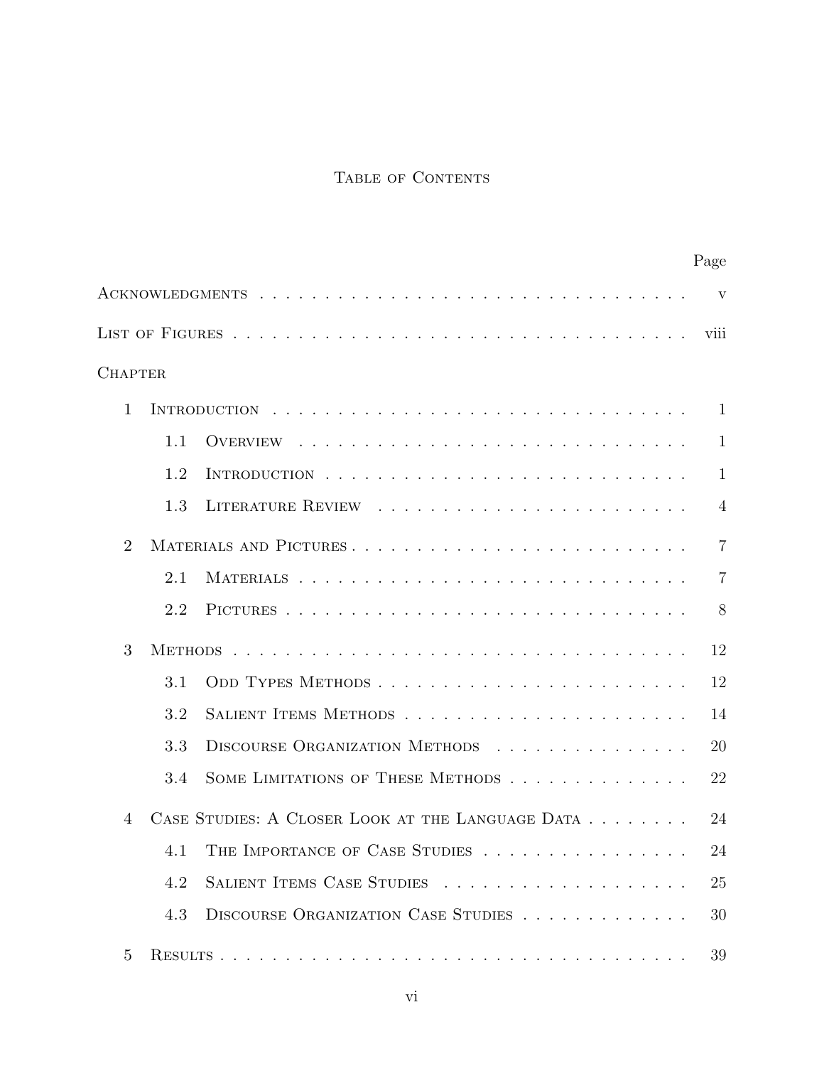# Table of Contents

| | | Page |
|---|---|---|
| Acknowledgments | | v |
| List of Figures | | viii |
| Chapter | | |
| 1 | Introduction | 1 |
| | 1.1 Overview | 1 |
| | 1.2 Introduction | 1 |
| | 1.3 Literature Review | 4 |
| 2 | Materials and Pictures | 7 |
| | 2.1 Materials | 7 |
| | 2.2 Pictures | 8 |
| 3 | Methods | 12 |
| | 3.1 Odd Types Methods | 12 |
| | 3.2 Salient Items Methods | 14 |
| | 3.3 Discourse Organization Methods | 20 |
| | 3.4 Some Limitations of These Methods | 22 |
| 4 | Case Studies: A Closer Look at the Language Data | 24 |
| | 4.1 The Importance of Case Studies | 24 |
| | 4.2 Salient Items Case Studies | 25 |
| | 4.3 Discourse Organization Case Studies | 30 |
| 5 | Results | 39 |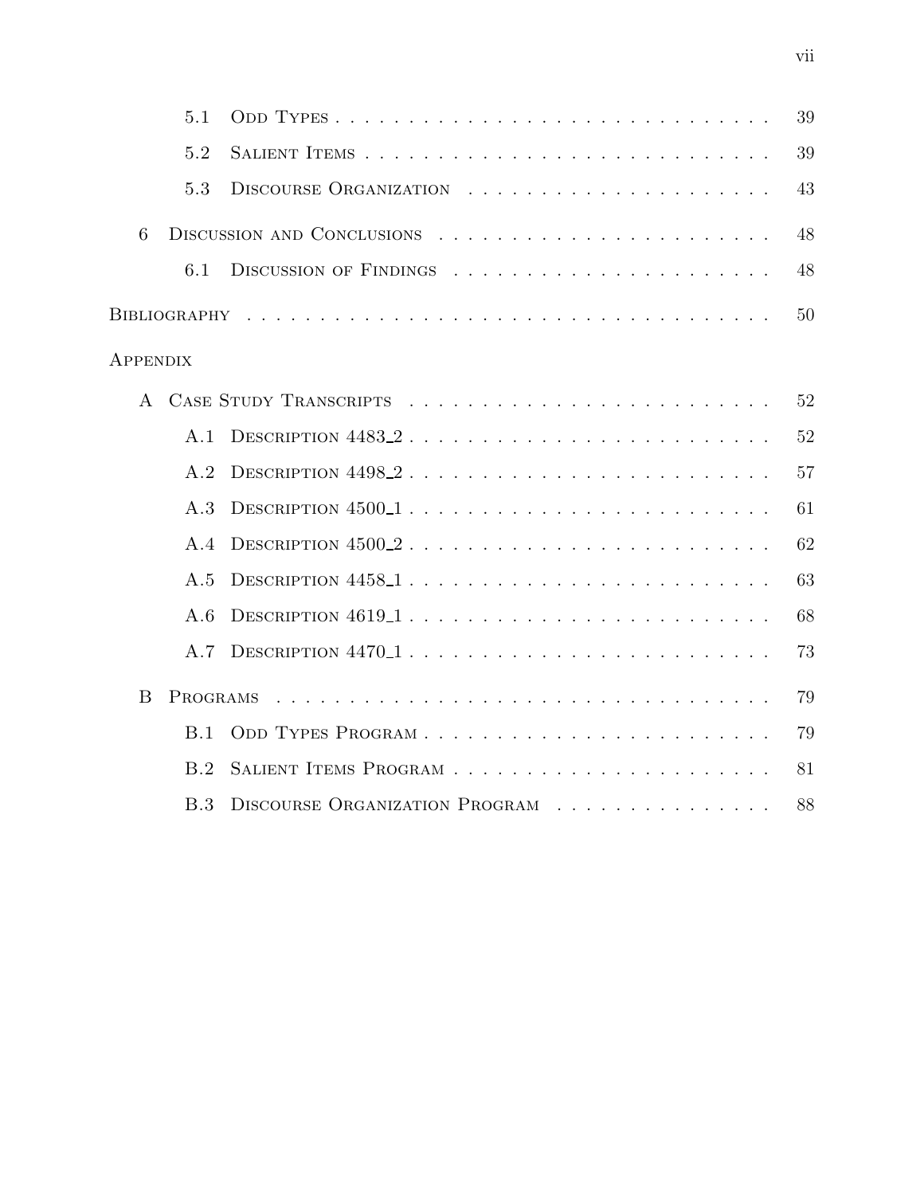| | | |
|---|---|---|
| 5.1 | Odd Types | 39 |
| 5.2 | Salient Items | 39 |
| 5.3 | Discourse Organization | 43 |
| 6 | Discussion and Conclusions | 48 |
| 6.1 | Discussion of Findings | 48 |
| | Bibliography | 50 |
| | Appendix | |
| A | Case Study Transcripts | 52 |
| A.1 | Description 4483_2 | 52 |
| A.2 | Description 4498_2 | 57 |
| A.3 | Description 4500_1 | 61 |
| A.4 | Description 4500_2 | 62 |
| A.5 | Description 4458_1 | 63 |
| A.6 | Description 4619_1 | 68 |
| A.7 | Description 4470_1 | 73 |
| B | Programs | 79 |
| B.1 | Odd Types Program | 79 |
| B.2 | Salient Items Program | 81 |
| B.3 | Discourse Organization Program | 88 |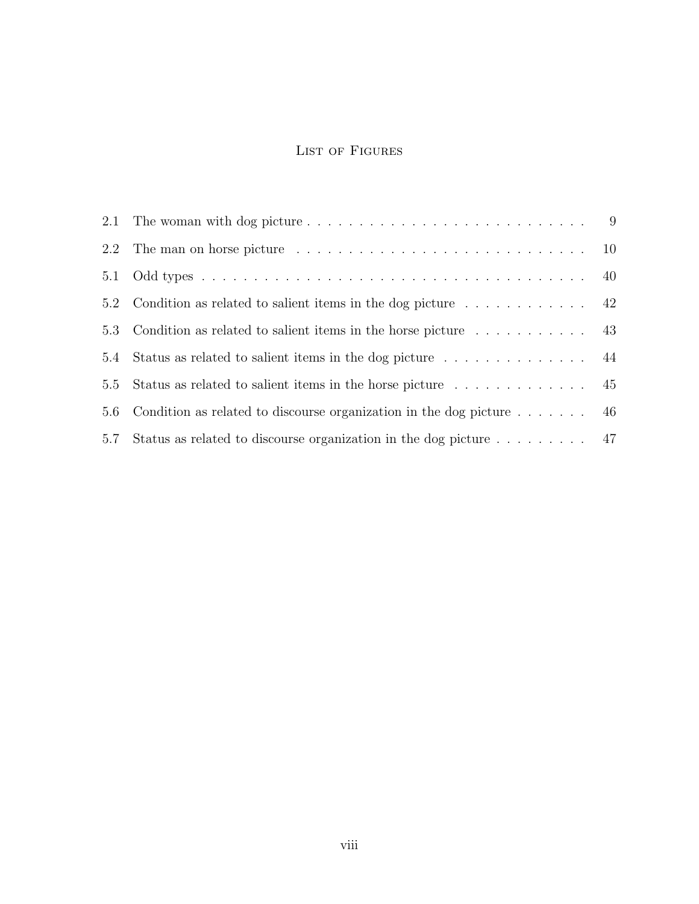# List of Figures

| | | |
|---|---|---|
| 2.1 | The woman with dog picture | 9 |
| 2.2 | The man on horse picture | 10 |
| 5.1 | Odd types | 40 |
| 5.2 | Condition as related to salient items in the dog picture | 42 |
| 5.3 | Condition as related to salient items in the horse picture | 43 |
| 5.4 | Status as related to salient items in the dog picture | 44 |
| 5.5 | Status as related to salient items in the horse picture | 45 |
| 5.6 | Condition as related to discourse organization in the dog picture | 46 |
| 5.7 | Status as related to discourse organization in the dog picture | 47 |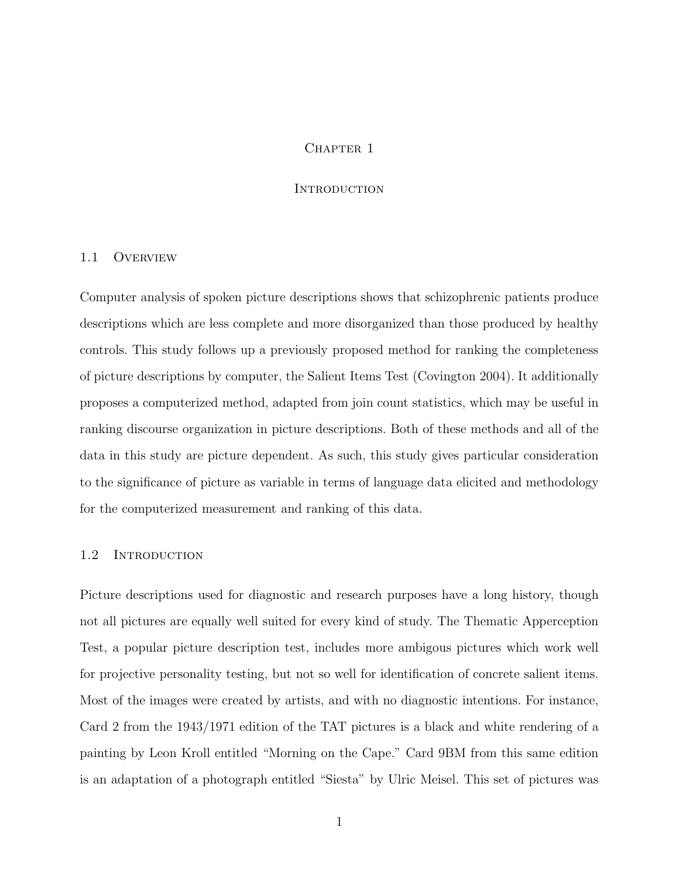# Chapter 1

# Introduction

## 1.1 Overview

Computer analysis of spoken picture descriptions shows that schizophrenic patients produce descriptions which are less complete and more disorganized than those produced by healthy controls. This study follows up a previously proposed method for ranking the completeness of picture descriptions by computer, the Salient Items Test (Covington 2004). It additionally proposes a computerized method, adapted from join count statistics, which may be useful in ranking discourse organization in picture descriptions. Both of these methods and all of the data in this study are picture dependent. As such, this study gives particular consideration to the significance of picture as variable in terms of language data elicited and methodology for the computerized measurement and ranking of this data.

## 1.2 Introduction

Picture descriptions used for diagnostic and research purposes have a long history, though not all pictures are equally well suited for every kind of study. The Thematic Apperception Test, a popular picture description test, includes more ambigous pictures which work well for projective personality testing, but not so well for identification of concrete salient items. Most of the images were created by artists, and with no diagnostic intentions. For instance, Card 2 from the 1943/1971 edition of the TAT pictures is a black and white rendering of a painting by Leon Kroll entitled "Morning on the Cape." Card 9BM from this same edition is an adaptation of a photograph entitled "Siesta" by Ulric Meisel. This set of pictures was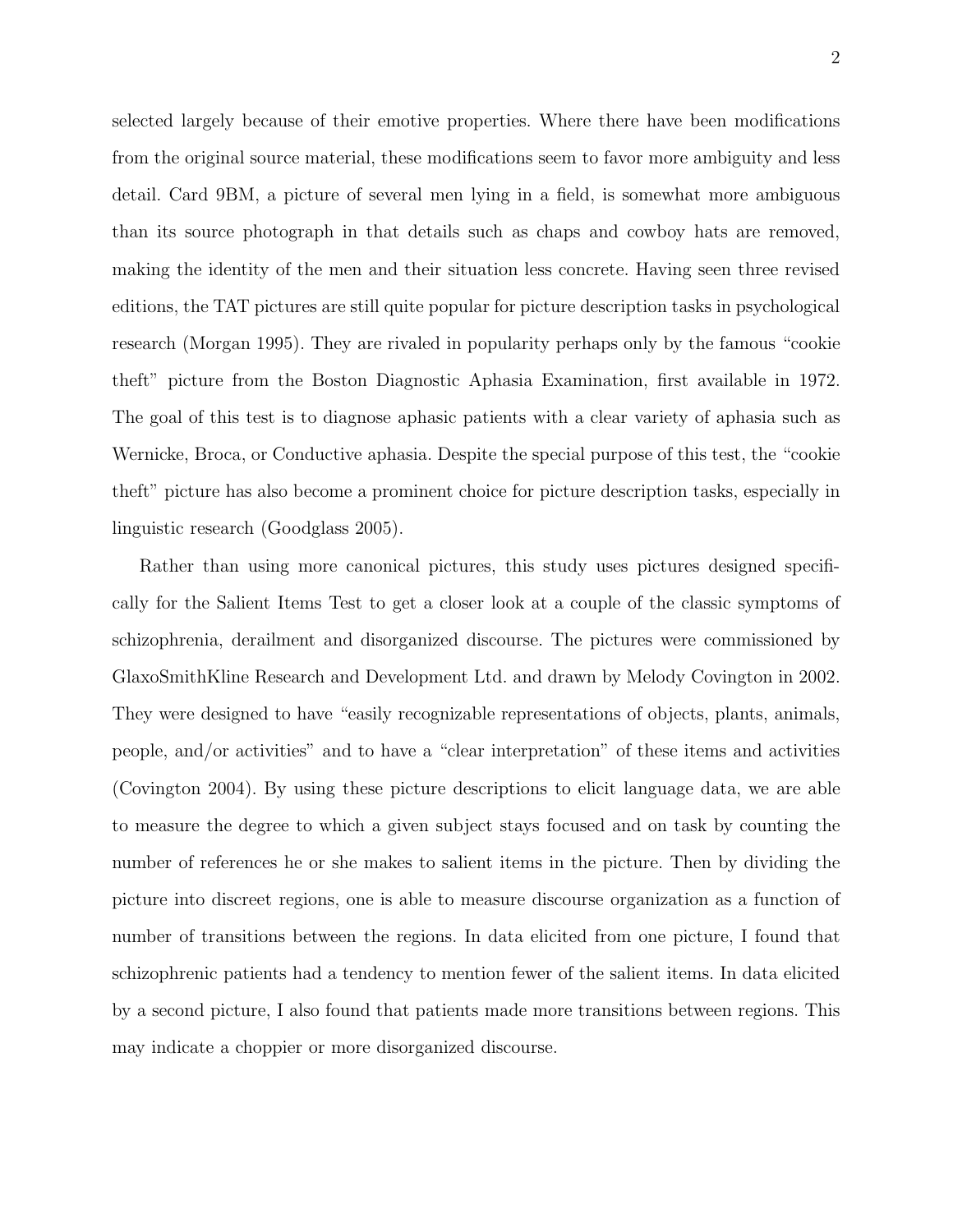selected largely because of their emotive properties. Where there have been modifications from the original source material, these modifications seem to favor more ambiguity and less detail. Card 9BM, a picture of several men lying in a field, is somewhat more ambiguous than its source photograph in that details such as chaps and cowboy hats are removed, making the identity of the men and their situation less concrete. Having seen three revised editions, the TAT pictures are still quite popular for picture description tasks in psychological research (Morgan 1995). They are rivaled in popularity perhaps only by the famous "cookie theft" picture from the Boston Diagnostic Aphasia Examination, first available in 1972. The goal of this test is to diagnose aphasic patients with a clear variety of aphasia such as Wernicke, Broca, or Conductive aphasia. Despite the special purpose of this test, the "cookie theft" picture has also become a prominent choice for picture description tasks, especially in linguistic research (Goodglass 2005).

Rather than using more canonical pictures, this study uses pictures designed specifically for the Salient Items Test to get a closer look at a couple of the classic symptoms of schizophrenia, derailment and disorganized discourse. The pictures were commissioned by GlaxoSmithKline Research and Development Ltd. and drawn by Melody Covington in 2002. They were designed to have "easily recognizable representations of objects, plants, animals, people, and/or activities" and to have a "clear interpretation" of these items and activities (Covington 2004). By using these picture descriptions to elicit language data, we are able to measure the degree to which a given subject stays focused and on task by counting the number of references he or she makes to salient items in the picture. Then by dividing the picture into discreet regions, one is able to measure discourse organization as a function of number of transitions between the regions. In data elicited from one picture, I found that schizophrenic patients had a tendency to mention fewer of the salient items. In data elicited by a second picture, I also found that patients made more transitions between regions. This may indicate a choppier or more disorganized discourse.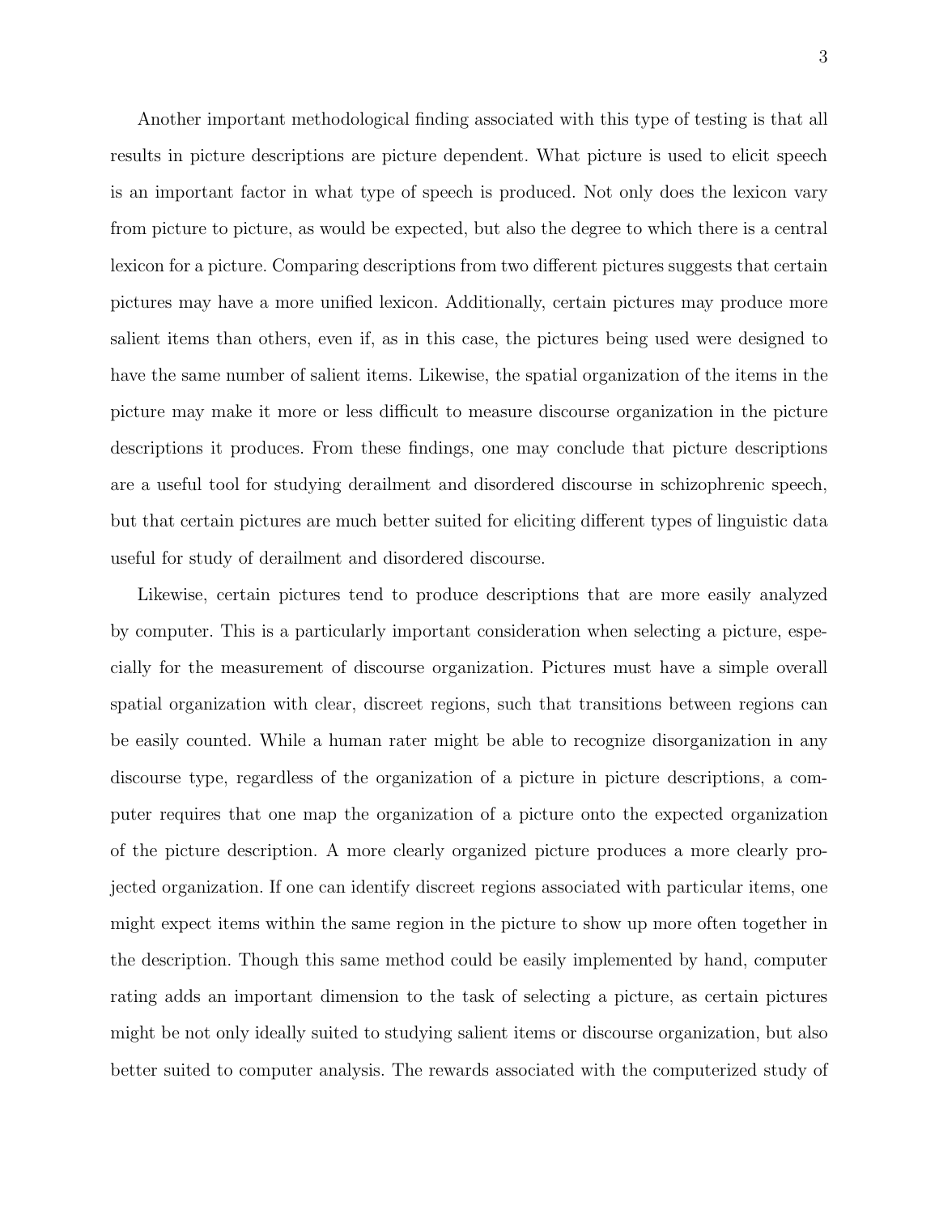Another important methodological finding associated with this type of testing is that all results in picture descriptions are picture dependent. What picture is used to elicit speech is an important factor in what type of speech is produced. Not only does the lexicon vary from picture to picture, as would be expected, but also the degree to which there is a central lexicon for a picture. Comparing descriptions from two different pictures suggests that certain pictures may have a more unified lexicon. Additionally, certain pictures may produce more salient items than others, even if, as in this case, the pictures being used were designed to have the same number of salient items. Likewise, the spatial organization of the items in the picture may make it more or less difficult to measure discourse organization in the picture descriptions it produces. From these findings, one may conclude that picture descriptions are a useful tool for studying derailment and disordered discourse in schizophrenic speech, but that certain pictures are much better suited for eliciting different types of linguistic data useful for study of derailment and disordered discourse.

Likewise, certain pictures tend to produce descriptions that are more easily analyzed by computer. This is a particularly important consideration when selecting a picture, especially for the measurement of discourse organization. Pictures must have a simple overall spatial organization with clear, discreet regions, such that transitions between regions can be easily counted. While a human rater might be able to recognize disorganization in any discourse type, regardless of the organization of a picture in picture descriptions, a computer requires that one map the organization of a picture onto the expected organization of the picture description. A more clearly organized picture produces a more clearly projected organization. If one can identify discreet regions associated with particular items, one might expect items within the same region in the picture to show up more often together in the description. Though this same method could be easily implemented by hand, computer rating adds an important dimension to the task of selecting a picture, as certain pictures might be not only ideally suited to studying salient items or discourse organization, but also better suited to computer analysis. The rewards associated with the computerized study of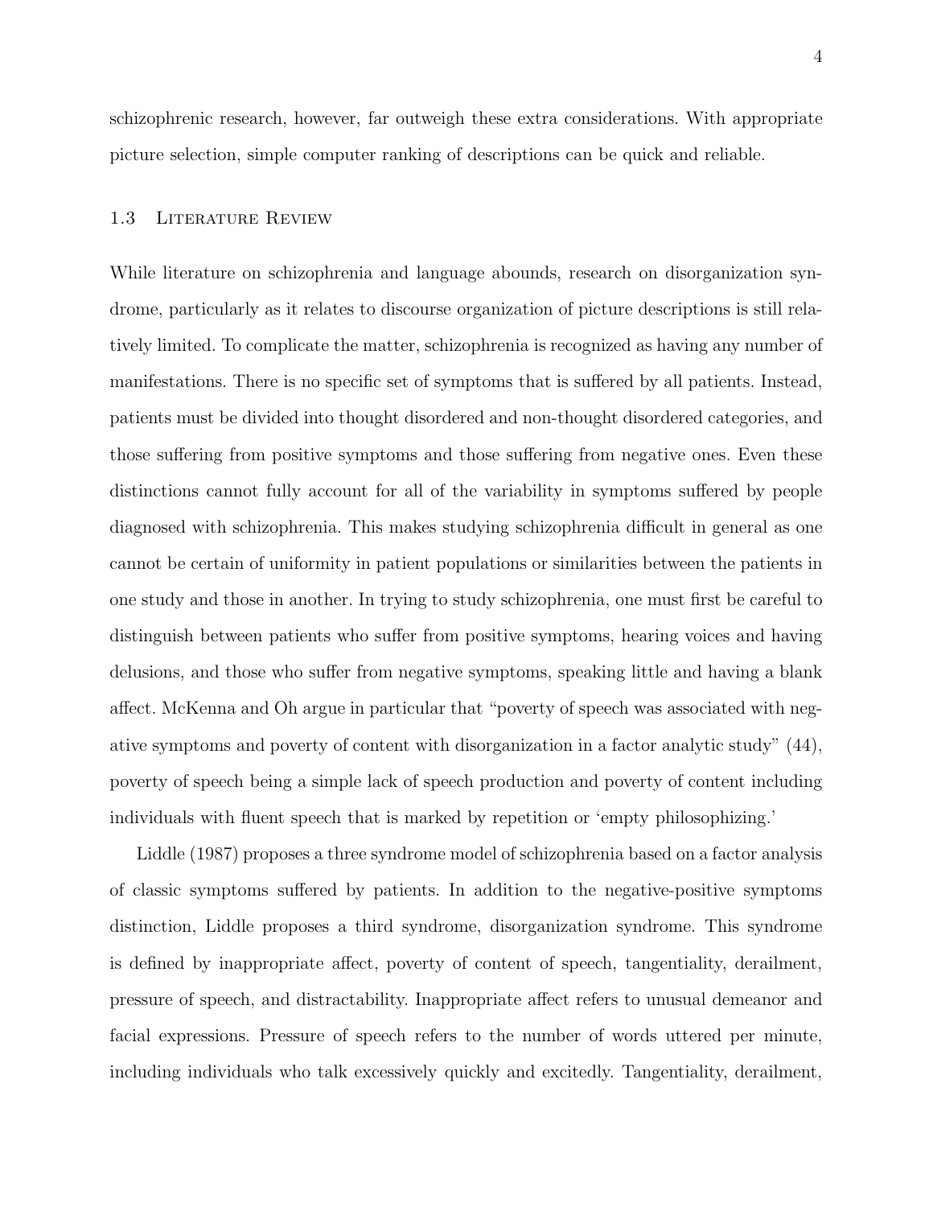schizophrenic research, however, far outweigh these extra considerations. With appropriate picture selection, simple computer ranking of descriptions can be quick and reliable.

## 1.3 Literature Review

While literature on schizophrenia and language abounds, research on disorganization syndrome, particularly as it relates to discourse organization of picture descriptions is still relatively limited. To complicate the matter, schizophrenia is recognized as having any number of manifestations. There is no specific set of symptoms that is suffered by all patients. Instead, patients must be divided into thought disordered and non-thought disordered categories, and those suffering from positive symptoms and those suffering from negative ones. Even these distinctions cannot fully account for all of the variability in symptoms suffered by people diagnosed with schizophrenia. This makes studying schizophrenia difficult in general as one cannot be certain of uniformity in patient populations or similarities between the patients in one study and those in another. In trying to study schizophrenia, one must first be careful to distinguish between patients who suffer from positive symptoms, hearing voices and having delusions, and those who suffer from negative symptoms, speaking little and having a blank affect. McKenna and Oh argue in particular that "poverty of speech was associated with negative symptoms and poverty of content with disorganization in a factor analytic study" (44), poverty of speech being a simple lack of speech production and poverty of content including individuals with fluent speech that is marked by repetition or 'empty philosophizing.'

Liddle (1987) proposes a three syndrome model of schizophrenia based on a factor analysis of classic symptoms suffered by patients. In addition to the negative-positive symptoms distinction, Liddle proposes a third syndrome, disorganization syndrome. This syndrome is defined by inappropriate affect, poverty of content of speech, tangentiality, derailment, pressure of speech, and distractability. Inappropriate affect refers to unusual demeanor and facial expressions. Pressure of speech refers to the number of words uttered per minute, including individuals who talk excessively quickly and excitedly. Tangentiality, derailment,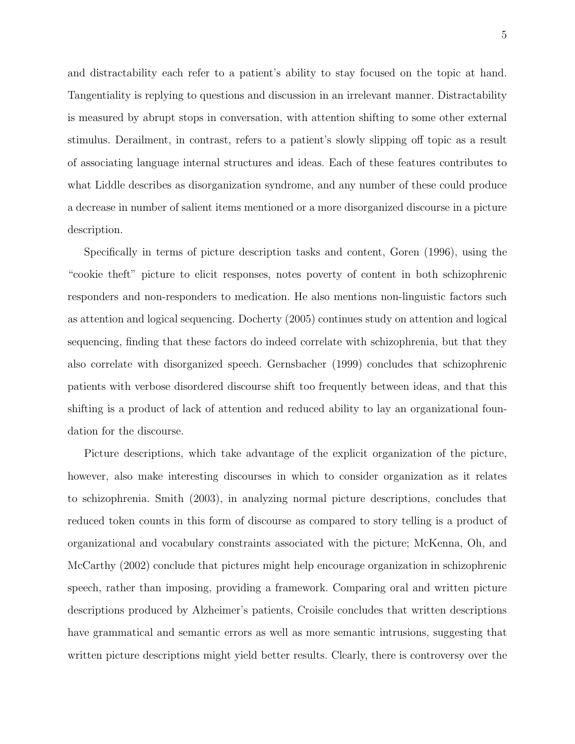and distractability each refer to a patient's ability to stay focused on the topic at hand. Tangentiality is replying to questions and discussion in an irrelevant manner. Distractability is measured by abrupt stops in conversation, with attention shifting to some other external stimulus. Derailment, in contrast, refers to a patient's slowly slipping off topic as a result of associating language internal structures and ideas. Each of these features contributes to what Liddle describes as disorganization syndrome, and any number of these could produce a decrease in number of salient items mentioned or a more disorganized discourse in a picture description.

Specifically in terms of picture description tasks and content, Goren (1996), using the "cookie theft" picture to elicit responses, notes poverty of content in both schizophrenic responders and non-responders to medication. He also mentions non-linguistic factors such as attention and logical sequencing. Docherty (2005) continues study on attention and logical sequencing, finding that these factors do indeed correlate with schizophrenia, but that they also correlate with disorganized speech. Gernsbacher (1999) concludes that schizophrenic patients with verbose disordered discourse shift too frequently between ideas, and that this shifting is a product of lack of attention and reduced ability to lay an organizational foundation for the discourse.

Picture descriptions, which take advantage of the explicit organization of the picture, however, also make interesting discourses in which to consider organization as it relates to schizophrenia. Smith (2003), in analyzing normal picture descriptions, concludes that reduced token counts in this form of discourse as compared to story telling is a product of organizational and vocabulary constraints associated with the picture; McKenna, Oh, and McCarthy (2002) conclude that pictures might help encourage organization in schizophrenic speech, rather than imposing, providing a framework. Comparing oral and written picture descriptions produced by Alzheimer's patients, Croisile concludes that written descriptions have grammatical and semantic errors as well as more semantic intrusions, suggesting that written picture descriptions might yield better results. Clearly, there is controversy over the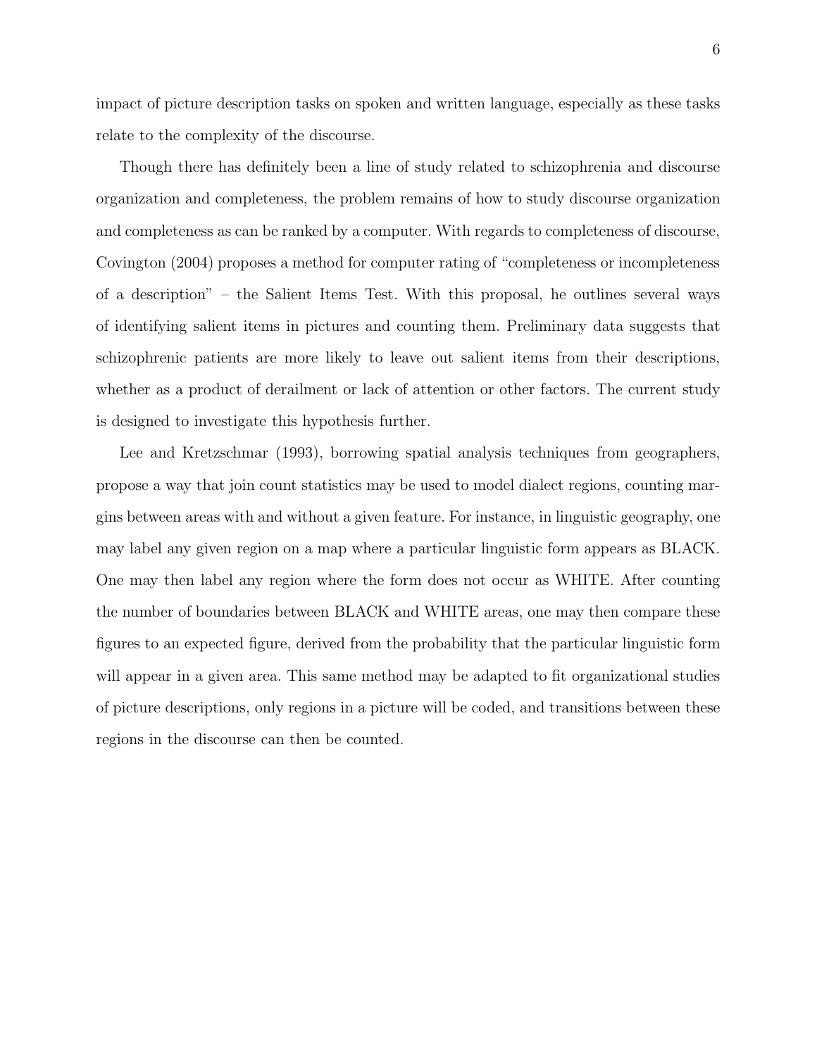impact of picture description tasks on spoken and written language, especially as these tasks relate to the complexity of the discourse.

Though there has definitely been a line of study related to schizophrenia and discourse organization and completeness, the problem remains of how to study discourse organization and completeness as can be ranked by a computer. With regards to completeness of discourse, Covington (2004) proposes a method for computer rating of "completeness or incompleteness of a description" – the Salient Items Test. With this proposal, he outlines several ways of identifying salient items in pictures and counting them. Preliminary data suggests that schizophrenic patients are more likely to leave out salient items from their descriptions, whether as a product of derailment or lack of attention or other factors. The current study is designed to investigate this hypothesis further.

Lee and Kretzschmar (1993), borrowing spatial analysis techniques from geographers, propose a way that join count statistics may be used to model dialect regions, counting margins between areas with and without a given feature. For instance, in linguistic geography, one may label any given region on a map where a particular linguistic form appears as BLACK. One may then label any region where the form does not occur as WHITE. After counting the number of boundaries between BLACK and WHITE areas, one may then compare these figures to an expected figure, derived from the probability that the particular linguistic form will appear in a given area. This same method may be adapted to fit organizational studies of picture descriptions, only regions in a picture will be coded, and transitions between these regions in the discourse can then be counted.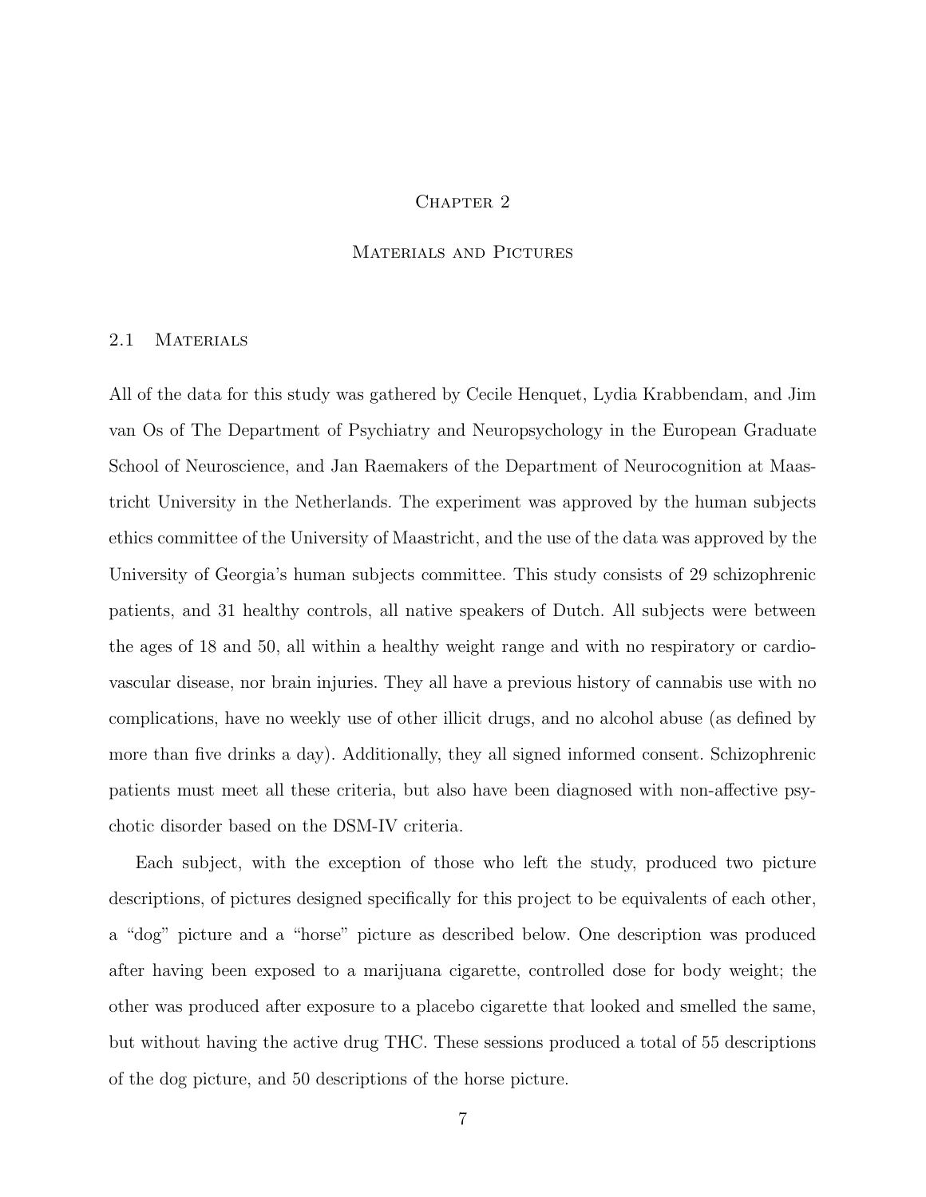# Chapter 2

# Materials and Pictures

## 2.1 Materials

All of the data for this study was gathered by Cecile Henquet, Lydia Krabbendam, and Jim van Os of The Department of Psychiatry and Neuropsychology in the European Graduate School of Neuroscience, and Jan Raemakers of the Department of Neurocognition at Maastricht University in the Netherlands. The experiment was approved by the human subjects ethics committee of the University of Maastricht, and the use of the data was approved by the University of Georgia's human subjects committee. This study consists of 29 schizophrenic patients, and 31 healthy controls, all native speakers of Dutch. All subjects were between the ages of 18 and 50, all within a healthy weight range and with no respiratory or cardiovascular disease, nor brain injuries. They all have a previous history of cannabis use with no complications, have no weekly use of other illicit drugs, and no alcohol abuse (as defined by more than five drinks a day). Additionally, they all signed informed consent. Schizophrenic patients must meet all these criteria, but also have been diagnosed with non-affective psychotic disorder based on the DSM-IV criteria.

Each subject, with the exception of those who left the study, produced two picture descriptions, of pictures designed specifically for this project to be equivalents of each other, a "dog" picture and a "horse" picture as described below. One description was produced after having been exposed to a marijuana cigarette, controlled dose for body weight; the other was produced after exposure to a placebo cigarette that looked and smelled the same, but without having the active drug THC. These sessions produced a total of 55 descriptions of the dog picture, and 50 descriptions of the horse picture.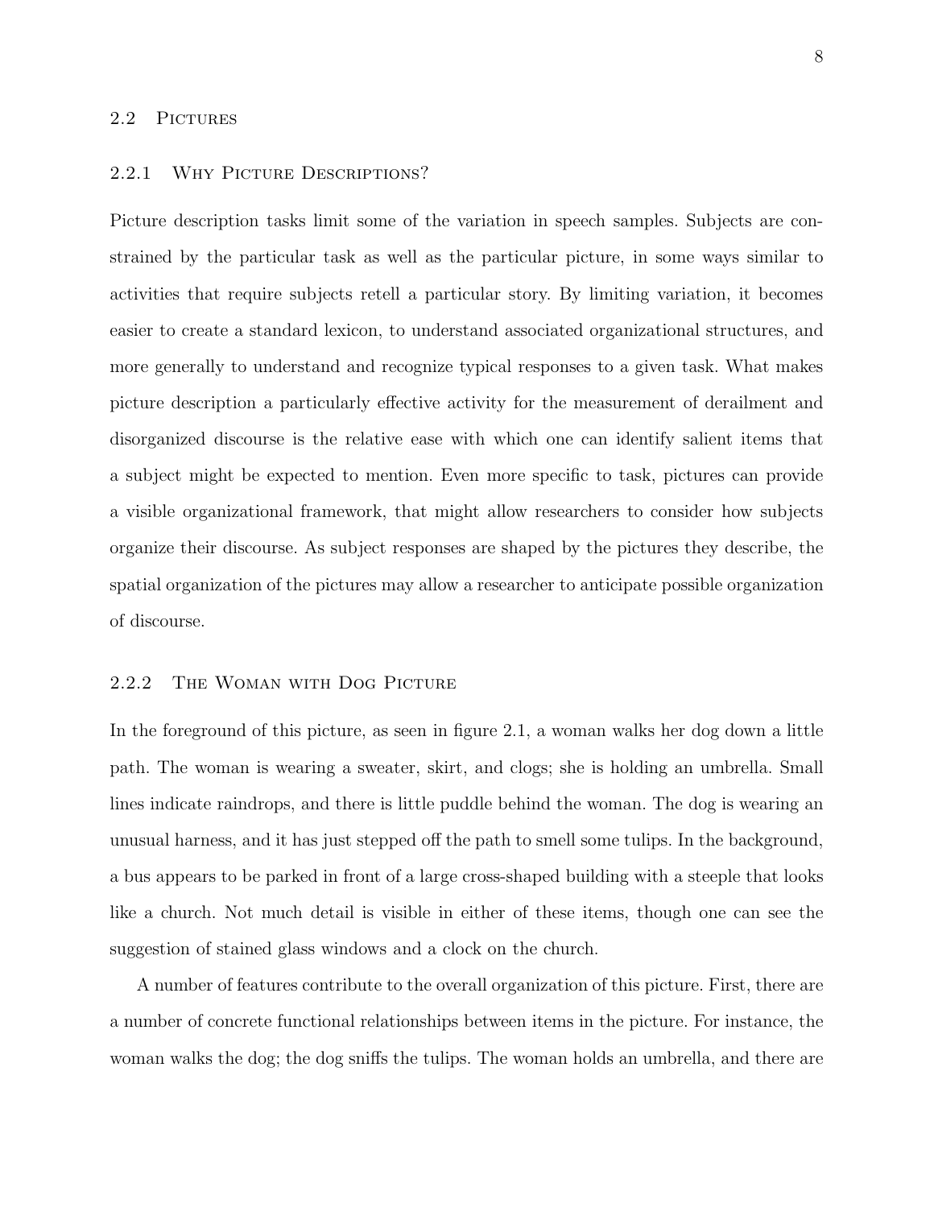## 2.2 Pictures

### 2.2.1 Why Picture Descriptions?

Picture description tasks limit some of the variation in speech samples. Subjects are constrained by the particular task as well as the particular picture, in some ways similar to activities that require subjects retell a particular story. By limiting variation, it becomes easier to create a standard lexicon, to understand associated organizational structures, and more generally to understand and recognize typical responses to a given task. What makes picture description a particularly effective activity for the measurement of derailment and disorganized discourse is the relative ease with which one can identify salient items that a subject might be expected to mention. Even more specific to task, pictures can provide a visible organizational framework, that might allow researchers to consider how subjects organize their discourse. As subject responses are shaped by the pictures they describe, the spatial organization of the pictures may allow a researcher to anticipate possible organization of discourse.

### 2.2.2 The Woman with Dog Picture

In the foreground of this picture, as seen in figure 2.1, a woman walks her dog down a little path. The woman is wearing a sweater, skirt, and clogs; she is holding an umbrella. Small lines indicate raindrops, and there is little puddle behind the woman. The dog is wearing an unusual harness, and it has just stepped off the path to smell some tulips. In the background, a bus appears to be parked in front of a large cross-shaped building with a steeple that looks like a church. Not much detail is visible in either of these items, though one can see the suggestion of stained glass windows and a clock on the church.

A number of features contribute to the overall organization of this picture. First, there are a number of concrete functional relationships between items in the picture. For instance, the woman walks the dog; the dog sniffs the tulips. The woman holds an umbrella, and there are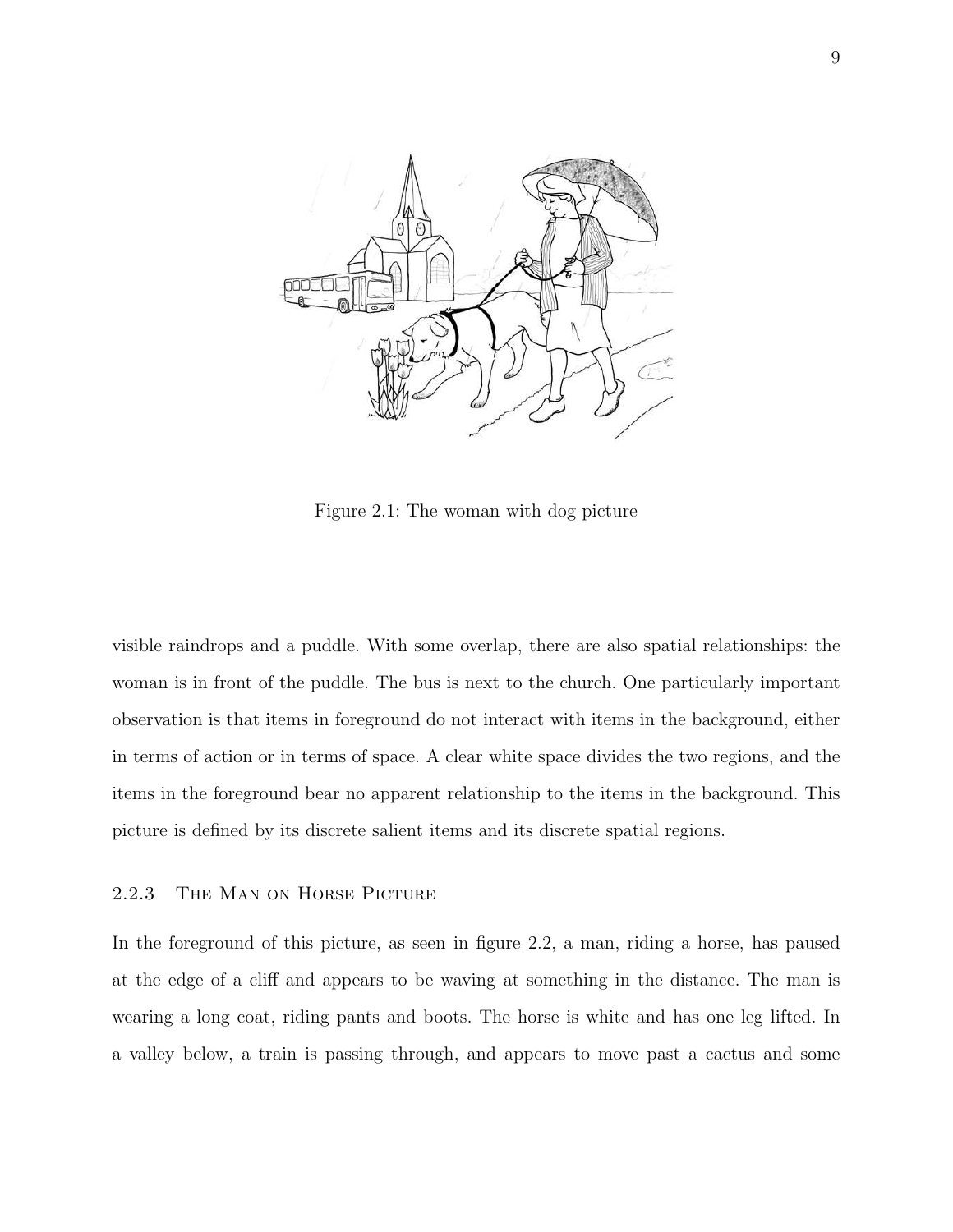Figure 2.1: The woman with dog picture

visible raindrops and a puddle. With some overlap, there are also spatial relationships: the woman is in front of the puddle. The bus is next to the church. One particularly important observation is that items in foreground do not interact with items in the background, either in terms of action or in terms of space. A clear white space divides the two regions, and the items in the foreground bear no apparent relationship to the items in the background. This picture is defined by its discrete salient items and its discrete spatial regions.

### 2.2.3 The Man on Horse Picture

In the foreground of this picture, as seen in figure 2.2, a man, riding a horse, has paused at the edge of a cliff and appears to be waving at something in the distance. The man is wearing a long coat, riding pants and boots. The horse is white and has one leg lifted. In a valley below, a train is passing through, and appears to move past a cactus and some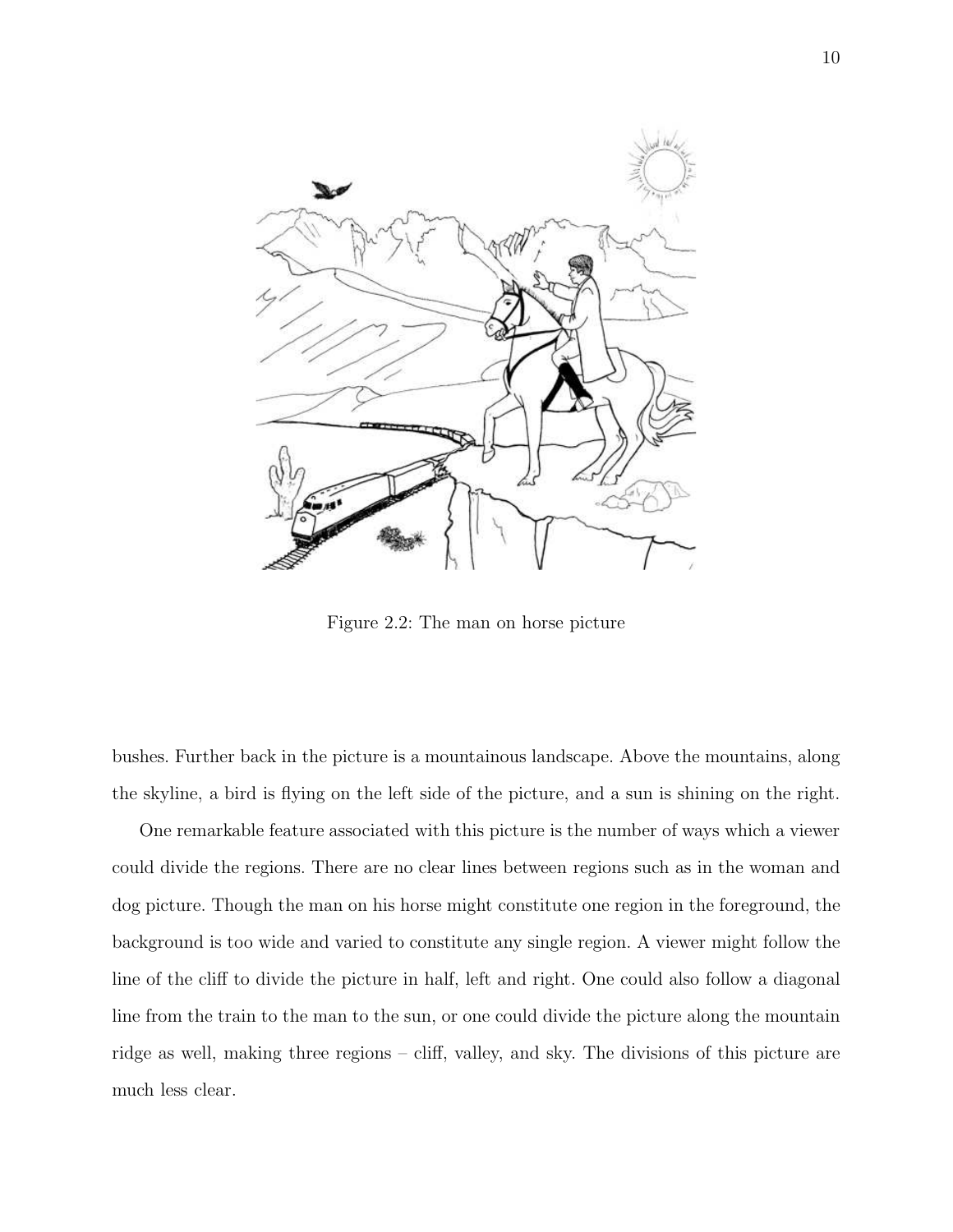Figure 2.2: The man on horse picture

bushes. Further back in the picture is a mountainous landscape. Above the mountains, along the skyline, a bird is flying on the left side of the picture, and a sun is shining on the right.

One remarkable feature associated with this picture is the number of ways which a viewer could divide the regions. There are no clear lines between regions such as in the woman and dog picture. Though the man on his horse might constitute one region in the foreground, the background is too wide and varied to constitute any single region. A viewer might follow the line of the cliff to divide the picture in half, left and right. One could also follow a diagonal line from the train to the man to the sun, or one could divide the picture along the mountain ridge as well, making three regions – cliff, valley, and sky. The divisions of this picture are much less clear.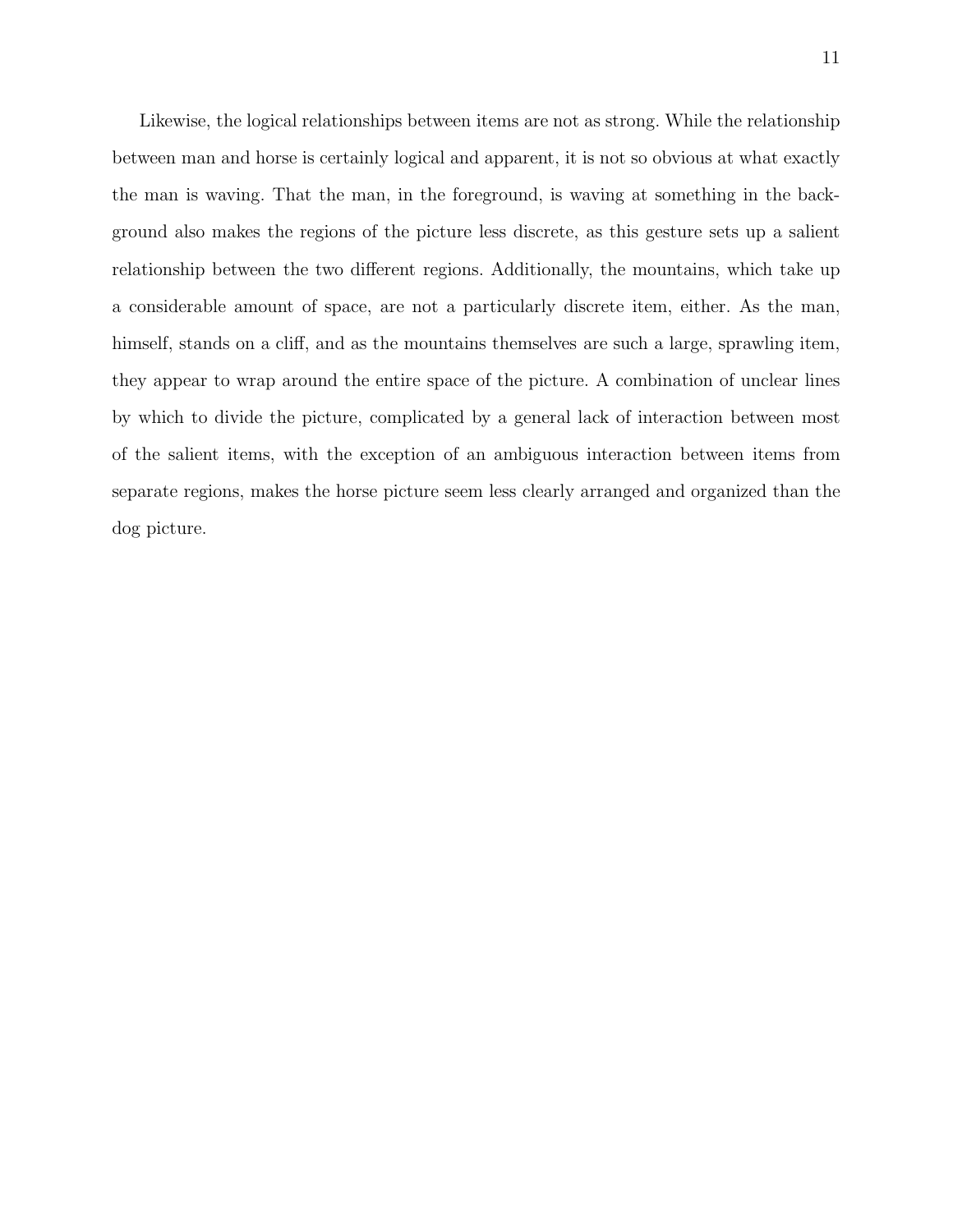Likewise, the logical relationships between items are not as strong. While the relationship between man and horse is certainly logical and apparent, it is not so obvious at what exactly the man is waving. That the man, in the foreground, is waving at something in the background also makes the regions of the picture less discrete, as this gesture sets up a salient relationship between the two different regions. Additionally, the mountains, which take up a considerable amount of space, are not a particularly discrete item, either. As the man, himself, stands on a cliff, and as the mountains themselves are such a large, sprawling item, they appear to wrap around the entire space of the picture. A combination of unclear lines by which to divide the picture, complicated by a general lack of interaction between most of the salient items, with the exception of an ambiguous interaction between items from separate regions, makes the horse picture seem less clearly arranged and organized than the dog picture.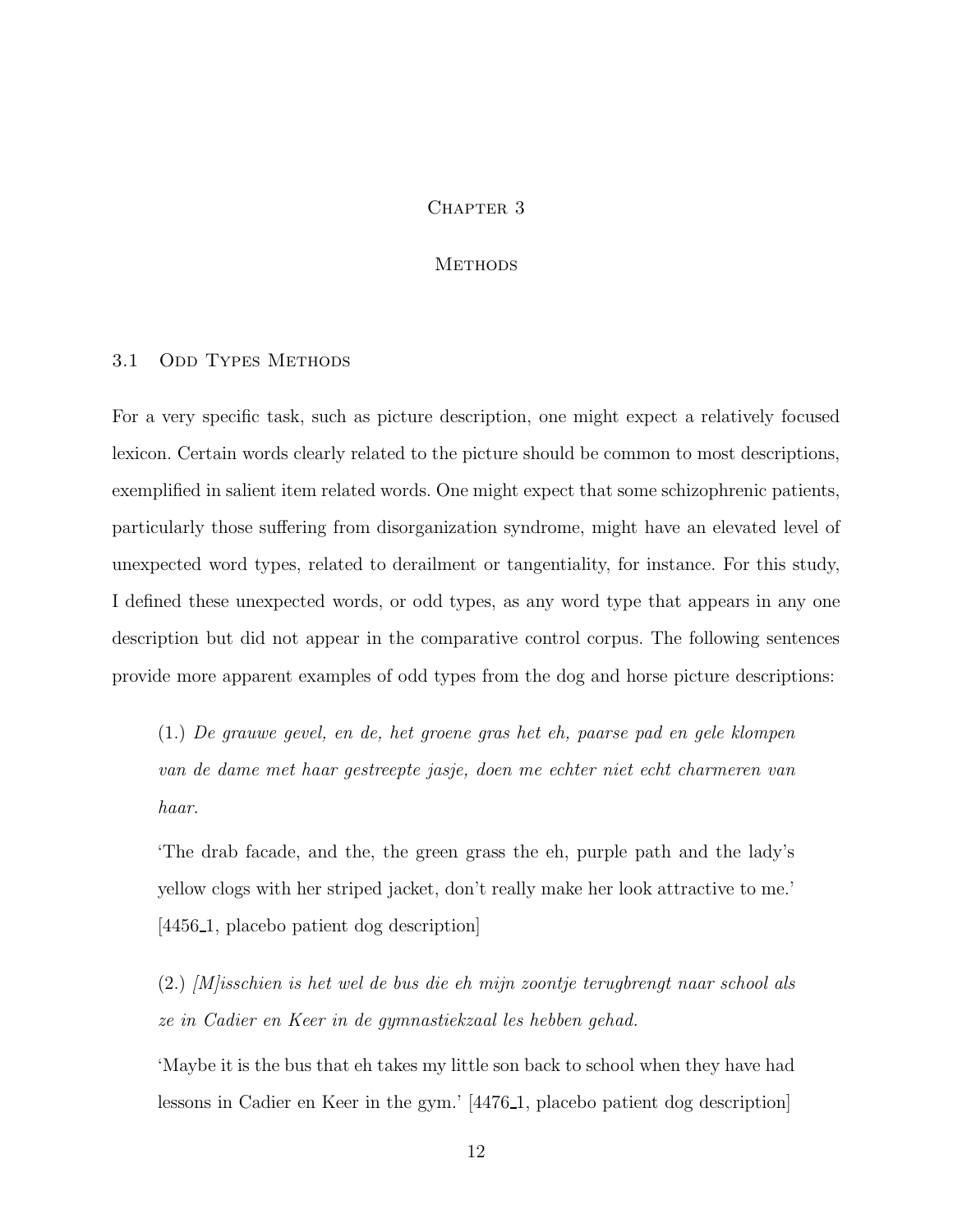# Chapter 3

# Methods

## 3.1 Odd Types Methods

For a very specific task, such as picture description, one might expect a relatively focused lexicon. Certain words clearly related to the picture should be common to most descriptions, exemplified in salient item related words. One might expect that some schizophrenic patients, particularly those suffering from disorganization syndrome, might have an elevated level of unexpected word types, related to derailment or tangentiality, for instance. For this study, I defined these unexpected words, or odd types, as any word type that appears in any one description but did not appear in the comparative control corpus. The following sentences provide more apparent examples of odd types from the dog and horse picture descriptions:

> (1.) *De grauwe gevel, en de, het groene gras het eh, paarse pad en gele klompen van de dame met haar gestreepte jasje, doen me echter niet echt charmeren van haar.*
>
> 'The drab facade, and the, the green grass the eh, purple path and the lady's yellow clogs with her striped jacket, don't really make her look attractive to me.' [4456_1, placebo patient dog description]

> (2.) *[M]isschien is het wel de bus die eh mijn zoontje terugbrengt naar school als ze in Cadier en Keer in de gymnastiekzaal les hebben gehad.*
>
> 'Maybe it is the bus that eh takes my little son back to school when they have had lessons in Cadier en Keer in the gym.' [4476_1, placebo patient dog description]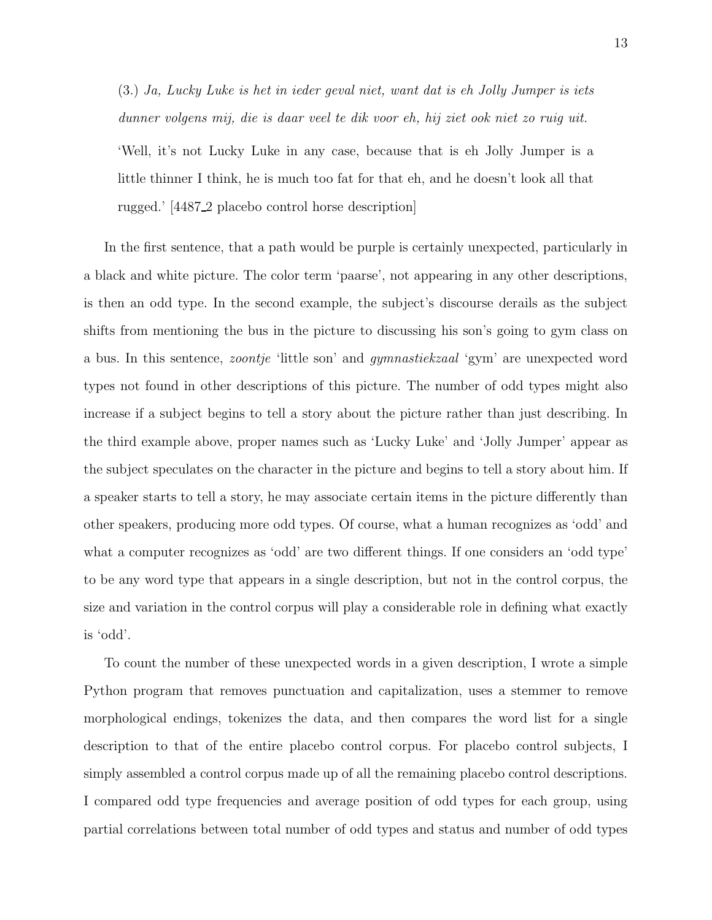(3.) *Ja, Lucky Luke is het in ieder geval niet, want dat is eh Jolly Jumper is iets dunner volgens mij, die is daar veel te dik voor eh, hij ziet ook niet zo ruig uit.*

'Well, it's not Lucky Luke in any case, because that is eh Jolly Jumper is a little thinner I think, he is much too fat for that eh, and he doesn't look all that rugged.' [4487_2 placebo control horse description]

In the first sentence, that a path would be purple is certainly unexpected, particularly in a black and white picture. The color term 'paarse', not appearing in any other descriptions, is then an odd type. In the second example, the subject's discourse derails as the subject shifts from mentioning the bus in the picture to discussing his son's going to gym class on a bus. In this sentence, *zoontje* 'little son' and *gymnastiekzaal* 'gym' are unexpected word types not found in other descriptions of this picture. The number of odd types might also increase if a subject begins to tell a story about the picture rather than just describing. In the third example above, proper names such as 'Lucky Luke' and 'Jolly Jumper' appear as the subject speculates on the character in the picture and begins to tell a story about him. If a speaker starts to tell a story, he may associate certain items in the picture differently than other speakers, producing more odd types. Of course, what a human recognizes as 'odd' and what a computer recognizes as 'odd' are two different things. If one considers an 'odd type' to be any word type that appears in a single description, but not in the control corpus, the size and variation in the control corpus will play a considerable role in defining what exactly is 'odd'.

To count the number of these unexpected words in a given description, I wrote a simple Python program that removes punctuation and capitalization, uses a stemmer to remove morphological endings, tokenizes the data, and then compares the word list for a single description to that of the entire placebo control corpus. For placebo control subjects, I simply assembled a control corpus made up of all the remaining placebo control descriptions. I compared odd type frequencies and average position of odd types for each group, using partial correlations between total number of odd types and status and number of odd types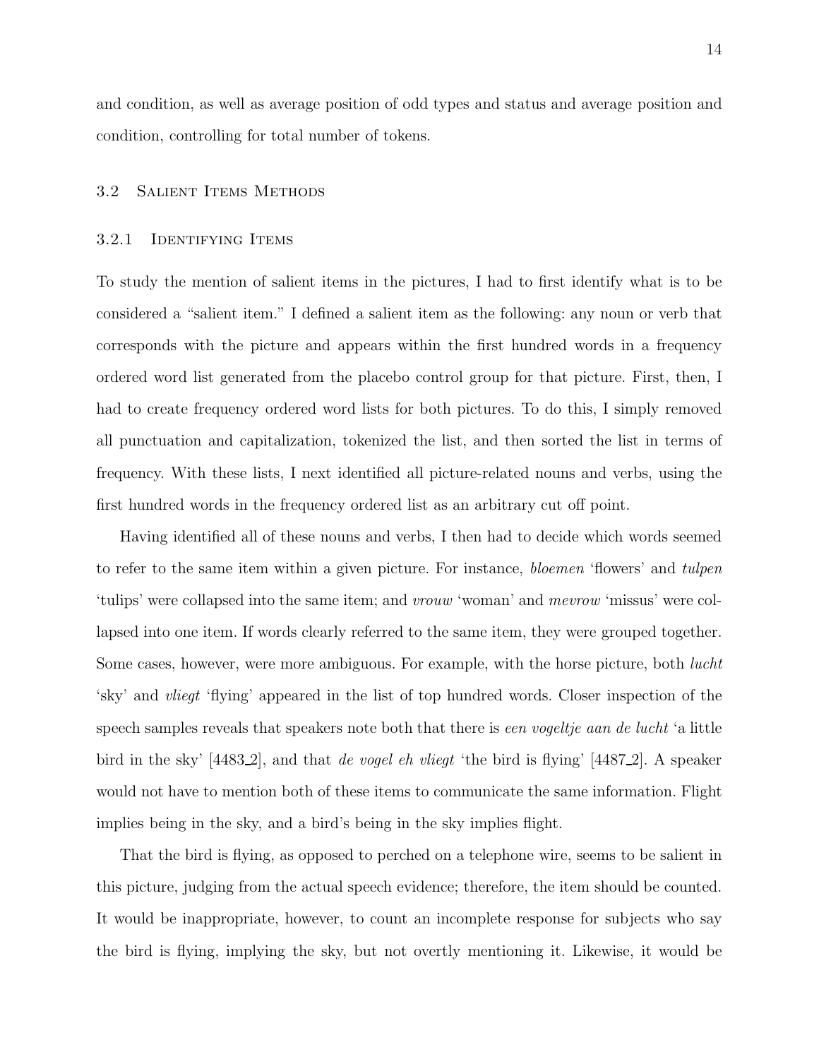and condition, as well as average position of odd types and status and average position and condition, controlling for total number of tokens.

## 3.2 Salient Items Methods

### 3.2.1 Identifying Items

To study the mention of salient items in the pictures, I had to first identify what is to be considered a "salient item." I defined a salient item as the following: any noun or verb that corresponds with the picture and appears within the first hundred words in a frequency ordered word list generated from the placebo control group for that picture. First, then, I had to create frequency ordered word lists for both pictures. To do this, I simply removed all punctuation and capitalization, tokenized the list, and then sorted the list in terms of frequency. With these lists, I next identified all picture-related nouns and verbs, using the first hundred words in the frequency ordered list as an arbitrary cut off point.

Having identified all of these nouns and verbs, I then had to decide which words seemed to refer to the same item within a given picture. For instance, *bloemen* 'flowers' and *tulpen* 'tulips' were collapsed into the same item; and *vrouw* 'woman' and *mevrow* 'missus' were collapsed into one item. If words clearly referred to the same item, they were grouped together. Some cases, however, were more ambiguous. For example, with the horse picture, both *lucht* 'sky' and *vliegt* 'flying' appeared in the list of top hundred words. Closer inspection of the speech samples reveals that speakers note both that there is *een vogeltje aan de lucht* 'a little bird in the sky' [4483_2], and that *de vogel eh vliegt* 'the bird is flying' [4487_2]. A speaker would not have to mention both of these items to communicate the same information. Flight implies being in the sky, and a bird's being in the sky implies flight.

That the bird is flying, as opposed to perched on a telephone wire, seems to be salient in this picture, judging from the actual speech evidence; therefore, the item should be counted. It would be inappropriate, however, to count an incomplete response for subjects who say the bird is flying, implying the sky, but not overtly mentioning it. Likewise, it would be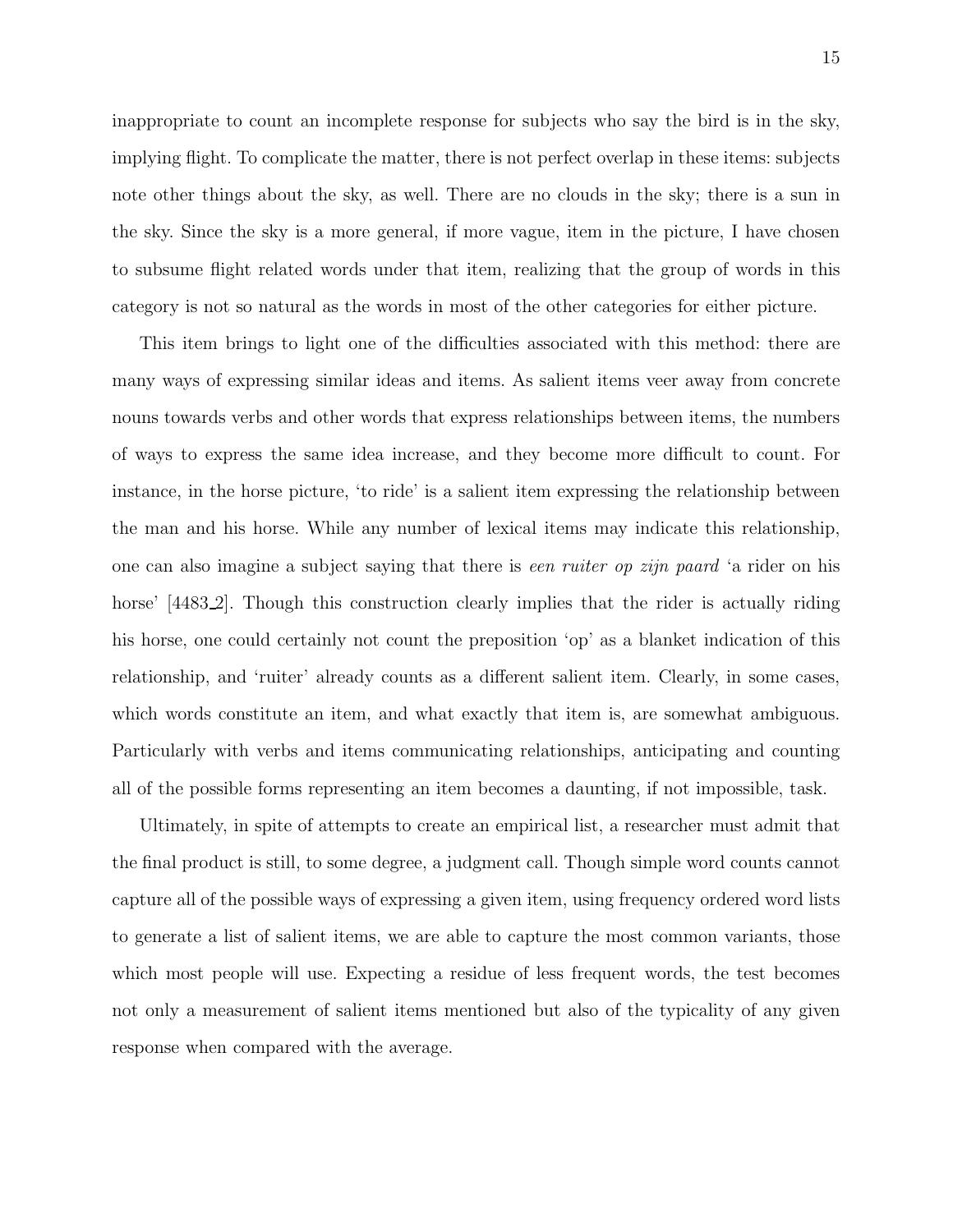inappropriate to count an incomplete response for subjects who say the bird is in the sky, implying flight. To complicate the matter, there is not perfect overlap in these items: subjects note other things about the sky, as well. There are no clouds in the sky; there is a sun in the sky. Since the sky is a more general, if more vague, item in the picture, I have chosen to subsume flight related words under that item, realizing that the group of words in this category is not so natural as the words in most of the other categories for either picture.

This item brings to light one of the difficulties associated with this method: there are many ways of expressing similar ideas and items. As salient items veer away from concrete nouns towards verbs and other words that express relationships between items, the numbers of ways to express the same idea increase, and they become more difficult to count. For instance, in the horse picture, 'to ride' is a salient item expressing the relationship between the man and his horse. While any number of lexical items may indicate this relationship, one can also imagine a subject saying that there is *een ruiter op zijn paard* 'a rider on his horse' [4483_2]. Though this construction clearly implies that the rider is actually riding his horse, one could certainly not count the preposition 'op' as a blanket indication of this relationship, and 'ruiter' already counts as a different salient item. Clearly, in some cases, which words constitute an item, and what exactly that item is, are somewhat ambiguous. Particularly with verbs and items communicating relationships, anticipating and counting all of the possible forms representing an item becomes a daunting, if not impossible, task.

Ultimately, in spite of attempts to create an empirical list, a researcher must admit that the final product is still, to some degree, a judgment call. Though simple word counts cannot capture all of the possible ways of expressing a given item, using frequency ordered word lists to generate a list of salient items, we are able to capture the most common variants, those which most people will use. Expecting a residue of less frequent words, the test becomes not only a measurement of salient items mentioned but also of the typicality of any given response when compared with the average.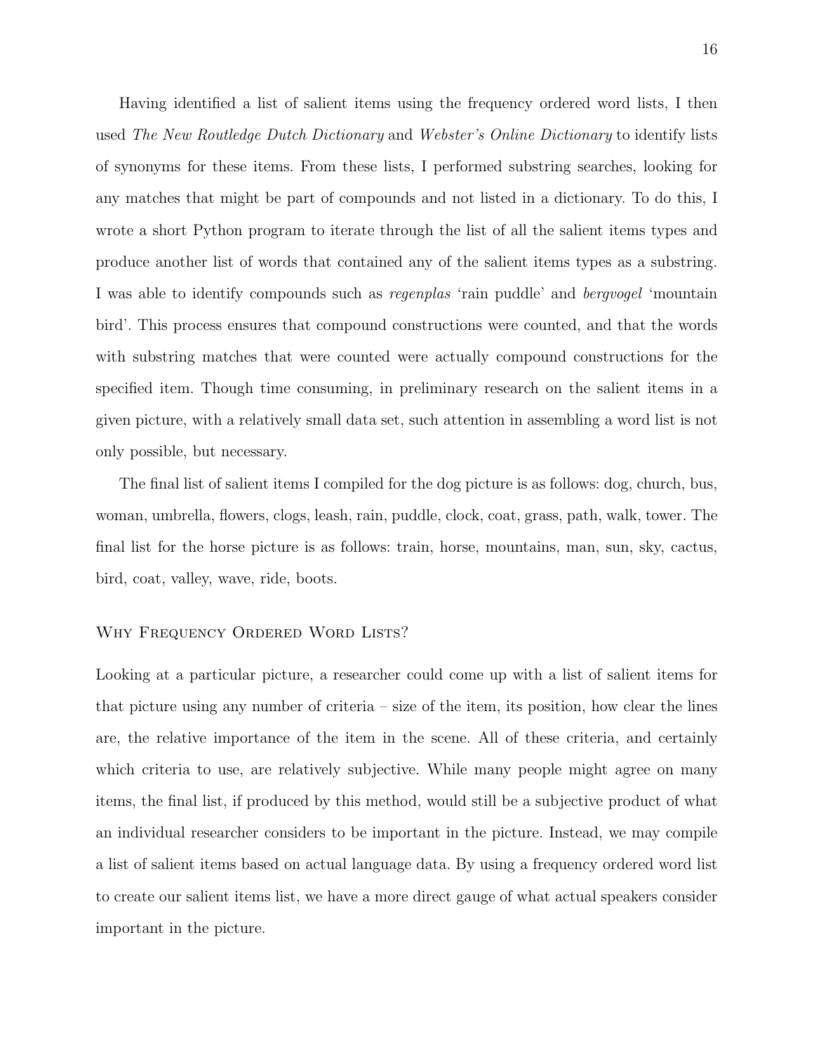Having identified a list of salient items using the frequency ordered word lists, I then used *The New Routledge Dutch Dictionary* and *Webster's Online Dictionary* to identify lists of synonyms for these items. From these lists, I performed substring searches, looking for any matches that might be part of compounds and not listed in a dictionary. To do this, I wrote a short Python program to iterate through the list of all the salient items types and produce another list of words that contained any of the salient items types as a substring. I was able to identify compounds such as *regenplas* 'rain puddle' and *bergvogel* 'mountain bird'. This process ensures that compound constructions were counted, and that the words with substring matches that were counted were actually compound constructions for the specified item. Though time consuming, in preliminary research on the salient items in a given picture, with a relatively small data set, such attention in assembling a word list is not only possible, but necessary.

The final list of salient items I compiled for the dog picture is as follows: dog, church, bus, woman, umbrella, flowers, clogs, leash, rain, puddle, clock, coat, grass, path, walk, tower. The final list for the horse picture is as follows: train, horse, mountains, man, sun, sky, cactus, bird, coat, valley, wave, ride, boots.

### Why Frequency Ordered Word Lists?

Looking at a particular picture, a researcher could come up with a list of salient items for that picture using any number of criteria – size of the item, its position, how clear the lines are, the relative importance of the item in the scene. All of these criteria, and certainly which criteria to use, are relatively subjective. While many people might agree on many items, the final list, if produced by this method, would still be a subjective product of what an individual researcher considers to be important in the picture. Instead, we may compile a list of salient items based on actual language data. By using a frequency ordered word list to create our salient items list, we have a more direct gauge of what actual speakers consider important in the picture.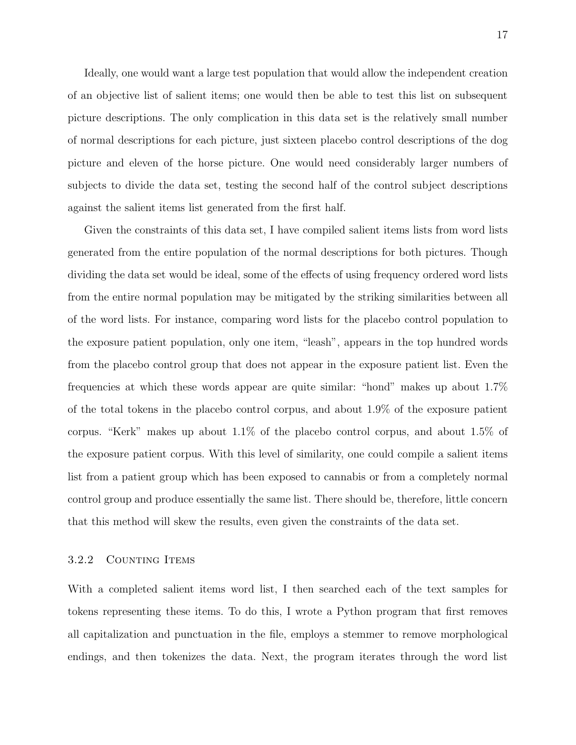Ideally, one would want a large test population that would allow the independent creation of an objective list of salient items; one would then be able to test this list on subsequent picture descriptions. The only complication in this data set is the relatively small number of normal descriptions for each picture, just sixteen placebo control descriptions of the dog picture and eleven of the horse picture. One would need considerably larger numbers of subjects to divide the data set, testing the second half of the control subject descriptions against the salient items list generated from the first half.

Given the constraints of this data set, I have compiled salient items lists from word lists generated from the entire population of the normal descriptions for both pictures. Though dividing the data set would be ideal, some of the effects of using frequency ordered word lists from the entire normal population may be mitigated by the striking similarities between all of the word lists. For instance, comparing word lists for the placebo control population to the exposure patient population, only one item, "leash", appears in the top hundred words from the placebo control group that does not appear in the exposure patient list. Even the frequencies at which these words appear are quite similar: "hond" makes up about 1.7% of the total tokens in the placebo control corpus, and about 1.9% of the exposure patient corpus. "Kerk" makes up about 1.1% of the placebo control corpus, and about 1.5% of the exposure patient corpus. With this level of similarity, one could compile a salient items list from a patient group which has been exposed to cannabis or from a completely normal control group and produce essentially the same list. There should be, therefore, little concern that this method will skew the results, even given the constraints of the data set.

### 3.2.2 Counting Items

With a completed salient items word list, I then searched each of the text samples for tokens representing these items. To do this, I wrote a Python program that first removes all capitalization and punctuation in the file, employs a stemmer to remove morphological endings, and then tokenizes the data. Next, the program iterates through the word list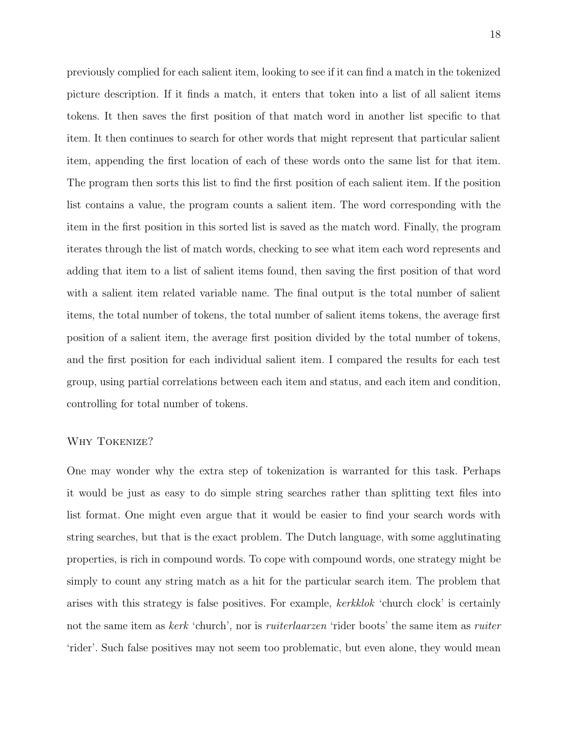previously complied for each salient item, looking to see if it can find a match in the tokenized picture description. If it finds a match, it enters that token into a list of all salient items tokens. It then saves the first position of that match word in another list specific to that item. It then continues to search for other words that might represent that particular salient item, appending the first location of each of these words onto the same list for that item. The program then sorts this list to find the first position of each salient item. If the position list contains a value, the program counts a salient item. The word corresponding with the item in the first position in this sorted list is saved as the match word. Finally, the program iterates through the list of match words, checking to see what item each word represents and adding that item to a list of salient items found, then saving the first position of that word with a salient item related variable name. The final output is the total number of salient items, the total number of tokens, the total number of salient items tokens, the average first position of a salient item, the average first position divided by the total number of tokens, and the first position for each individual salient item. I compared the results for each test group, using partial correlations between each item and status, and each item and condition, controlling for total number of tokens.

### Why Tokenize?

One may wonder why the extra step of tokenization is warranted for this task. Perhaps it would be just as easy to do simple string searches rather than splitting text files into list format. One might even argue that it would be easier to find your search words with string searches, but that is the exact problem. The Dutch language, with some agglutinating properties, is rich in compound words. To cope with compound words, one strategy might be simply to count any string match as a hit for the particular search item. The problem that arises with this strategy is false positives. For example, *kerkklok* 'church clock' is certainly not the same item as *kerk* 'church', nor is *ruiterlaarzen* 'rider boots' the same item as *ruiter* 'rider'. Such false positives may not seem too problematic, but even alone, they would mean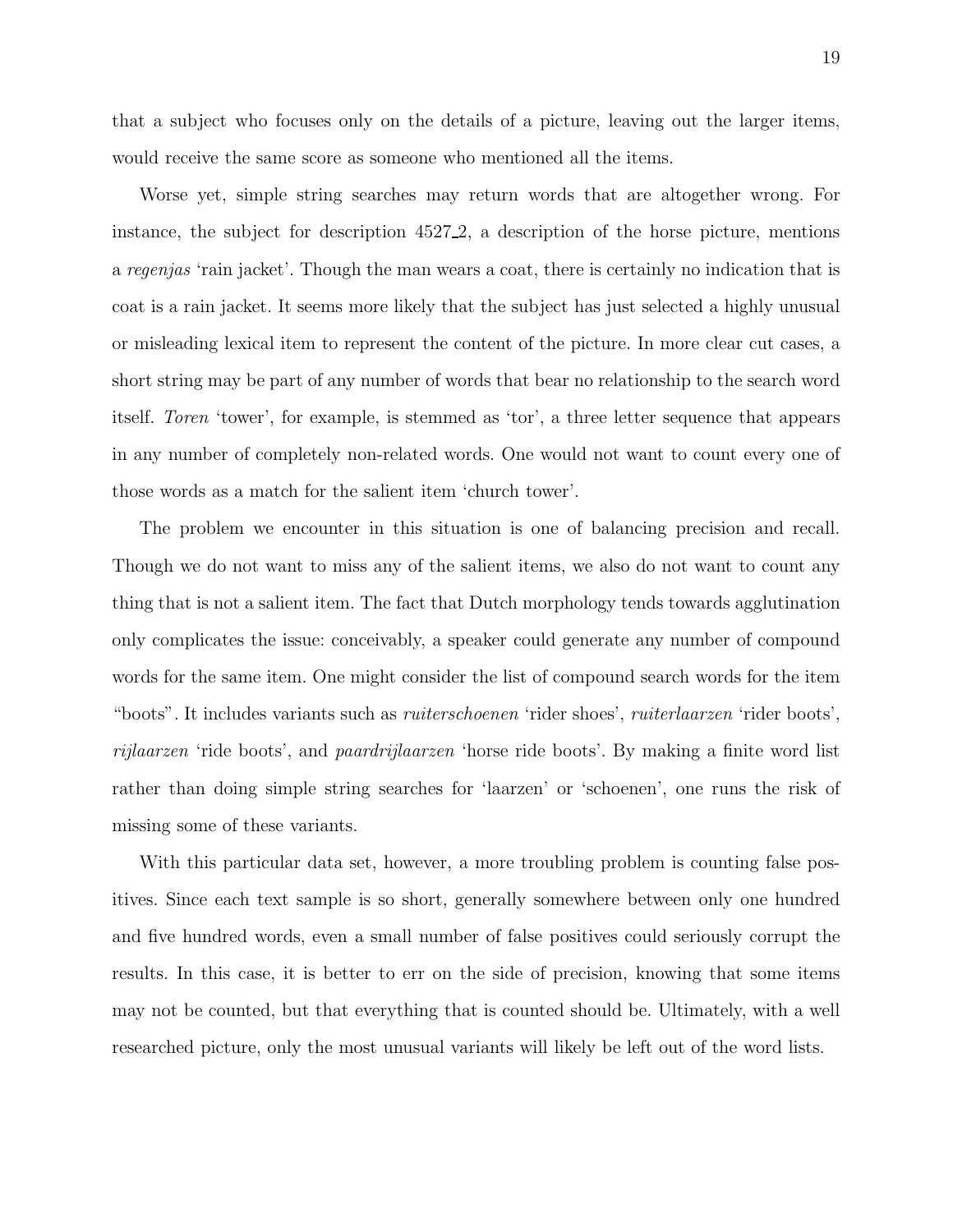that a subject who focuses only on the details of a picture, leaving out the larger items, would receive the same score as someone who mentioned all the items.

Worse yet, simple string searches may return words that are altogether wrong. For instance, the subject for description 4527_2, a description of the horse picture, mentions a *regenjas* 'rain jacket'. Though the man wears a coat, there is certainly no indication that is coat is a rain jacket. It seems more likely that the subject has just selected a highly unusual or misleading lexical item to represent the content of the picture. In more clear cut cases, a short string may be part of any number of words that bear no relationship to the search word itself. *Toren* 'tower', for example, is stemmed as 'tor', a three letter sequence that appears in any number of completely non-related words. One would not want to count every one of those words as a match for the salient item 'church tower'.

The problem we encounter in this situation is one of balancing precision and recall. Though we do not want to miss any of the salient items, we also do not want to count any thing that is not a salient item. The fact that Dutch morphology tends towards agglutination only complicates the issue: conceivably, a speaker could generate any number of compound words for the same item. One might consider the list of compound search words for the item "boots". It includes variants such as *ruiterschoenen* 'rider shoes', *ruiterlaarzen* 'rider boots', *rijlaarzen* 'ride boots', and *paardrijlaarzen* 'horse ride boots'. By making a finite word list rather than doing simple string searches for 'laarzen' or 'schoenen', one runs the risk of missing some of these variants.

With this particular data set, however, a more troubling problem is counting false positives. Since each text sample is so short, generally somewhere between only one hundred and five hundred words, even a small number of false positives could seriously corrupt the results. In this case, it is better to err on the side of precision, knowing that some items may not be counted, but that everything that is counted should be. Ultimately, with a well researched picture, only the most unusual variants will likely be left out of the word lists.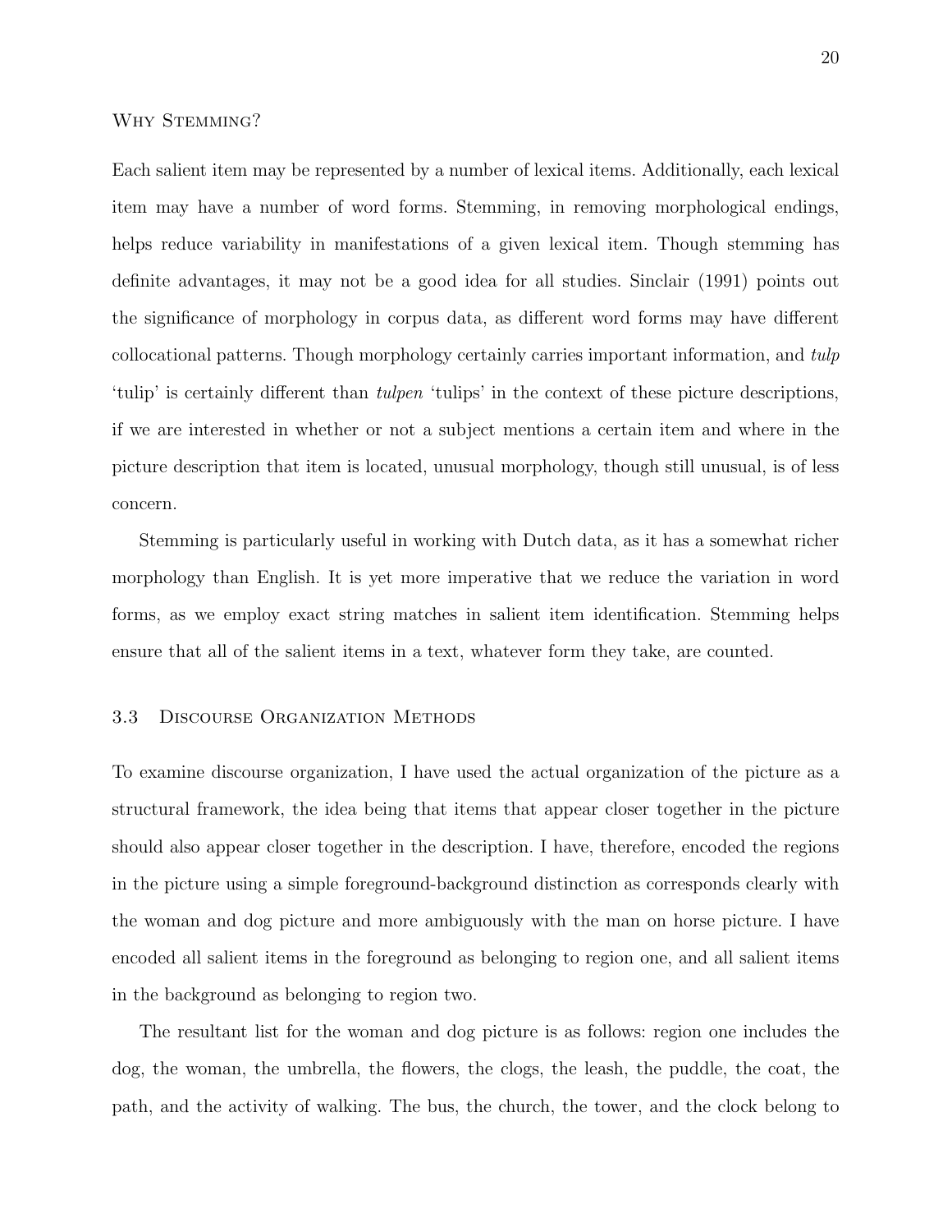#### Why Stemming?

Each salient item may be represented by a number of lexical items. Additionally, each lexical item may have a number of word forms. Stemming, in removing morphological endings, helps reduce variability in manifestations of a given lexical item. Though stemming has definite advantages, it may not be a good idea for all studies. Sinclair (1991) points out the significance of morphology in corpus data, as different word forms may have different collocational patterns. Though morphology certainly carries important information, and *tulp* 'tulip' is certainly different than *tulpen* 'tulips' in the context of these picture descriptions, if we are interested in whether or not a subject mentions a certain item and where in the picture description that item is located, unusual morphology, though still unusual, is of less concern.

Stemming is particularly useful in working with Dutch data, as it has a somewhat richer morphology than English. It is yet more imperative that we reduce the variation in word forms, as we employ exact string matches in salient item identification. Stemming helps ensure that all of the salient items in a text, whatever form they take, are counted.

### 3.3 Discourse Organization Methods

To examine discourse organization, I have used the actual organization of the picture as a structural framework, the idea being that items that appear closer together in the picture should also appear closer together in the description. I have, therefore, encoded the regions in the picture using a simple foreground-background distinction as corresponds clearly with the woman and dog picture and more ambiguously with the man on horse picture. I have encoded all salient items in the foreground as belonging to region one, and all salient items in the background as belonging to region two.

The resultant list for the woman and dog picture is as follows: region one includes the dog, the woman, the umbrella, the flowers, the clogs, the leash, the puddle, the coat, the path, and the activity of walking. The bus, the church, the tower, and the clock belong to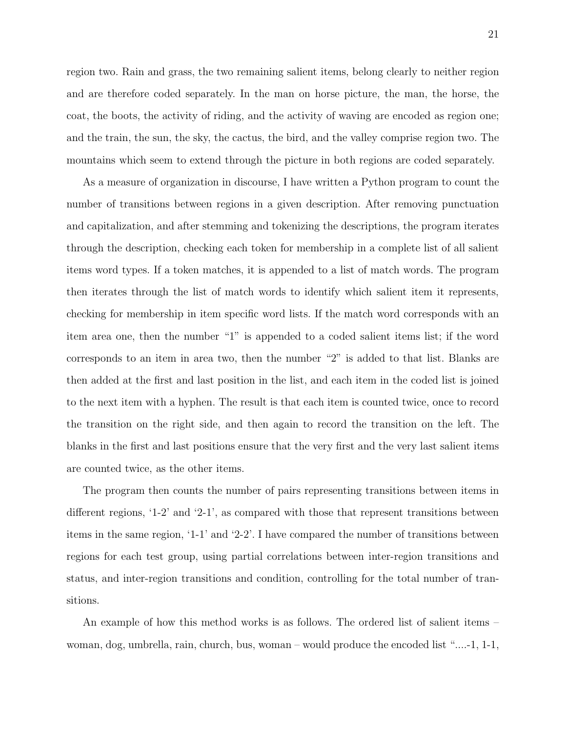region two. Rain and grass, the two remaining salient items, belong clearly to neither region and are therefore coded separately. In the man on horse picture, the man, the horse, the coat, the boots, the activity of riding, and the activity of waving are encoded as region one; and the train, the sun, the sky, the cactus, the bird, and the valley comprise region two. The mountains which seem to extend through the picture in both regions are coded separately.

As a measure of organization in discourse, I have written a Python program to count the number of transitions between regions in a given description. After removing punctuation and capitalization, and after stemming and tokenizing the descriptions, the program iterates through the description, checking each token for membership in a complete list of all salient items word types. If a token matches, it is appended to a list of match words. The program then iterates through the list of match words to identify which salient item it represents, checking for membership in item specific word lists. If the match word corresponds with an item area one, then the number "1" is appended to a coded salient items list; if the word corresponds to an item in area two, then the number "2" is added to that list. Blanks are then added at the first and last position in the list, and each item in the coded list is joined to the next item with a hyphen. The result is that each item is counted twice, once to record the transition on the right side, and then again to record the transition on the left. The blanks in the first and last positions ensure that the very first and the very last salient items are counted twice, as the other items.

The program then counts the number of pairs representing transitions between items in different regions, '1-2' and '2-1', as compared with those that represent transitions between items in the same region, '1-1' and '2-2'. I have compared the number of transitions between regions for each test group, using partial correlations between inter-region transitions and status, and inter-region transitions and condition, controlling for the total number of transitions.

An example of how this method works is as follows. The ordered list of salient items – woman, dog, umbrella, rain, church, bus, woman – would produce the encoded list "....-1, 1-1,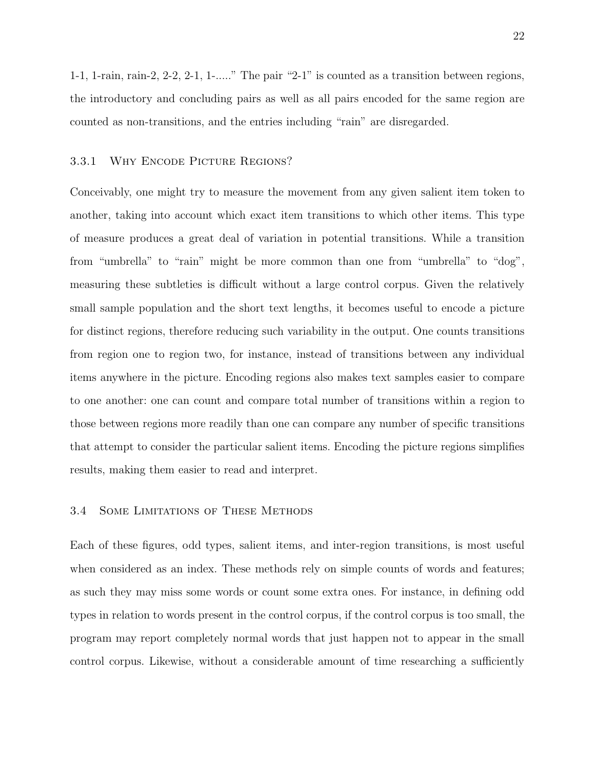1-1, 1-rain, rain-2, 2-2, 2-1, 1-....." The pair "2-1" is counted as a transition between regions, the introductory and concluding pairs as well as all pairs encoded for the same region are counted as non-transitions, and the entries including "rain" are disregarded.

### 3.3.1 Why Encode Picture Regions?

Conceivably, one might try to measure the movement from any given salient item token to another, taking into account which exact item transitions to which other items. This type of measure produces a great deal of variation in potential transitions. While a transition from "umbrella" to "rain" might be more common than one from "umbrella" to "dog", measuring these subtleties is difficult without a large control corpus. Given the relatively small sample population and the short text lengths, it becomes useful to encode a picture for distinct regions, therefore reducing such variability in the output. One counts transitions from region one to region two, for instance, instead of transitions between any individual items anywhere in the picture. Encoding regions also makes text samples easier to compare to one another: one can count and compare total number of transitions within a region to those between regions more readily than one can compare any number of specific transitions that attempt to consider the particular salient items. Encoding the picture regions simplifies results, making them easier to read and interpret.

## 3.4 Some Limitations of These Methods

Each of these figures, odd types, salient items, and inter-region transitions, is most useful when considered as an index. These methods rely on simple counts of words and features; as such they may miss some words or count some extra ones. For instance, in defining odd types in relation to words present in the control corpus, if the control corpus is too small, the program may report completely normal words that just happen not to appear in the small control corpus. Likewise, without a considerable amount of time researching a sufficiently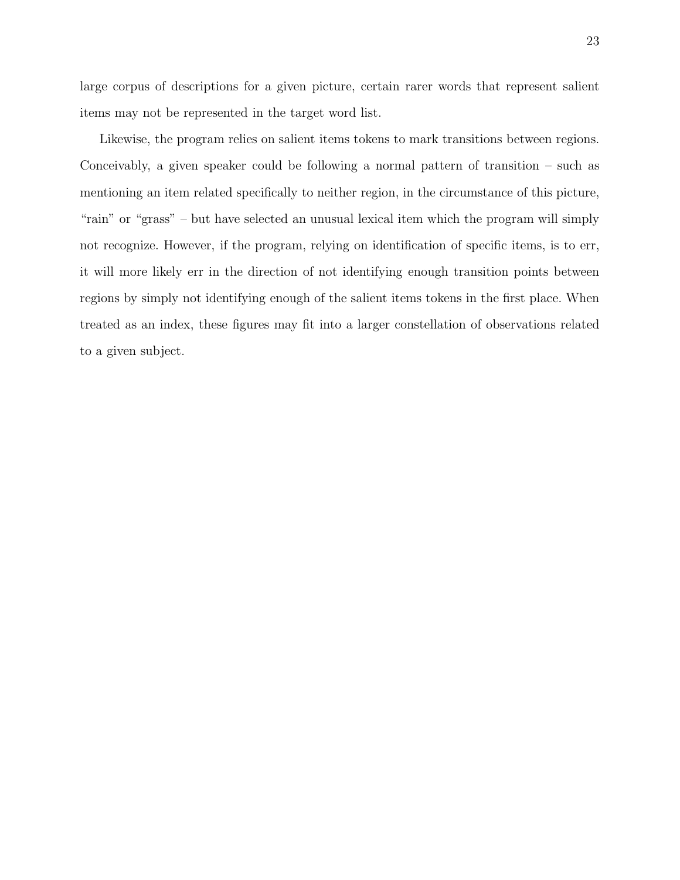large corpus of descriptions for a given picture, certain rarer words that represent salient items may not be represented in the target word list.

Likewise, the program relies on salient items tokens to mark transitions between regions. Conceivably, a given speaker could be following a normal pattern of transition – such as mentioning an item related specifically to neither region, in the circumstance of this picture, "rain" or "grass" – but have selected an unusual lexical item which the program will simply not recognize. However, if the program, relying on identification of specific items, is to err, it will more likely err in the direction of not identifying enough transition points between regions by simply not identifying enough of the salient items tokens in the first place. When treated as an index, these figures may fit into a larger constellation of observations related to a given subject.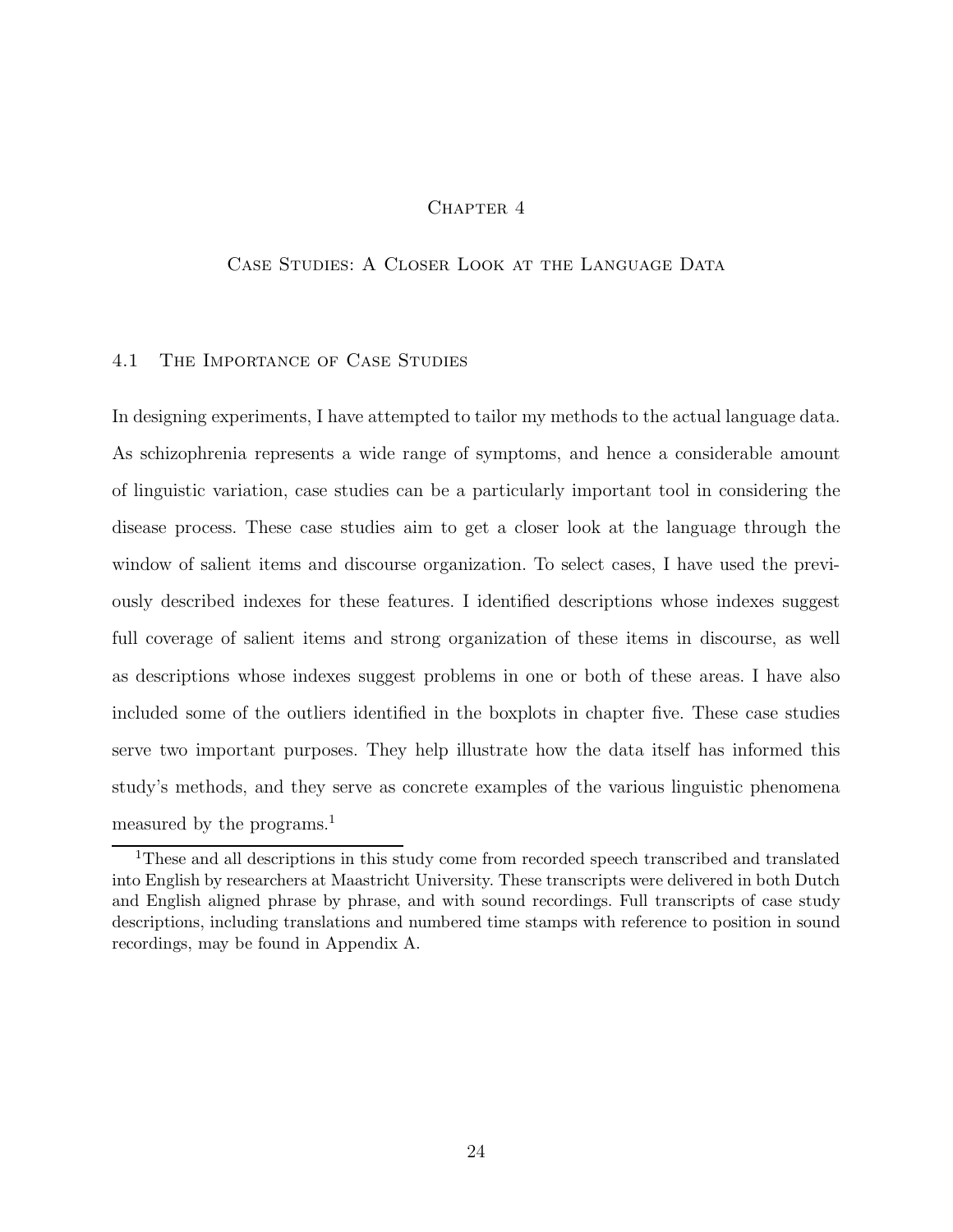# Chapter 4

## Case Studies: A Closer Look at the Language Data

### 4.1 The Importance of Case Studies

In designing experiments, I have attempted to tailor my methods to the actual language data. As schizophrenia represents a wide range of symptoms, and hence a considerable amount of linguistic variation, case studies can be a particularly important tool in considering the disease process. These case studies aim to get a closer look at the language through the window of salient items and discourse organization. To select cases, I have used the previously described indexes for these features. I identified descriptions whose indexes suggest full coverage of salient items and strong organization of these items in discourse, as well as descriptions whose indexes suggest problems in one or both of these areas. I have also included some of the outliers identified in the boxplots in chapter five. These case studies serve two important purposes. They help illustrate how the data itself has informed this study's methods, and they serve as concrete examples of the various linguistic phenomena measured by the programs.[1]

[1] These and all descriptions in this study come from recorded speech transcribed and translated into English by researchers at Maastricht University. These transcripts were delivered in both Dutch and English aligned phrase by phrase, and with sound recordings. Full transcripts of case study descriptions, including translations and numbered time stamps with reference to position in sound recordings, may be found in Appendix A.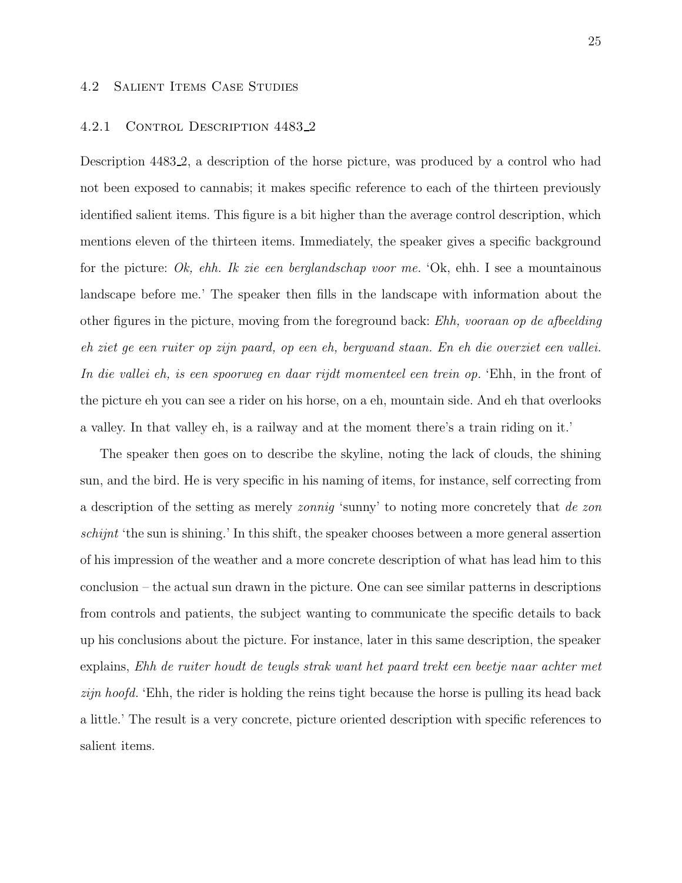### 4.2 Salient Items Case Studies

#### 4.2.1 Control Description 4483_2

Description 4483_2, a description of the horse picture, was produced by a control who had not been exposed to cannabis; it makes specific reference to each of the thirteen previously identified salient items. This figure is a bit higher than the average control description, which mentions eleven of the thirteen items. Immediately, the speaker gives a specific background for the picture: *Ok, ehh. Ik zie een berglandschap voor me.* 'Ok, ehh. I see a mountainous landscape before me.' The speaker then fills in the landscape with information about the other figures in the picture, moving from the foreground back: *Ehh, vooraan op de afbeelding eh ziet ge een ruiter op zijn paard, op een eh, bergwand staan. En eh die overziet een vallei. In die vallei eh, is een spoorweg en daar rijdt momenteel een trein op.* 'Ehh, in the front of the picture eh you can see a rider on his horse, on a eh, mountain side. And eh that overlooks a valley. In that valley eh, is a railway and at the moment there's a train riding on it.'

The speaker then goes on to describe the skyline, noting the lack of clouds, the shining sun, and the bird. He is very specific in his naming of items, for instance, self correcting from a description of the setting as merely *zonnig* 'sunny' to noting more concretely that *de zon schijnt* 'the sun is shining.' In this shift, the speaker chooses between a more general assertion of his impression of the weather and a more concrete description of what has lead him to this conclusion – the actual sun drawn in the picture. One can see similar patterns in descriptions from controls and patients, the subject wanting to communicate the specific details to back up his conclusions about the picture. For instance, later in this same description, the speaker explains, *Ehh de ruiter houdt de teugls strak want het paard trekt een beetje naar achter met zijn hoofd.* 'Ehh, the rider is holding the reins tight because the horse is pulling its head back a little.' The result is a very concrete, picture oriented description with specific references to salient items.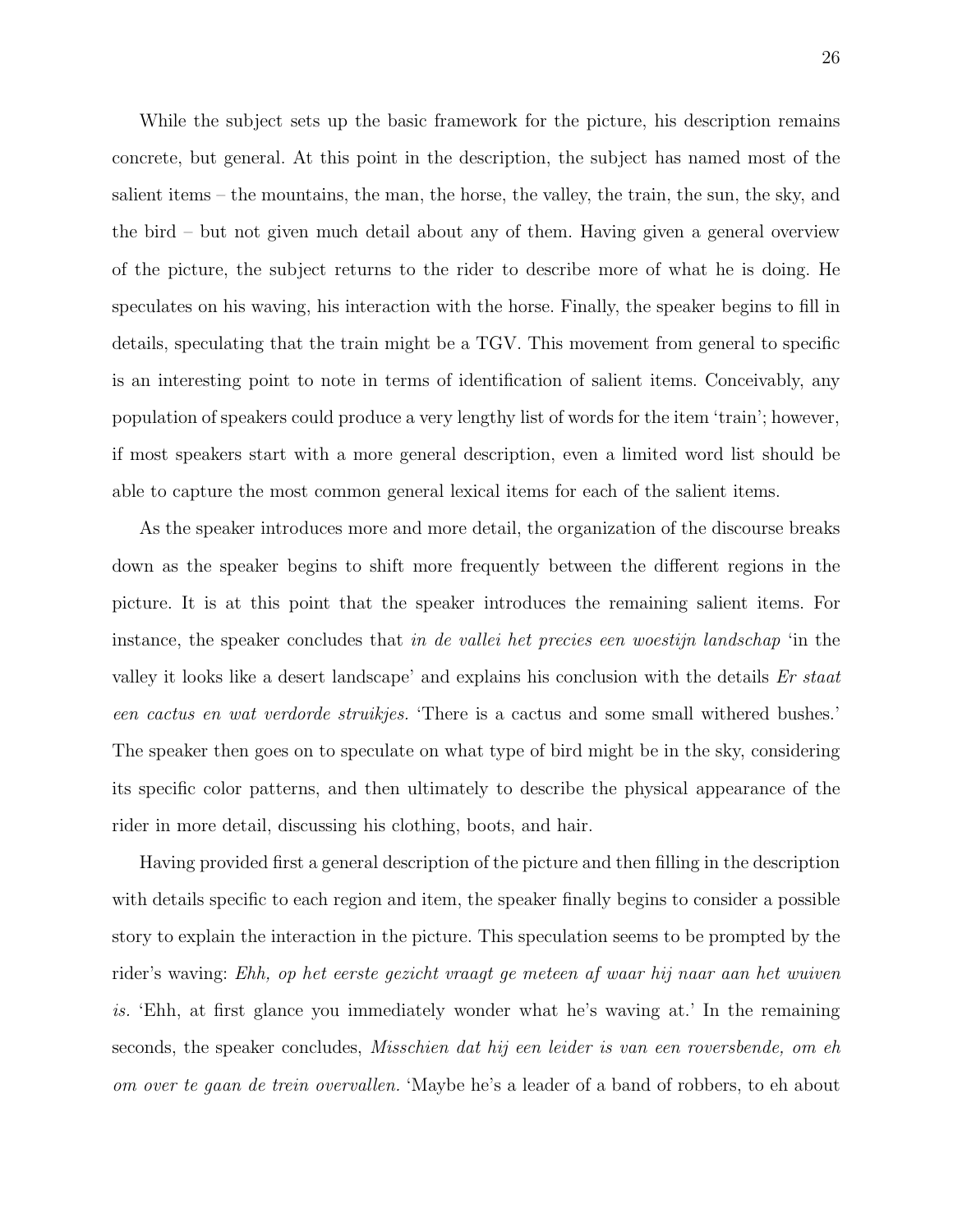While the subject sets up the basic framework for the picture, his description remains concrete, but general. At this point in the description, the subject has named most of the salient items – the mountains, the man, the horse, the valley, the train, the sun, the sky, and the bird – but not given much detail about any of them. Having given a general overview of the picture, the subject returns to the rider to describe more of what he is doing. He speculates on his waving, his interaction with the horse. Finally, the speaker begins to fill in details, speculating that the train might be a TGV. This movement from general to specific is an interesting point to note in terms of identification of salient items. Conceivably, any population of speakers could produce a very lengthy list of words for the item 'train'; however, if most speakers start with a more general description, even a limited word list should be able to capture the most common general lexical items for each of the salient items.

As the speaker introduces more and more detail, the organization of the discourse breaks down as the speaker begins to shift more frequently between the different regions in the picture. It is at this point that the speaker introduces the remaining salient items. For instance, the speaker concludes that *in de vallei het precies een woestijn landschap* 'in the valley it looks like a desert landscape' and explains his conclusion with the details *Er staat een cactus en wat verdorde struikjes.* 'There is a cactus and some small withered bushes.' The speaker then goes on to speculate on what type of bird might be in the sky, considering its specific color patterns, and then ultimately to describe the physical appearance of the rider in more detail, discussing his clothing, boots, and hair.

Having provided first a general description of the picture and then filling in the description with details specific to each region and item, the speaker finally begins to consider a possible story to explain the interaction in the picture. This speculation seems to be prompted by the rider's waving: *Ehh, op het eerste gezicht vraagt ge meteen af waar hij naar aan het wuiven is.* 'Ehh, at first glance you immediately wonder what he's waving at.' In the remaining seconds, the speaker concludes, *Misschien dat hij een leider is van een roversbende, om eh om over te gaan de trein overvallen.* 'Maybe he's a leader of a band of robbers, to eh about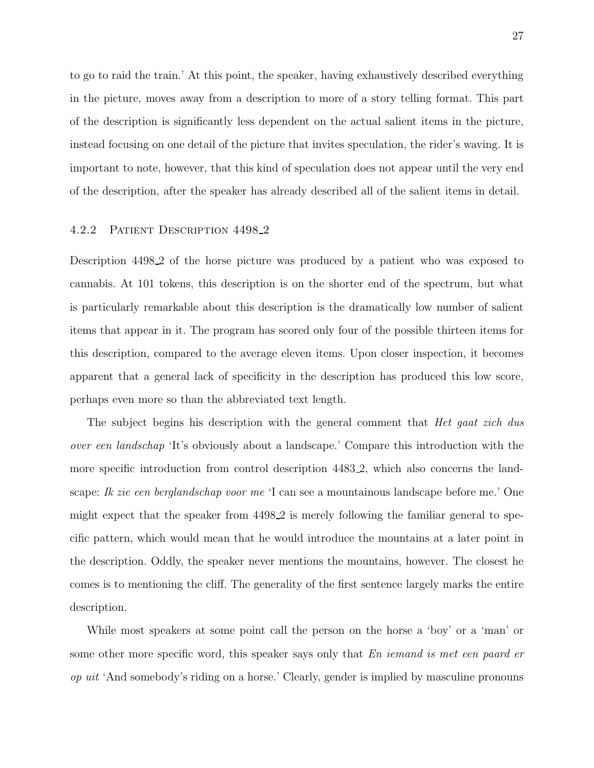to go to raid the train.' At this point, the speaker, having exhaustively described everything in the picture, moves away from a description to more of a story telling format. This part of the description is significantly less dependent on the actual salient items in the picture, instead focusing on one detail of the picture that invites speculation, the rider's waving. It is important to note, however, that this kind of speculation does not appear until the very end of the description, after the speaker has already described all of the salient items in detail.

### 4.2.2 Patient Description 4498_2

Description 4498_2 of the horse picture was produced by a patient who was exposed to cannabis. At 101 tokens, this description is on the shorter end of the spectrum, but what is particularly remarkable about this description is the dramatically low number of salient items that appear in it. The program has scored only four of the possible thirteen items for this description, compared to the average eleven items. Upon closer inspection, it becomes apparent that a general lack of specificity in the description has produced this low score, perhaps even more so than the abbreviated text length.

The subject begins his description with the general comment that *Het gaat zich dus over een landschap* 'It's obviously about a landscape.' Compare this introduction with the more specific introduction from control description 4483_2, which also concerns the landscape: *Ik zie een berglandschap voor me* 'I can see a mountainous landscape before me.' One might expect that the speaker from 4498_2 is merely following the familiar general to specific pattern, which would mean that he would introduce the mountains at a later point in the description. Oddly, the speaker never mentions the mountains, however. The closest he comes is to mentioning the cliff. The generality of the first sentence largely marks the entire description.

While most speakers at some point call the person on the horse a 'boy' or a 'man' or some other more specific word, this speaker says only that *En iemand is met een paard er op uit* 'And somebody's riding on a horse.' Clearly, gender is implied by masculine pronouns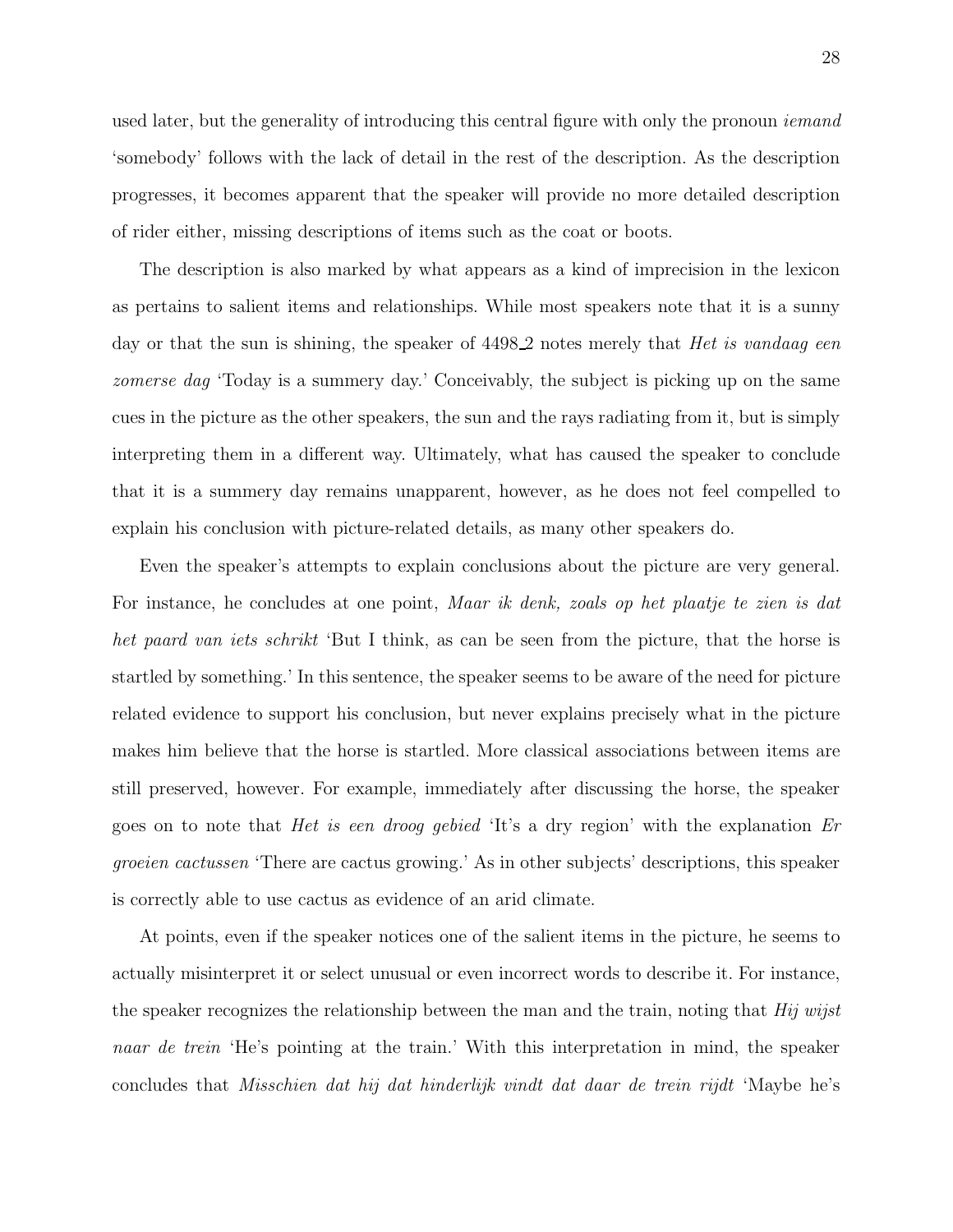used later, but the generality of introducing this central figure with only the pronoun *iemand* 'somebody' follows with the lack of detail in the rest of the description. As the description progresses, it becomes apparent that the speaker will provide no more detailed description of rider either, missing descriptions of items such as the coat or boots.

The description is also marked by what appears as a kind of imprecision in the lexicon as pertains to salient items and relationships. While most speakers note that it is a sunny day or that the sun is shining, the speaker of 4498_2 notes merely that *Het is vandaag een zomerse dag* 'Today is a summery day.' Conceivably, the subject is picking up on the same cues in the picture as the other speakers, the sun and the rays radiating from it, but is simply interpreting them in a different way. Ultimately, what has caused the speaker to conclude that it is a summery day remains unapparent, however, as he does not feel compelled to explain his conclusion with picture-related details, as many other speakers do.

Even the speaker's attempts to explain conclusions about the picture are very general. For instance, he concludes at one point, *Maar ik denk, zoals op het plaatje te zien is dat het paard van iets schrikt* 'But I think, as can be seen from the picture, that the horse is startled by something.' In this sentence, the speaker seems to be aware of the need for picture related evidence to support his conclusion, but never explains precisely what in the picture makes him believe that the horse is startled. More classical associations between items are still preserved, however. For example, immediately after discussing the horse, the speaker goes on to note that *Het is een droog gebied* 'It's a dry region' with the explanation *Er groeien cactussen* 'There are cactus growing.' As in other subjects' descriptions, this speaker is correctly able to use cactus as evidence of an arid climate.

At points, even if the speaker notices one of the salient items in the picture, he seems to actually misinterpret it or select unusual or even incorrect words to describe it. For instance, the speaker recognizes the relationship between the man and the train, noting that *Hij wijst naar de trein* 'He's pointing at the train.' With this interpretation in mind, the speaker concludes that *Misschien dat hij dat hinderlijk vindt dat daar de trein rijdt* 'Maybe he's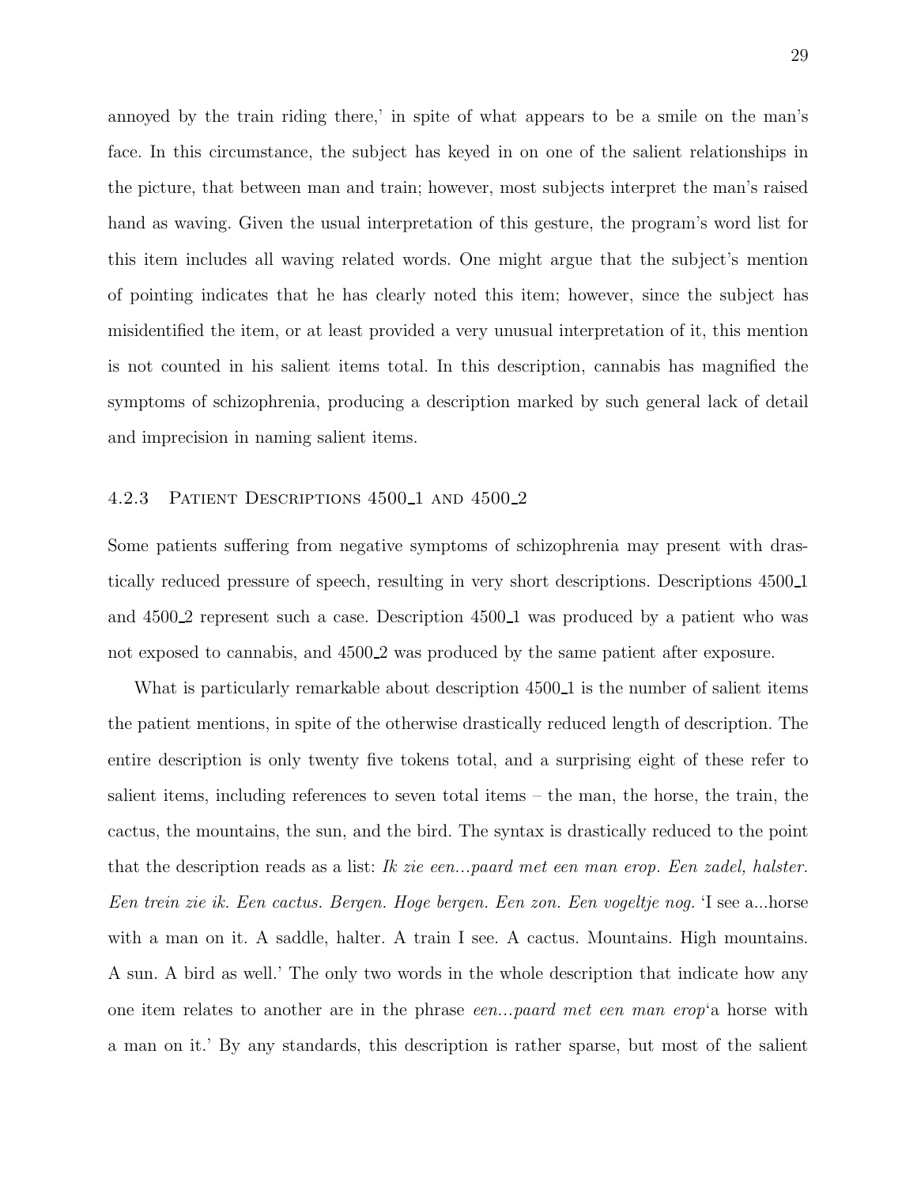annoyed by the train riding there,' in spite of what appears to be a smile on the man's face. In this circumstance, the subject has keyed in on one of the salient relationships in the picture, that between man and train; however, most subjects interpret the man's raised hand as waving. Given the usual interpretation of this gesture, the program's word list for this item includes all waving related words. One might argue that the subject's mention of pointing indicates that he has clearly noted this item; however, since the subject has misidentified the item, or at least provided a very unusual interpretation of it, this mention is not counted in his salient items total. In this description, cannabis has magnified the symptoms of schizophrenia, producing a description marked by such general lack of detail and imprecision in naming salient items.

### 4.2.3 Patient Descriptions 4500_1 and 4500_2

Some patients suffering from negative symptoms of schizophrenia may present with drastically reduced pressure of speech, resulting in very short descriptions. Descriptions 4500_1 and 4500_2 represent such a case. Description 4500_1 was produced by a patient who was not exposed to cannabis, and 4500_2 was produced by the same patient after exposure.

What is particularly remarkable about description 4500_1 is the number of salient items the patient mentions, in spite of the otherwise drastically reduced length of description. The entire description is only twenty five tokens total, and a surprising eight of these refer to salient items, including references to seven total items – the man, the horse, the train, the cactus, the mountains, the sun, and the bird. The syntax is drastically reduced to the point that the description reads as a list: *Ik zie een...paard met een man erop. Een zadel, halster. Een trein zie ik. Een cactus. Bergen. Hoge bergen. Een zon. Een vogeltje nog.* 'I see a...horse with a man on it. A saddle, halter. A train I see. A cactus. Mountains. High mountains. A sun. A bird as well.' The only two words in the whole description that indicate how any one item relates to another are in the phrase *een...paard met een man erop*'a horse with a man on it.' By any standards, this description is rather sparse, but most of the salient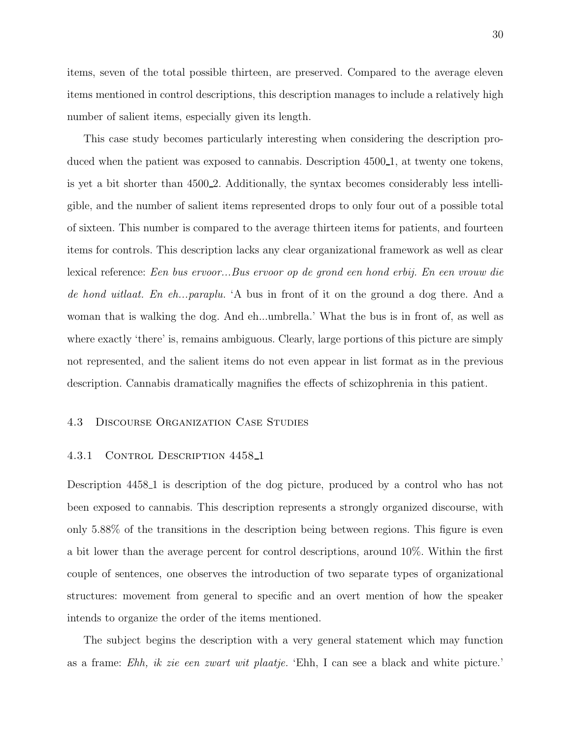items, seven of the total possible thirteen, are preserved. Compared to the average eleven items mentioned in control descriptions, this description manages to include a relatively high number of salient items, especially given its length.

This case study becomes particularly interesting when considering the description produced when the patient was exposed to cannabis. Description 4500_1, at twenty one tokens, is yet a bit shorter than 4500_2. Additionally, the syntax becomes considerably less intelligible, and the number of salient items represented drops to only four out of a possible total of sixteen. This number is compared to the average thirteen items for patients, and fourteen items for controls. This description lacks any clear organizational framework as well as clear lexical reference: *Een bus ervoor...Bus ervoor op de grond een hond erbij. En een vrouw die de hond uitlaat. En eh...paraplu.* 'A bus in front of it on the ground a dog there. And a woman that is walking the dog. And eh...umbrella.' What the bus is in front of, as well as where exactly 'there' is, remains ambiguous. Clearly, large portions of this picture are simply not represented, and the salient items do not even appear in list format as in the previous description. Cannabis dramatically magnifies the effects of schizophrenia in this patient.

## 4.3 Discourse Organization Case Studies

### 4.3.1 Control Description 4458_1

Description 4458_1 is description of the dog picture, produced by a control who has not been exposed to cannabis. This description represents a strongly organized discourse, with only 5.88% of the transitions in the description being between regions. This figure is even a bit lower than the average percent for control descriptions, around 10%. Within the first couple of sentences, one observes the introduction of two separate types of organizational structures: movement from general to specific and an overt mention of how the speaker intends to organize the order of the items mentioned.

The subject begins the description with a very general statement which may function as a frame: *Ehh, ik zie een zwart wit plaatje.* 'Ehh, I can see a black and white picture.'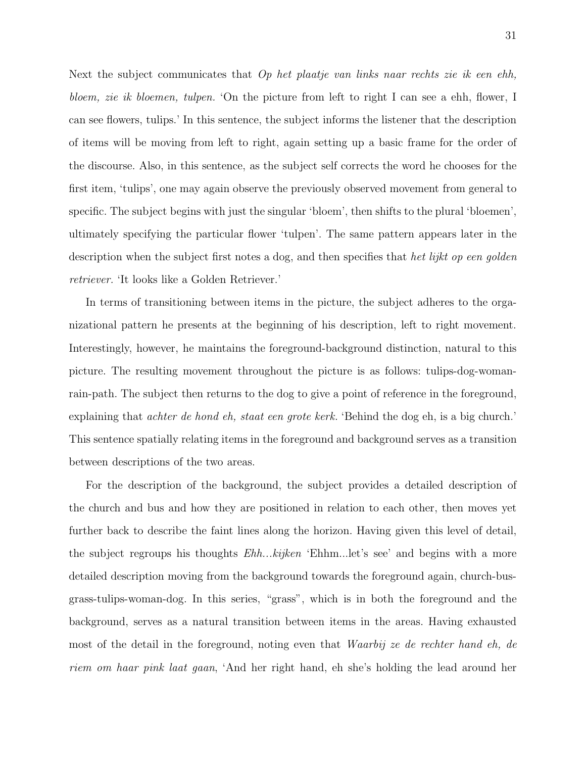Next the subject communicates that *Op het plaatje van links naar rechts zie ik een ehh, bloem, zie ik bloemen, tulpen.* 'On the picture from left to right I can see a ehh, flower, I can see flowers, tulips.' In this sentence, the subject informs the listener that the description of items will be moving from left to right, again setting up a basic frame for the order of the discourse. Also, in this sentence, as the subject self corrects the word he chooses for the first item, 'tulips', one may again observe the previously observed movement from general to specific. The subject begins with just the singular 'bloem', then shifts to the plural 'bloemen', ultimately specifying the particular flower 'tulpen'. The same pattern appears later in the description when the subject first notes a dog, and then specifies that *het lijkt op een golden retriever.* 'It looks like a Golden Retriever.'

In terms of transitioning between items in the picture, the subject adheres to the organizational pattern he presents at the beginning of his description, left to right movement. Interestingly, however, he maintains the foreground-background distinction, natural to this picture. The resulting movement throughout the picture is as follows: tulips-dog-woman-rain-path. The subject then returns to the dog to give a point of reference in the foreground, explaining that *achter de hond eh, staat een grote kerk.* 'Behind the dog eh, is a big church.' This sentence spatially relating items in the foreground and background serves as a transition between descriptions of the two areas.

For the description of the background, the subject provides a detailed description of the church and bus and how they are positioned in relation to each other, then moves yet further back to describe the faint lines along the horizon. Having given this level of detail, the subject regroups his thoughts *Ehh...kijken* 'Ehhm...let's see' and begins with a more detailed description moving from the background towards the foreground again, church-bus-grass-tulips-woman-dog. In this series, "grass", which is in both the foreground and the background, serves as a natural transition between items in the areas. Having exhausted most of the detail in the foreground, noting even that *Waarbij ze de rechter hand eh, de riem om haar pink laat gaan*, 'And her right hand, eh she's holding the lead around her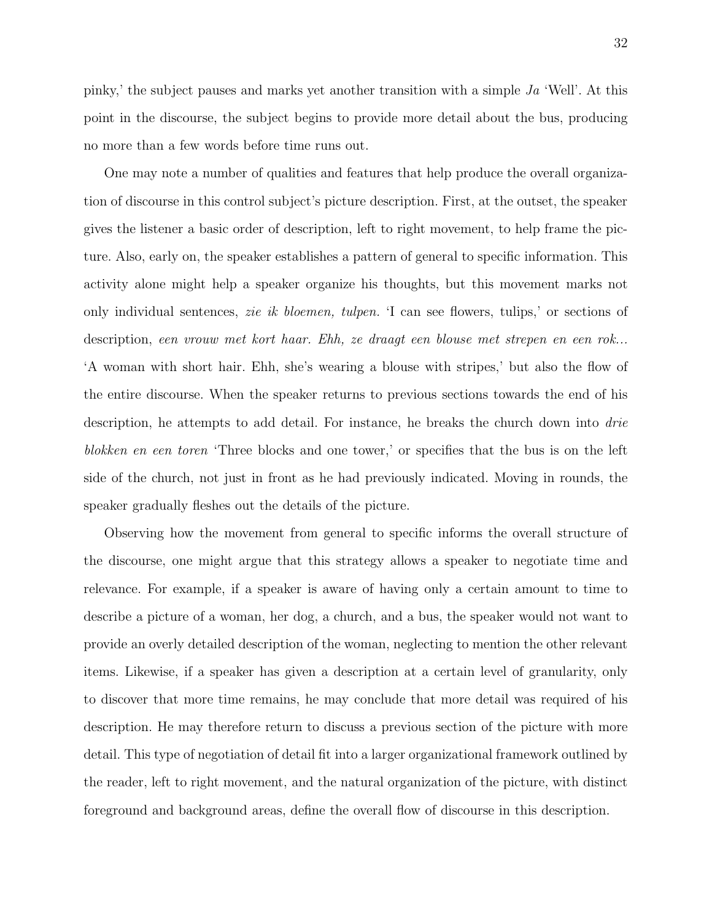pinky,' the subject pauses and marks yet another transition with a simple *Ja* 'Well'. At this point in the discourse, the subject begins to provide more detail about the bus, producing no more than a few words before time runs out.

One may note a number of qualities and features that help produce the overall organization of discourse in this control subject's picture description. First, at the outset, the speaker gives the listener a basic order of description, left to right movement, to help frame the picture. Also, early on, the speaker establishes a pattern of general to specific information. This activity alone might help a speaker organize his thoughts, but this movement marks not only individual sentences, *zie ik bloemen, tulpen.* 'I can see flowers, tulips,' or sections of description, *een vrouw met kort haar. Ehh, ze draagt een blouse met strepen en een rok...* 'A woman with short hair. Ehh, she's wearing a blouse with stripes,' but also the flow of the entire discourse. When the speaker returns to previous sections towards the end of his description, he attempts to add detail. For instance, he breaks the church down into *drie blokken en een toren* 'Three blocks and one tower,' or specifies that the bus is on the left side of the church, not just in front as he had previously indicated. Moving in rounds, the speaker gradually fleshes out the details of the picture.

Observing how the movement from general to specific informs the overall structure of the discourse, one might argue that this strategy allows a speaker to negotiate time and relevance. For example, if a speaker is aware of having only a certain amount to time to describe a picture of a woman, her dog, a church, and a bus, the speaker would not want to provide an overly detailed description of the woman, neglecting to mention the other relevant items. Likewise, if a speaker has given a description at a certain level of granularity, only to discover that more time remains, he may conclude that more detail was required of his description. He may therefore return to discuss a previous section of the picture with more detail. This type of negotiation of detail fit into a larger organizational framework outlined by the reader, left to right movement, and the natural organization of the picture, with distinct foreground and background areas, define the overall flow of discourse in this description.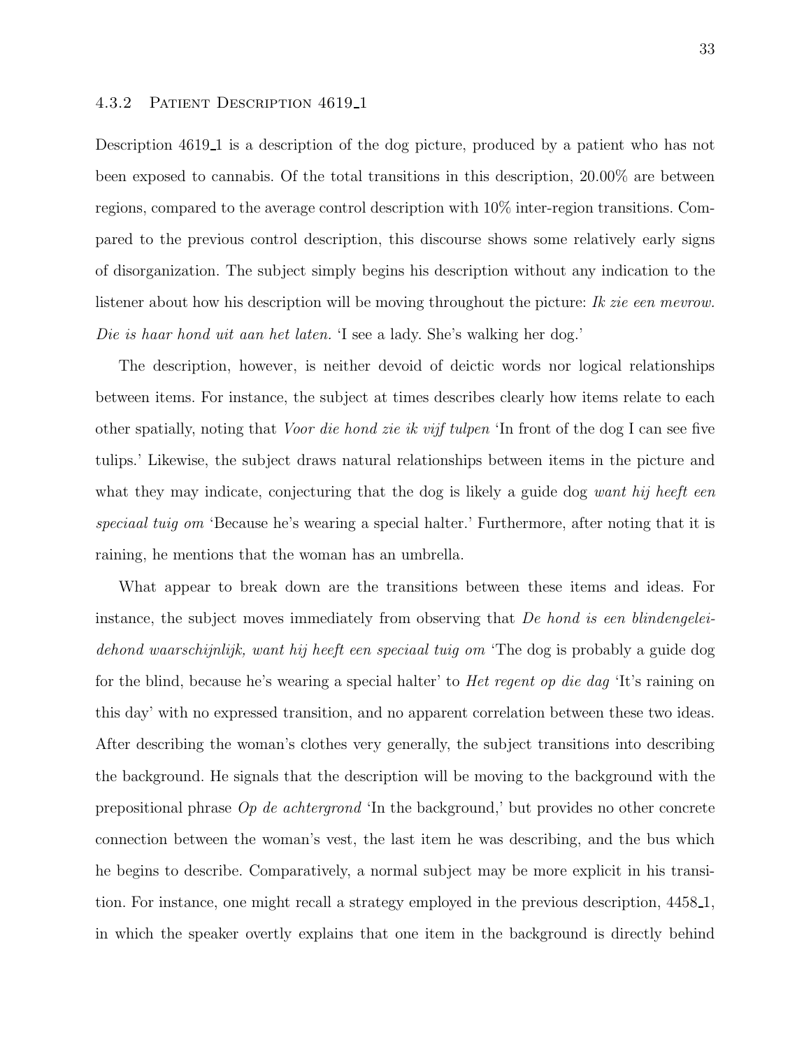### 4.3.2 Patient Description 4619_1

Description 4619_1 is a description of the dog picture, produced by a patient who has not been exposed to cannabis. Of the total transitions in this description, 20.00% are between regions, compared to the average control description with 10% inter-region transitions. Compared to the previous control description, this discourse shows some relatively early signs of disorganization. The subject simply begins his description without any indication to the listener about how his description will be moving throughout the picture: *Ik zie een mevrow. Die is haar hond uit aan het laten.* 'I see a lady. She's walking her dog.'

The description, however, is neither devoid of deictic words nor logical relationships between items. For instance, the subject at times describes clearly how items relate to each other spatially, noting that *Voor die hond zie ik vijf tulpen* 'In front of the dog I can see five tulips.' Likewise, the subject draws natural relationships between items in the picture and what they may indicate, conjecturing that the dog is likely a guide dog *want hij heeft een speciaal tuig om* 'Because he's wearing a special halter.' Furthermore, after noting that it is raining, he mentions that the woman has an umbrella.

What appear to break down are the transitions between these items and ideas. For instance, the subject moves immediately from observing that *De hond is een blindengeleidehond waarschijnlijk, want hij heeft een speciaal tuig om* 'The dog is probably a guide dog for the blind, because he's wearing a special halter' to *Het regent op die dag* 'It's raining on this day' with no expressed transition, and no apparent correlation between these two ideas. After describing the woman's clothes very generally, the subject transitions into describing the background. He signals that the description will be moving to the background with the prepositional phrase *Op de achtergrond* 'In the background,' but provides no other concrete connection between the woman's vest, the last item he was describing, and the bus which he begins to describe. Comparatively, a normal subject may be more explicit in his transition. For instance, one might recall a strategy employed in the previous description, 4458_1, in which the speaker overtly explains that one item in the background is directly behind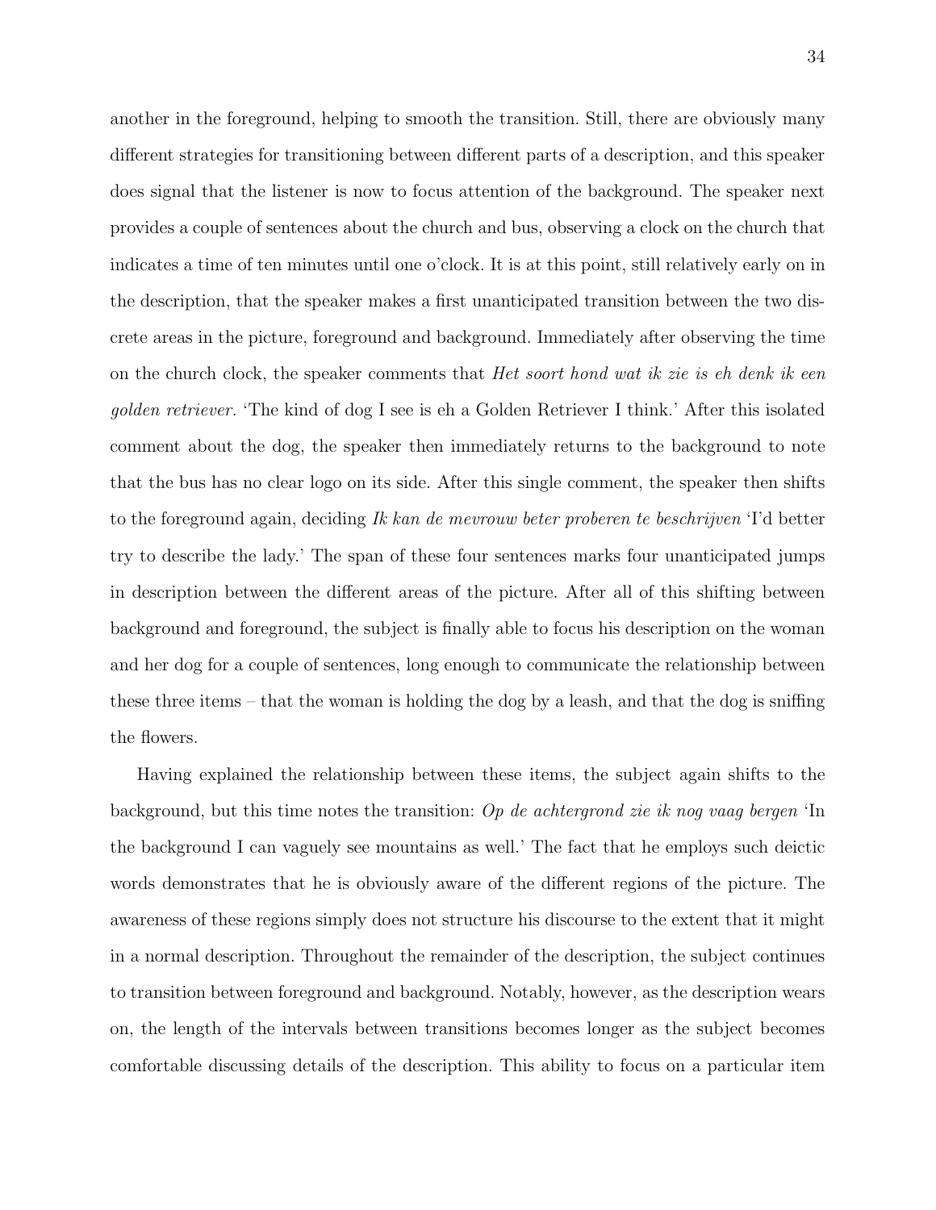another in the foreground, helping to smooth the transition. Still, there are obviously many different strategies for transitioning between different parts of a description, and this speaker does signal that the listener is now to focus attention of the background. The speaker next provides a couple of sentences about the church and bus, observing a clock on the church that indicates a time of ten minutes until one o'clock. It is at this point, still relatively early on in the description, that the speaker makes a first unanticipated transition between the two discrete areas in the picture, foreground and background. Immediately after observing the time on the church clock, the speaker comments that *Het soort hond wat ik zie is eh denk ik een golden retriever.* 'The kind of dog I see is eh a Golden Retriever I think.' After this isolated comment about the dog, the speaker then immediately returns to the background to note that the bus has no clear logo on its side. After this single comment, the speaker then shifts to the foreground again, deciding *Ik kan de mevrouw beter proberen te beschrijven* 'I'd better try to describe the lady.' The span of these four sentences marks four unanticipated jumps in description between the different areas of the picture. After all of this shifting between background and foreground, the subject is finally able to focus his description on the woman and her dog for a couple of sentences, long enough to communicate the relationship between these three items – that the woman is holding the dog by a leash, and that the dog is sniffing the flowers.

Having explained the relationship between these items, the subject again shifts to the background, but this time notes the transition: *Op de achtergrond zie ik nog vaag bergen* 'In the background I can vaguely see mountains as well.' The fact that he employs such deictic words demonstrates that he is obviously aware of the different regions of the picture. The awareness of these regions simply does not structure his discourse to the extent that it might in a normal description. Throughout the remainder of the description, the subject continues to transition between foreground and background. Notably, however, as the description wears on, the length of the intervals between transitions becomes longer as the subject becomes comfortable discussing details of the description. This ability to focus on a particular item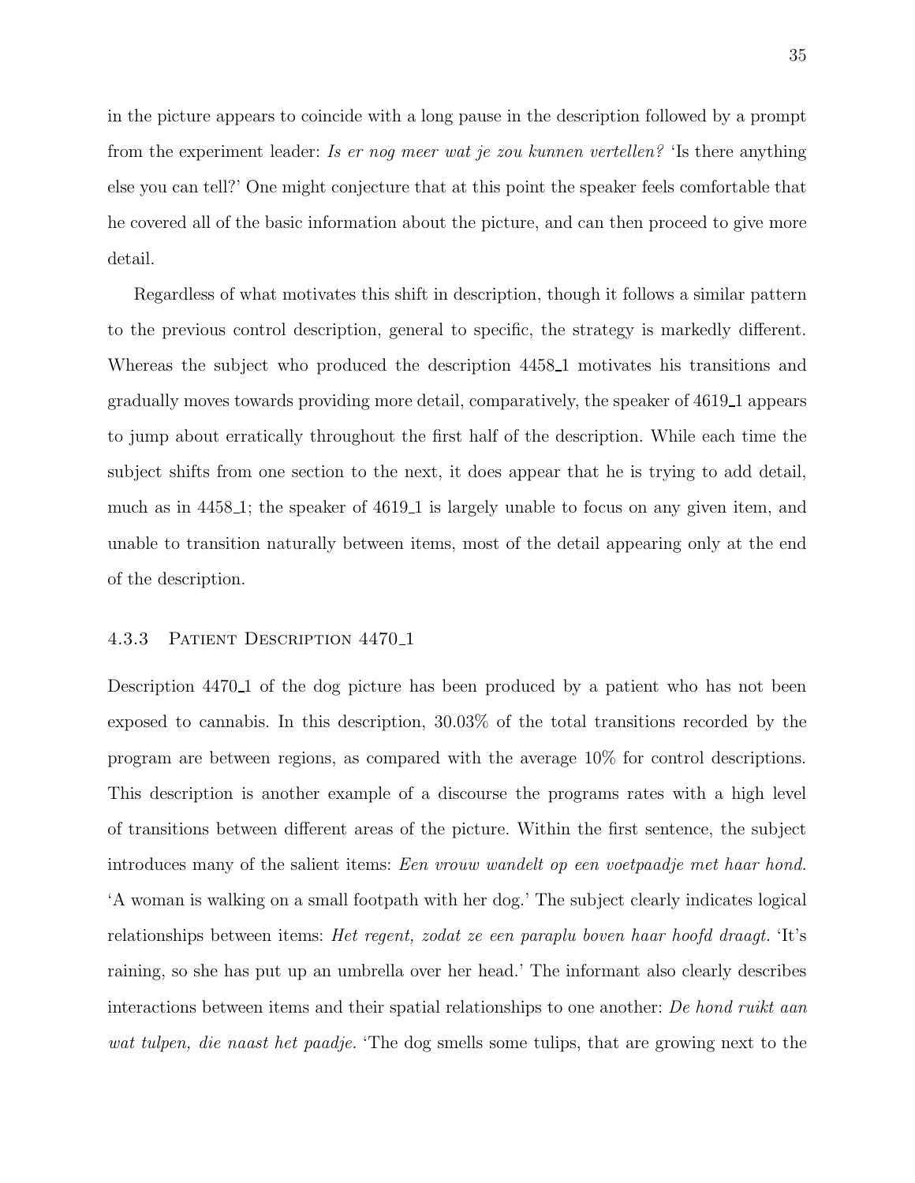in the picture appears to coincide with a long pause in the description followed by a prompt from the experiment leader: *Is er nog meer wat je zou kunnen vertellen?* 'Is there anything else you can tell?' One might conjecture that at this point the speaker feels comfortable that he covered all of the basic information about the picture, and can then proceed to give more detail.

Regardless of what motivates this shift in description, though it follows a similar pattern to the previous control description, general to specific, the strategy is markedly different. Whereas the subject who produced the description 4458_1 motivates his transitions and gradually moves towards providing more detail, comparatively, the speaker of 4619_1 appears to jump about erratically throughout the first half of the description. While each time the subject shifts from one section to the next, it does appear that he is trying to add detail, much as in 4458_1; the speaker of 4619_1 is largely unable to focus on any given item, and unable to transition naturally between items, most of the detail appearing only at the end of the description.

### 4.3.3 Patient Description 4470_1

Description 4470_1 of the dog picture has been produced by a patient who has not been exposed to cannabis. In this description, 30.03% of the total transitions recorded by the program are between regions, as compared with the average 10% for control descriptions. This description is another example of a discourse the programs rates with a high level of transitions between different areas of the picture. Within the first sentence, the subject introduces many of the salient items: *Een vrouw wandelt op een voetpaadje met haar hond.* 'A woman is walking on a small footpath with her dog.' The subject clearly indicates logical relationships between items: *Het regent, zodat ze een paraplu boven haar hoofd draagt.* 'It's raining, so she has put up an umbrella over her head.' The informant also clearly describes interactions between items and their spatial relationships to one another: *De hond ruikt aan wat tulpen, die naast het paadje.* 'The dog smells some tulips, that are growing next to the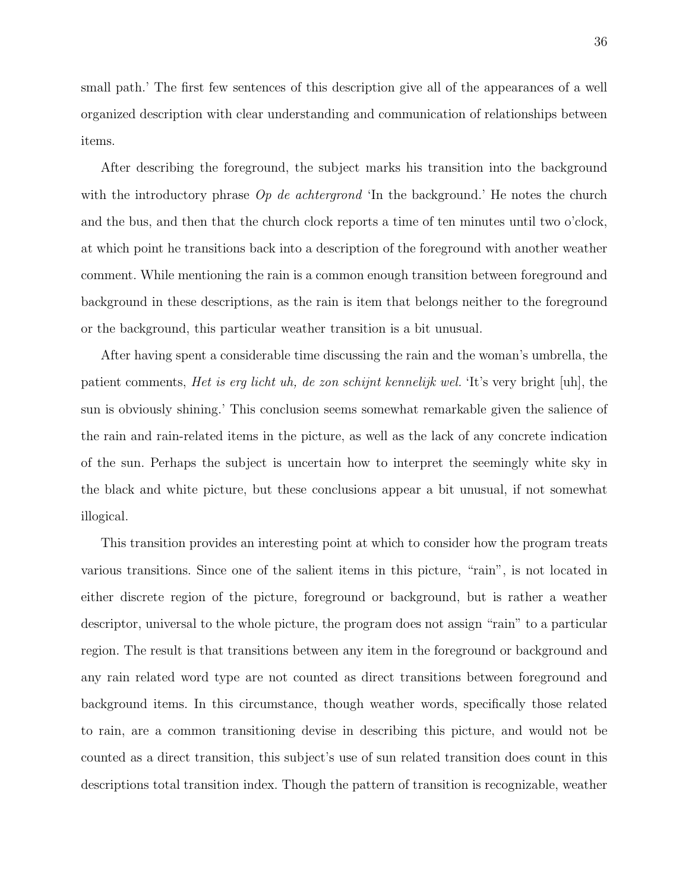small path.' The first few sentences of this description give all of the appearances of a well organized description with clear understanding and communication of relationships between items.

After describing the foreground, the subject marks his transition into the background with the introductory phrase *Op de achtergrond* 'In the background.' He notes the church and the bus, and then that the church clock reports a time of ten minutes until two o'clock, at which point he transitions back into a description of the foreground with another weather comment. While mentioning the rain is a common enough transition between foreground and background in these descriptions, as the rain is item that belongs neither to the foreground or the background, this particular weather transition is a bit unusual.

After having spent a considerable time discussing the rain and the woman's umbrella, the patient comments, *Het is erg licht uh, de zon schijnt kennelijk wel.* 'It's very bright [uh], the sun is obviously shining.' This conclusion seems somewhat remarkable given the salience of the rain and rain-related items in the picture, as well as the lack of any concrete indication of the sun. Perhaps the subject is uncertain how to interpret the seemingly white sky in the black and white picture, but these conclusions appear a bit unusual, if not somewhat illogical.

This transition provides an interesting point at which to consider how the program treats various transitions. Since one of the salient items in this picture, "rain", is not located in either discrete region of the picture, foreground or background, but is rather a weather descriptor, universal to the whole picture, the program does not assign "rain" to a particular region. The result is that transitions between any item in the foreground or background and any rain related word type are not counted as direct transitions between foreground and background items. In this circumstance, though weather words, specifically those related to rain, are a common transitioning devise in describing this picture, and would not be counted as a direct transition, this subject's use of sun related transition does count in this descriptions total transition index. Though the pattern of transition is recognizable, weather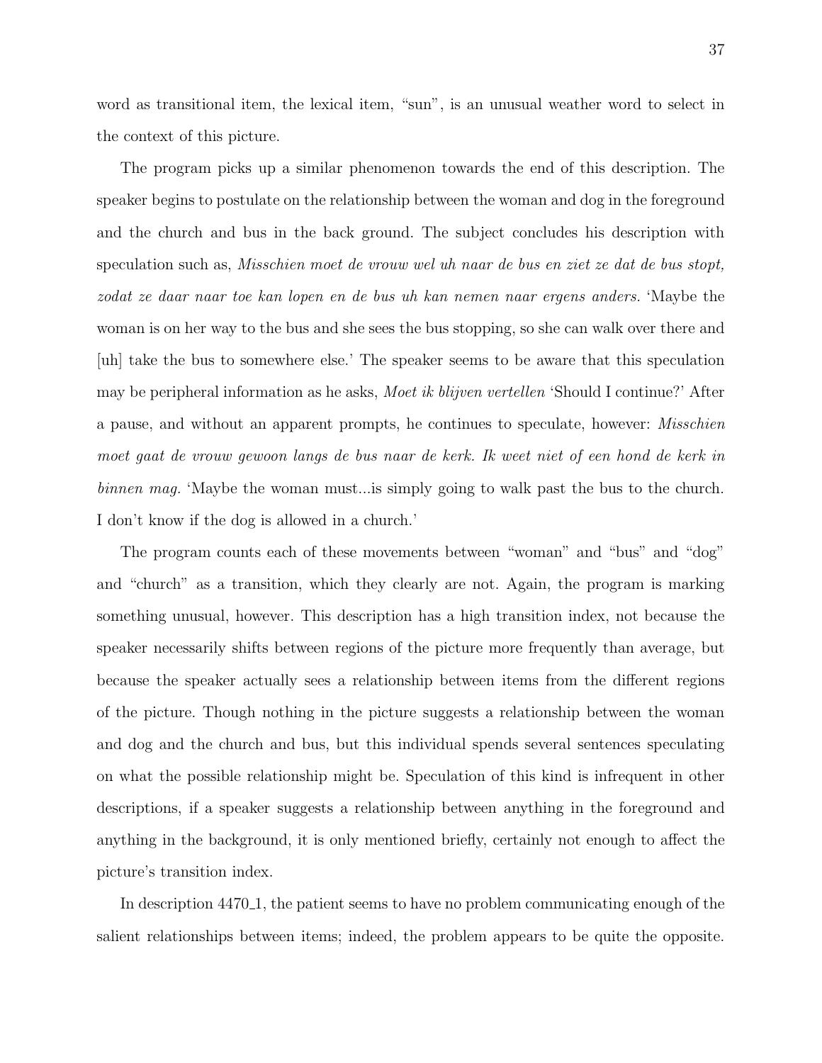word as transitional item, the lexical item, "sun", is an unusual weather word to select in the context of this picture.

The program picks up a similar phenomenon towards the end of this description. The speaker begins to postulate on the relationship between the woman and dog in the foreground and the church and bus in the back ground. The subject concludes his description with speculation such as, *Misschien moet de vrouw wel uh naar de bus en ziet ze dat de bus stopt, zodat ze daar naar toe kan lopen en de bus uh kan nemen naar ergens anders.* 'Maybe the woman is on her way to the bus and she sees the bus stopping, so she can walk over there and [uh] take the bus to somewhere else.' The speaker seems to be aware that this speculation may be peripheral information as he asks, *Moet ik blijven vertellen* 'Should I continue?' After a pause, and without an apparent prompts, he continues to speculate, however: *Misschien moet gaat de vrouw gewoon langs de bus naar de kerk. Ik weet niet of een hond de kerk in binnen mag.* 'Maybe the woman must...is simply going to walk past the bus to the church. I don't know if the dog is allowed in a church.'

The program counts each of these movements between "woman" and "bus" and "dog" and "church" as a transition, which they clearly are not. Again, the program is marking something unusual, however. This description has a high transition index, not because the speaker necessarily shifts between regions of the picture more frequently than average, but because the speaker actually sees a relationship between items from the different regions of the picture. Though nothing in the picture suggests a relationship between the woman and dog and the church and bus, but this individual spends several sentences speculating on what the possible relationship might be. Speculation of this kind is infrequent in other descriptions, if a speaker suggests a relationship between anything in the foreground and anything in the background, it is only mentioned briefly, certainly not enough to affect the picture's transition index.

In description 4470_1, the patient seems to have no problem communicating enough of the salient relationships between items; indeed, the problem appears to be quite the opposite.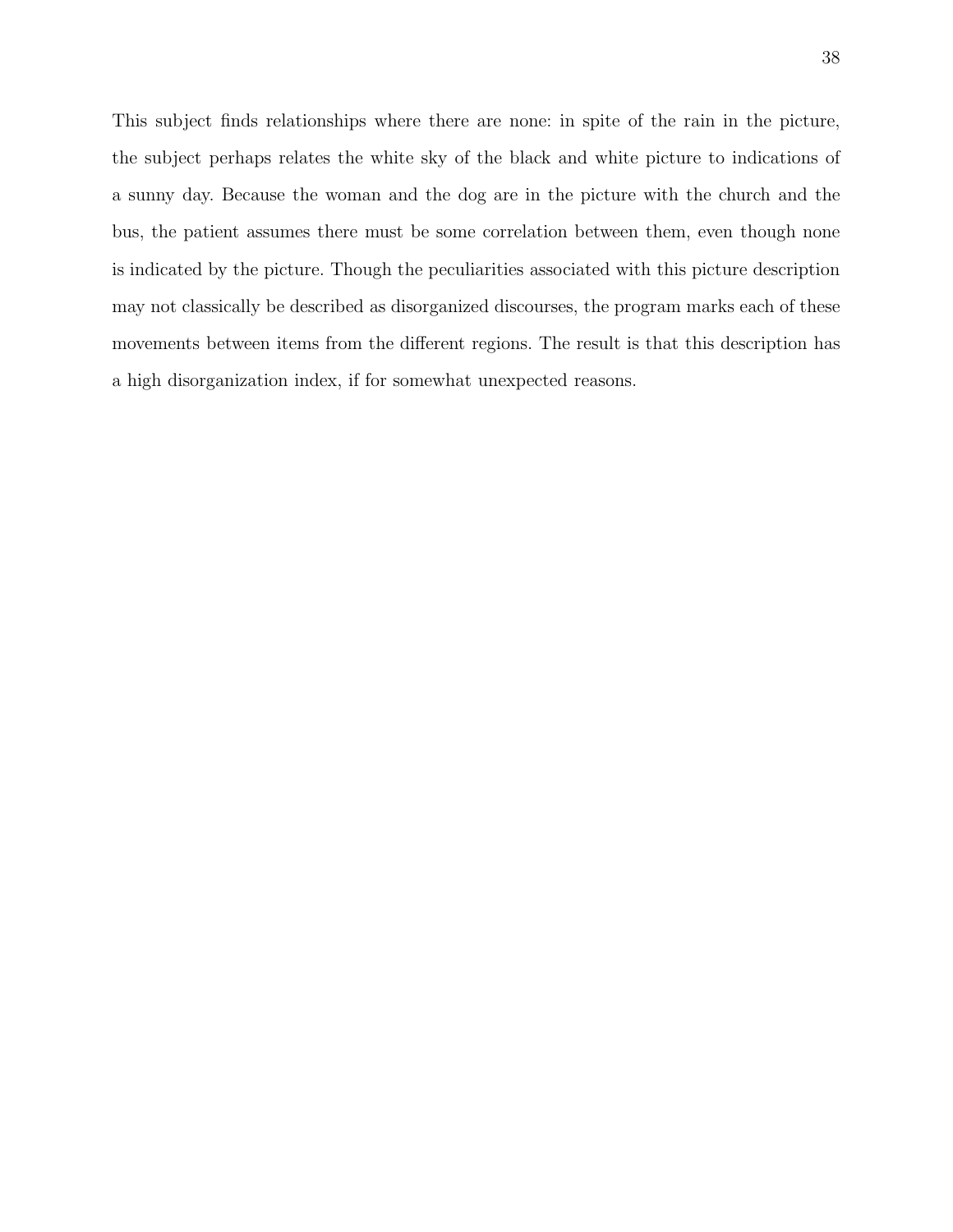This subject finds relationships where there are none: in spite of the rain in the picture, the subject perhaps relates the white sky of the black and white picture to indications of a sunny day. Because the woman and the dog are in the picture with the church and the bus, the patient assumes there must be some correlation between them, even though none is indicated by the picture. Though the peculiarities associated with this picture description may not classically be described as disorganized discourses, the program marks each of these movements between items from the different regions. The result is that this description has a high disorganization index, if for somewhat unexpected reasons.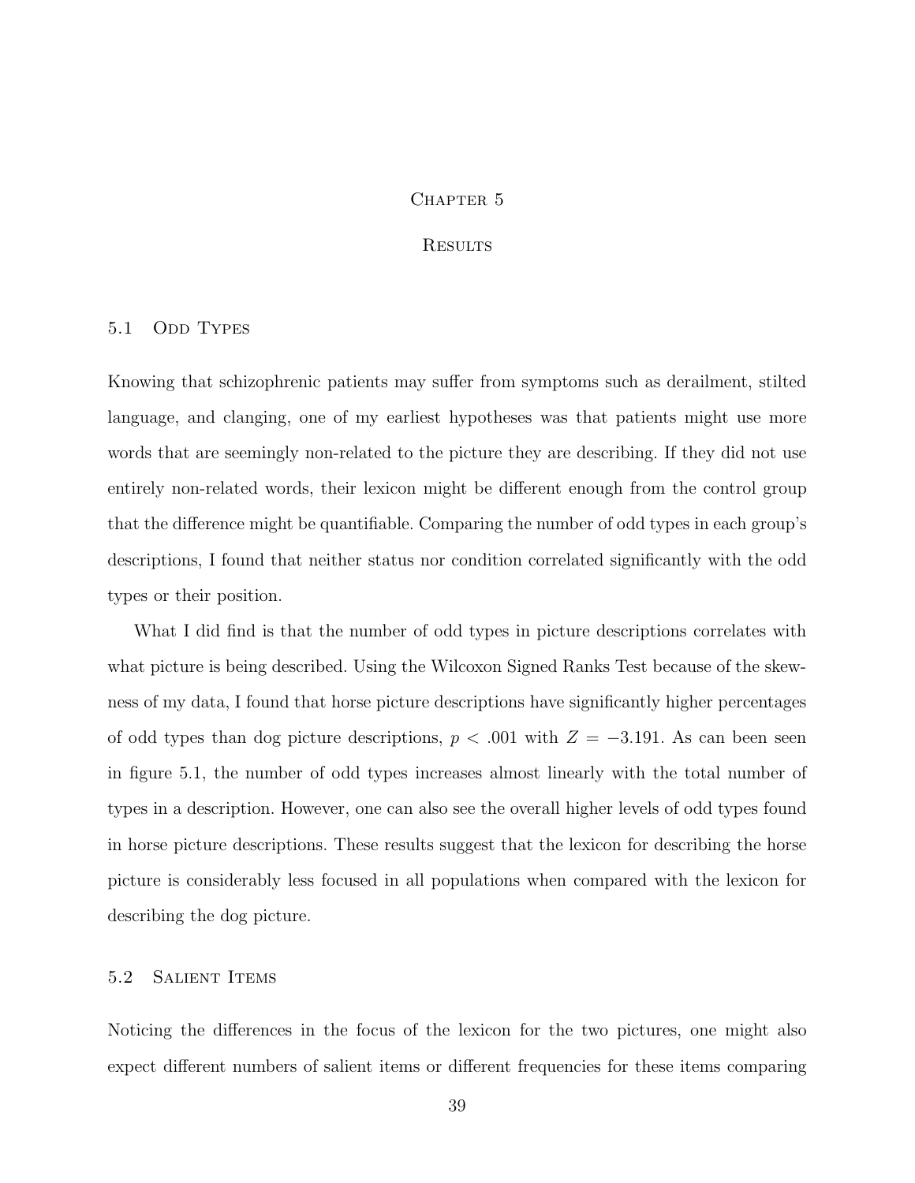# Chapter 5

# Results

## 5.1 Odd Types

Knowing that schizophrenic patients may suffer from symptoms such as derailment, stilted language, and clanging, one of my earliest hypotheses was that patients might use more words that are seemingly non-related to the picture they are describing. If they did not use entirely non-related words, their lexicon might be different enough from the control group that the difference might be quantifiable. Comparing the number of odd types in each group's descriptions, I found that neither status nor condition correlated significantly with the odd types or their position.

What I did find is that the number of odd types in picture descriptions correlates with what picture is being described. Using the Wilcoxon Signed Ranks Test because of the skewness of my data, I found that horse picture descriptions have significantly higher percentages of odd types than dog picture descriptions, $p < .001$ with $Z = -3.191$. As can been seen in figure 5.1, the number of odd types increases almost linearly with the total number of types in a description. However, one can also see the overall higher levels of odd types found in horse picture descriptions. These results suggest that the lexicon for describing the horse picture is considerably less focused in all populations when compared with the lexicon for describing the dog picture.

## 5.2 Salient Items

Noticing the differences in the focus of the lexicon for the two pictures, one might also expect different numbers of salient items or different frequencies for these items comparing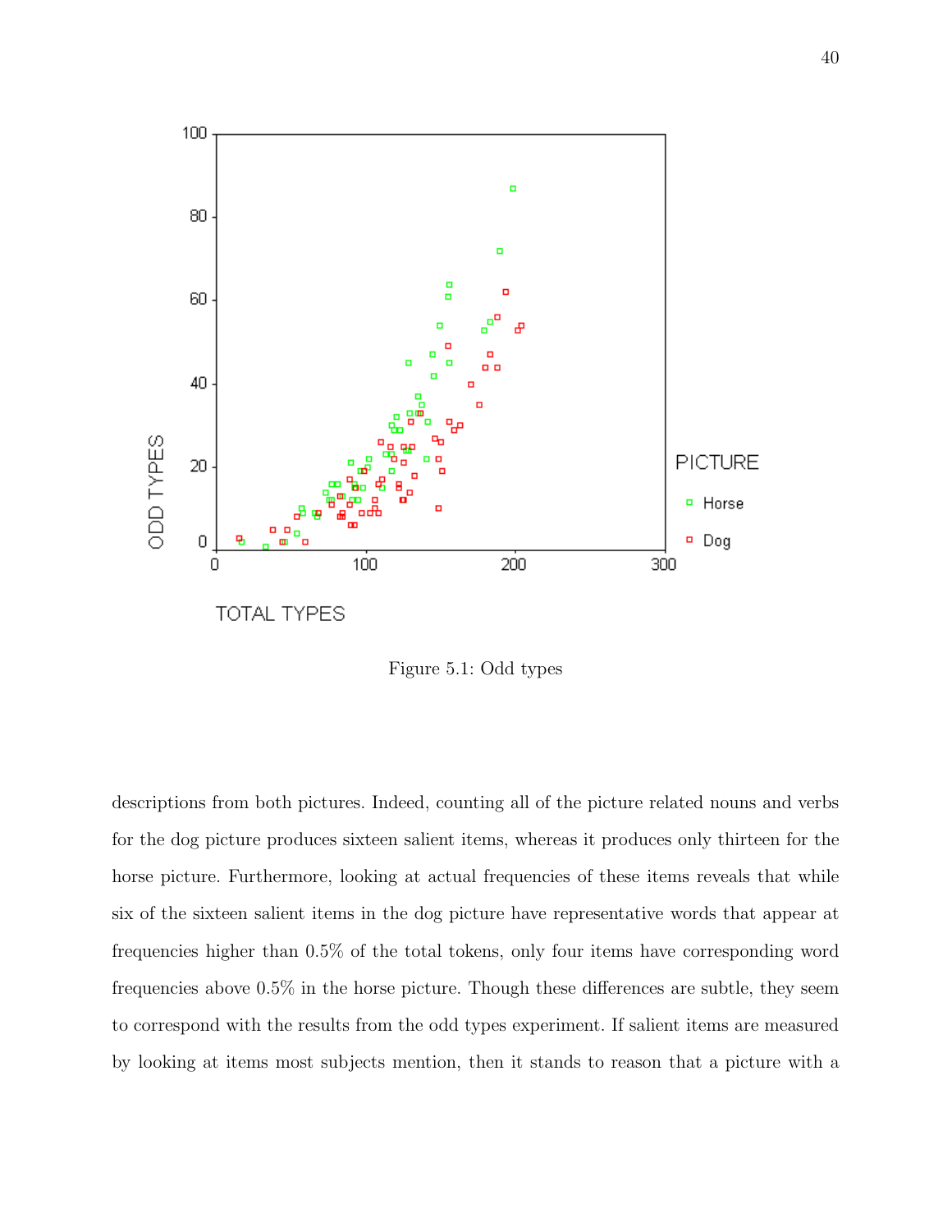Figure 5.1: Odd types

descriptions from both pictures. Indeed, counting all of the picture related nouns and verbs for the dog picture produces sixteen salient items, whereas it produces only thirteen for the horse picture. Furthermore, looking at actual frequencies of these items reveals that while six of the sixteen salient items in the dog picture have representative words that appear at frequencies higher than 0.5% of the total tokens, only four items have corresponding word frequencies above 0.5% in the horse picture. Though these differences are subtle, they seem to correspond with the results from the odd types experiment. If salient items are measured by looking at items most subjects mention, then it stands to reason that a picture with a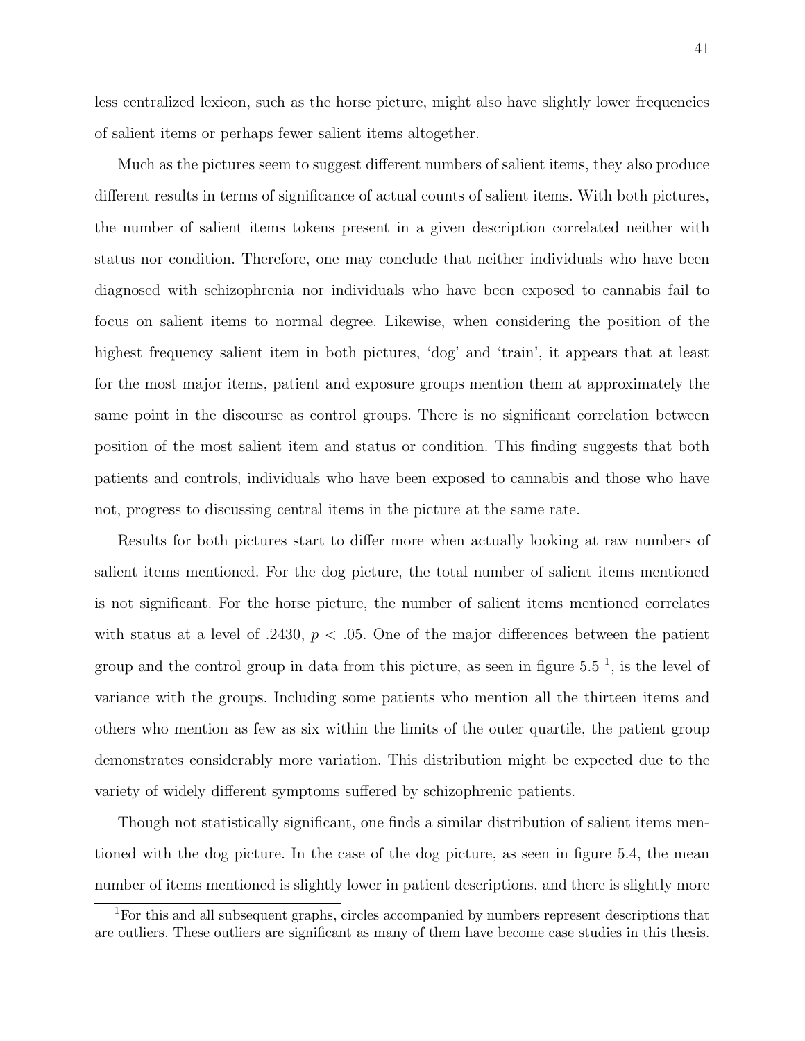less centralized lexicon, such as the horse picture, might also have slightly lower frequencies of salient items or perhaps fewer salient items altogether.

Much as the pictures seem to suggest different numbers of salient items, they also produce different results in terms of significance of actual counts of salient items. With both pictures, the number of salient items tokens present in a given description correlated neither with status nor condition. Therefore, one may conclude that neither individuals who have been diagnosed with schizophrenia nor individuals who have been exposed to cannabis fail to focus on salient items to normal degree. Likewise, when considering the position of the highest frequency salient item in both pictures, 'dog' and 'train', it appears that at least for the most major items, patient and exposure groups mention them at approximately the same point in the discourse as control groups. There is no significant correlation between position of the most salient item and status or condition. This finding suggests that both patients and controls, individuals who have been exposed to cannabis and those who have not, progress to discussing central items in the picture at the same rate.

Results for both pictures start to differ more when actually looking at raw numbers of salient items mentioned. For the dog picture, the total number of salient items mentioned is not significant. For the horse picture, the number of salient items mentioned correlates with status at a level of .2430, $p < .05$. One of the major differences between the patient group and the control group in data from this picture, as seen in figure 5.5 [1], is the level of variance with the groups. Including some patients who mention all the thirteen items and others who mention as few as six within the limits of the outer quartile, the patient group demonstrates considerably more variation. This distribution might be expected due to the variety of widely different symptoms suffered by schizophrenic patients.

Though not statistically significant, one finds a similar distribution of salient items mentioned with the dog picture. In the case of the dog picture, as seen in figure 5.4, the mean number of items mentioned is slightly lower in patient descriptions, and there is slightly more

[1] For this and all subsequent graphs, circles accompanied by numbers represent descriptions that are outliers. These outliers are significant as many of them have become case studies in this thesis.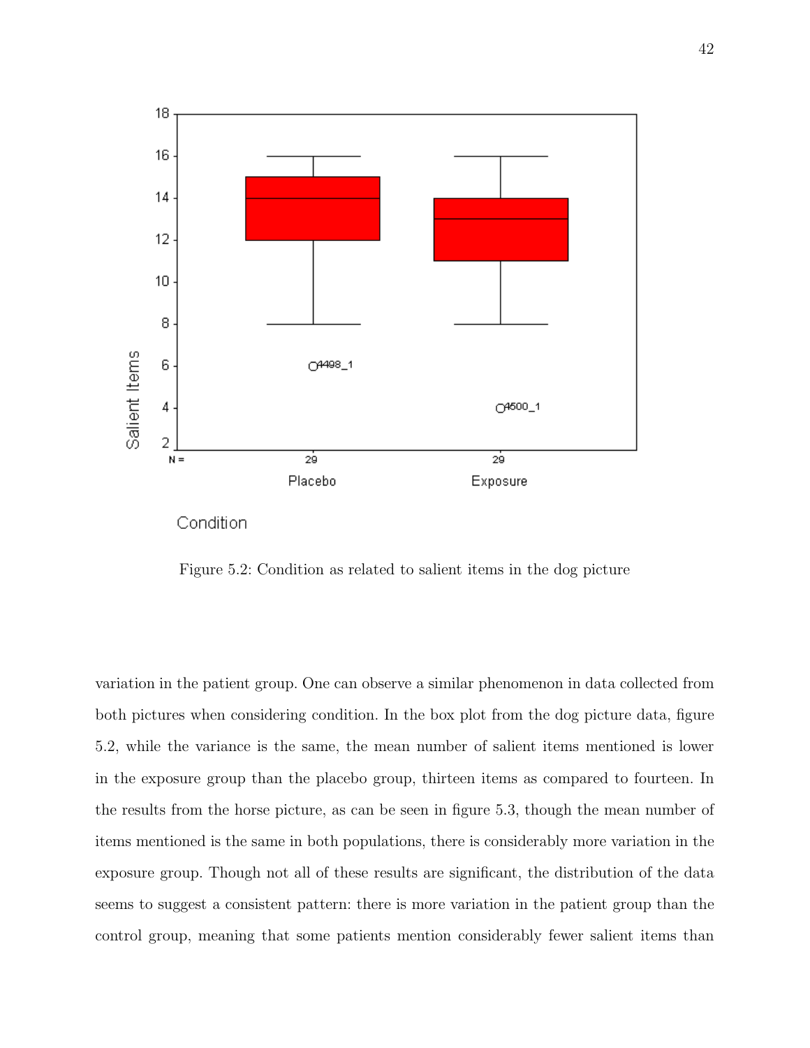Figure 5.2: Condition as related to salient items in the dog picture

variation in the patient group. One can observe a similar phenomenon in data collected from both pictures when considering condition. In the box plot from the dog picture data, figure 5.2, while the variance is the same, the mean number of salient items mentioned is lower in the exposure group than the placebo group, thirteen items as compared to fourteen. In the results from the horse picture, as can be seen in figure 5.3, though the mean number of items mentioned is the same in both populations, there is considerably more variation in the exposure group. Though not all of these results are significant, the distribution of the data seems to suggest a consistent pattern: there is more variation in the patient group than the control group, meaning that some patients mention considerably fewer salient items than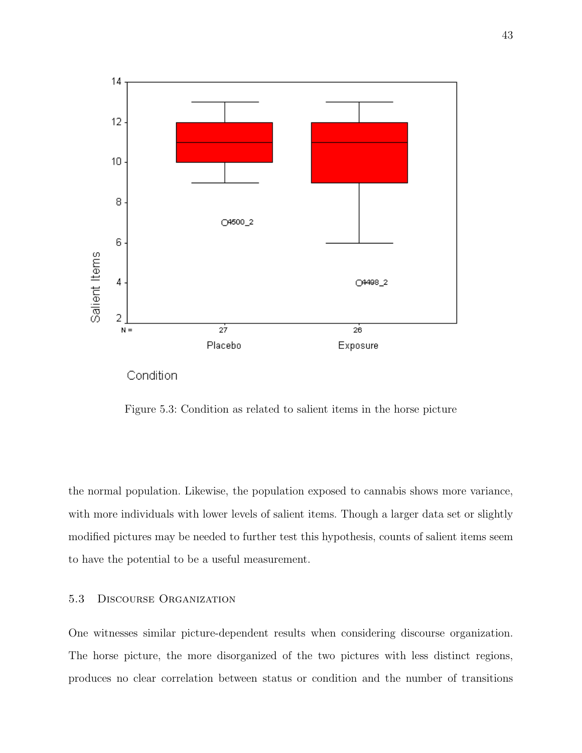Figure 5.3: Condition as related to salient items in the horse picture

the normal population. Likewise, the population exposed to cannabis shows more variance, with more individuals with lower levels of salient items. Though a larger data set or slightly modified pictures may be needed to further test this hypothesis, counts of salient items seem to have the potential to be a useful measurement.

## 5.3 Discourse Organization

One witnesses similar picture-dependent results when considering discourse organization. The horse picture, the more disorganized of the two pictures with less distinct regions, produces no clear correlation between status or condition and the number of transitions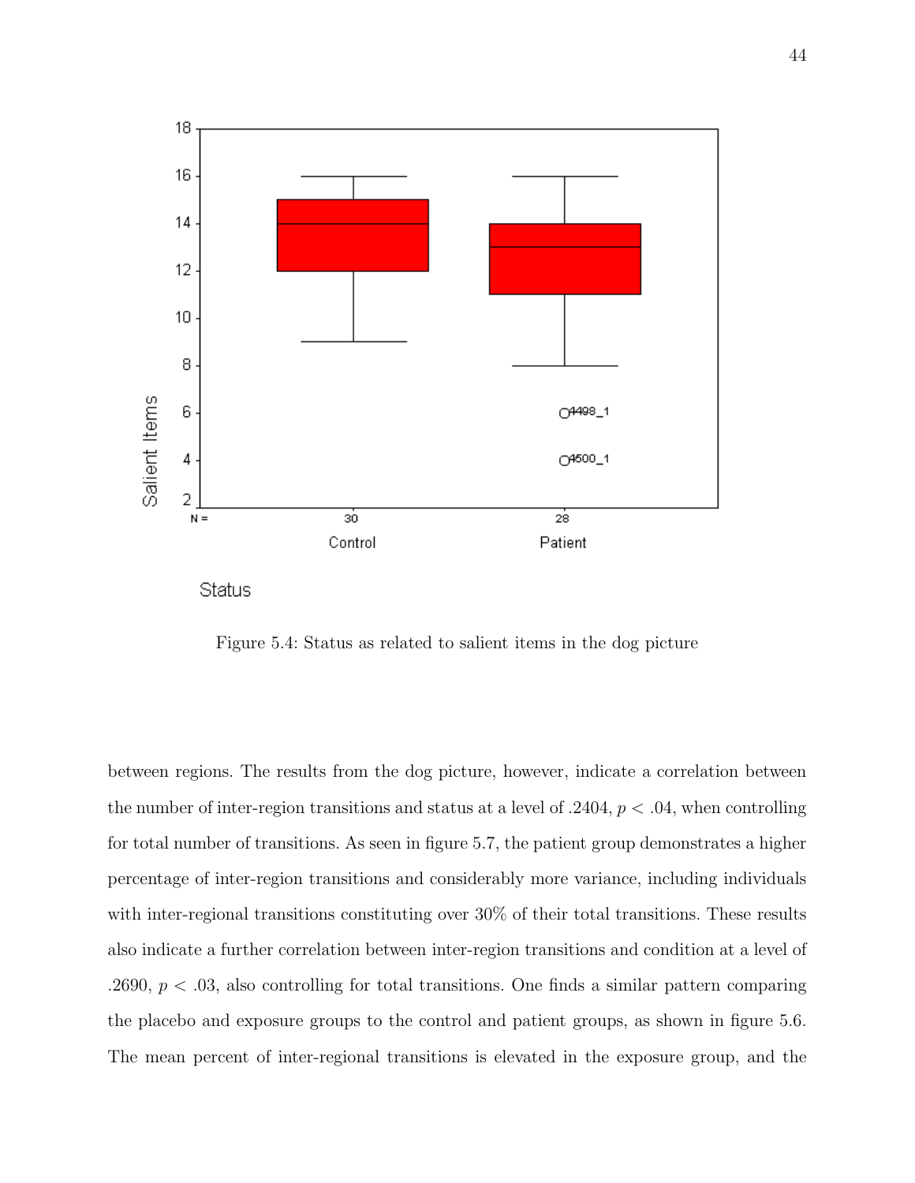Figure 5.4: Status as related to salient items in the dog picture

between regions. The results from the dog picture, however, indicate a correlation between the number of inter-region transitions and status at a level of .2404, $p < .04$, when controlling for total number of transitions. As seen in figure 5.7, the patient group demonstrates a higher percentage of inter-region transitions and considerably more variance, including individuals with inter-regional transitions constituting over 30% of their total transitions. These results also indicate a further correlation between inter-region transitions and condition at a level of .2690, $p < .03$, also controlling for total transitions. One finds a similar pattern comparing the placebo and exposure groups to the control and patient groups, as shown in figure 5.6. The mean percent of inter-regional transitions is elevated in the exposure group, and the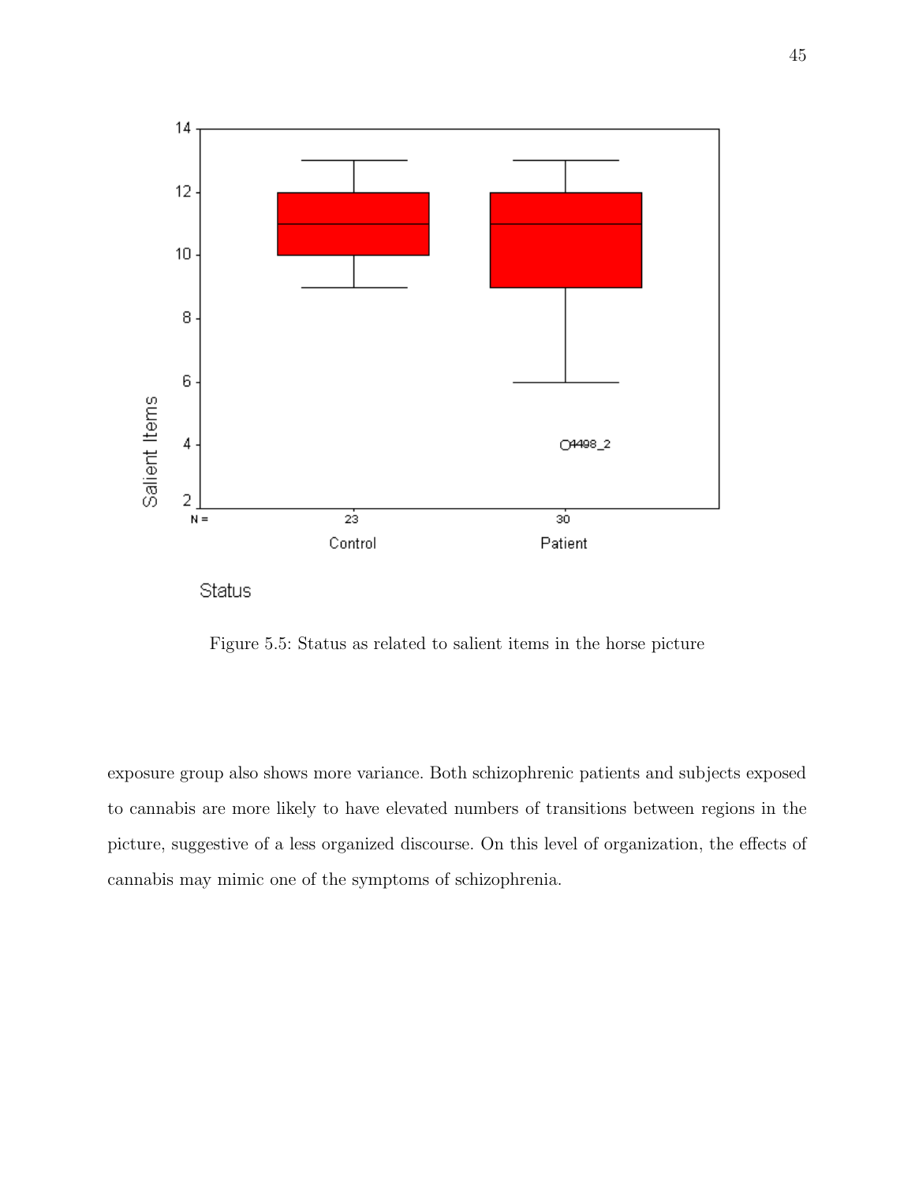Figure 5.5: Status as related to salient items in the horse picture

exposure group also shows more variance. Both schizophrenic patients and subjects exposed to cannabis are more likely to have elevated numbers of transitions between regions in the picture, suggestive of a less organized discourse. On this level of organization, the effects of cannabis may mimic one of the symptoms of schizophrenia.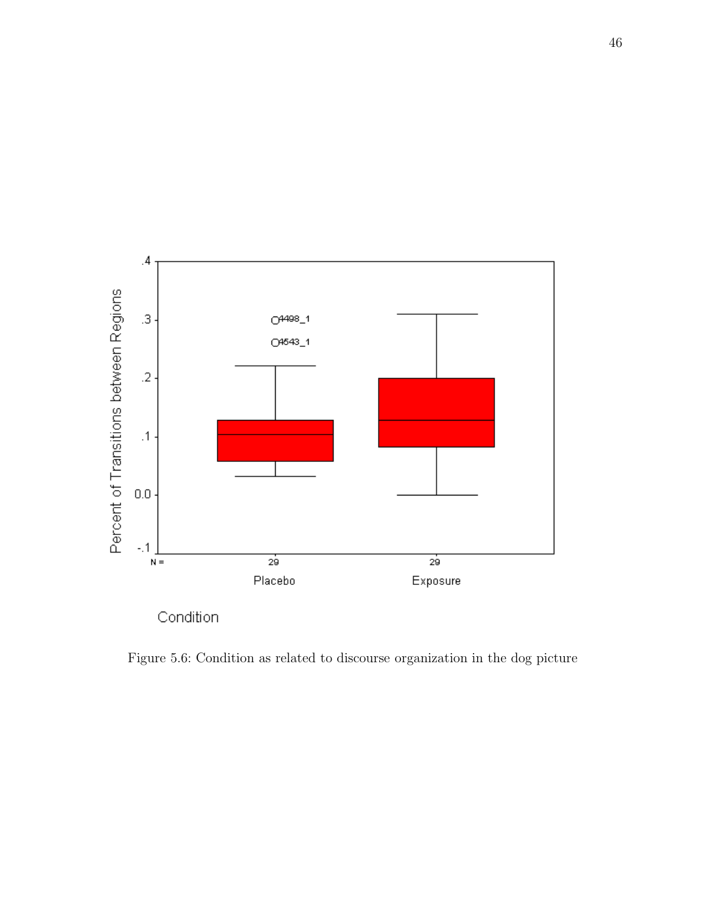Figure 5.6: Condition as related to discourse organization in the dog picture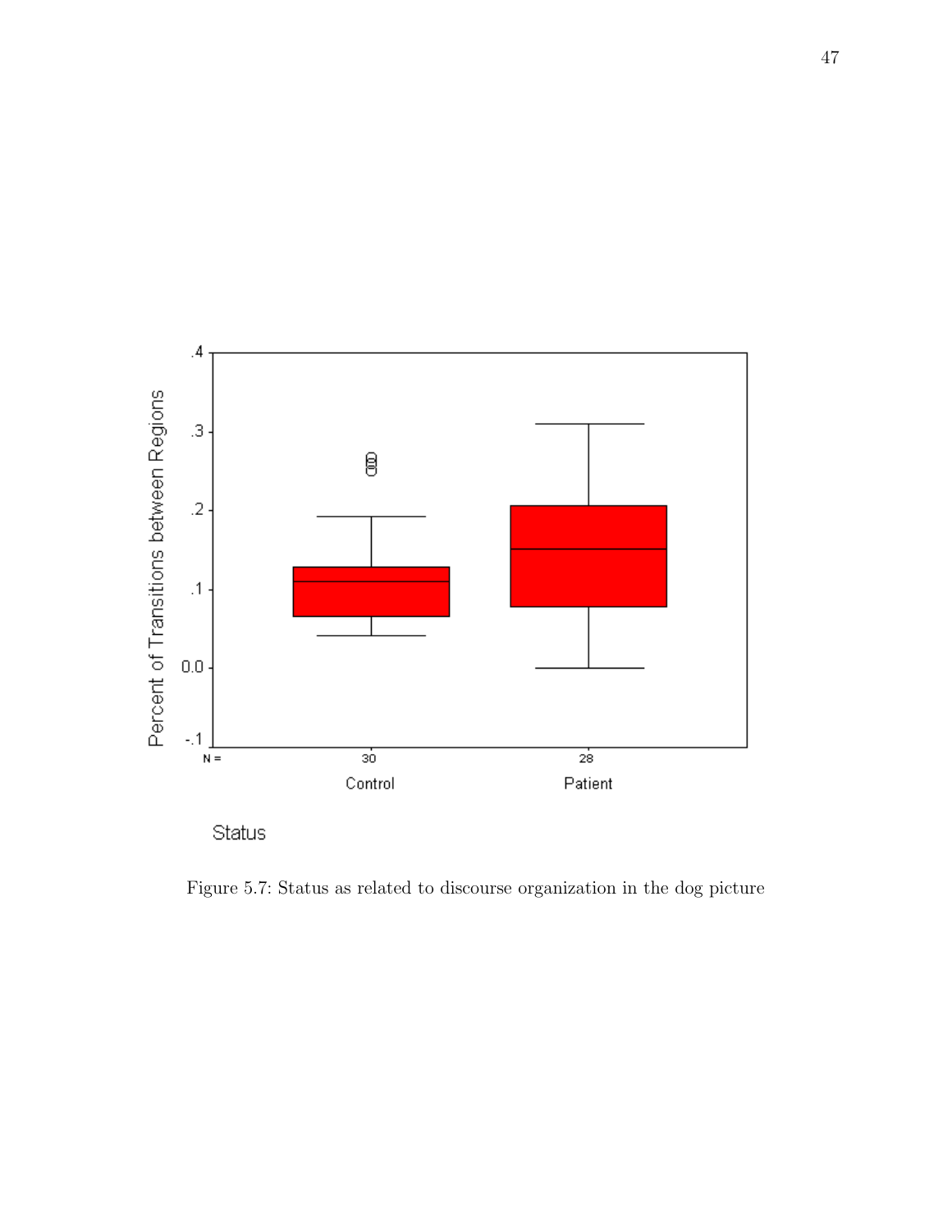Figure 5.7: Status as related to discourse organization in the dog picture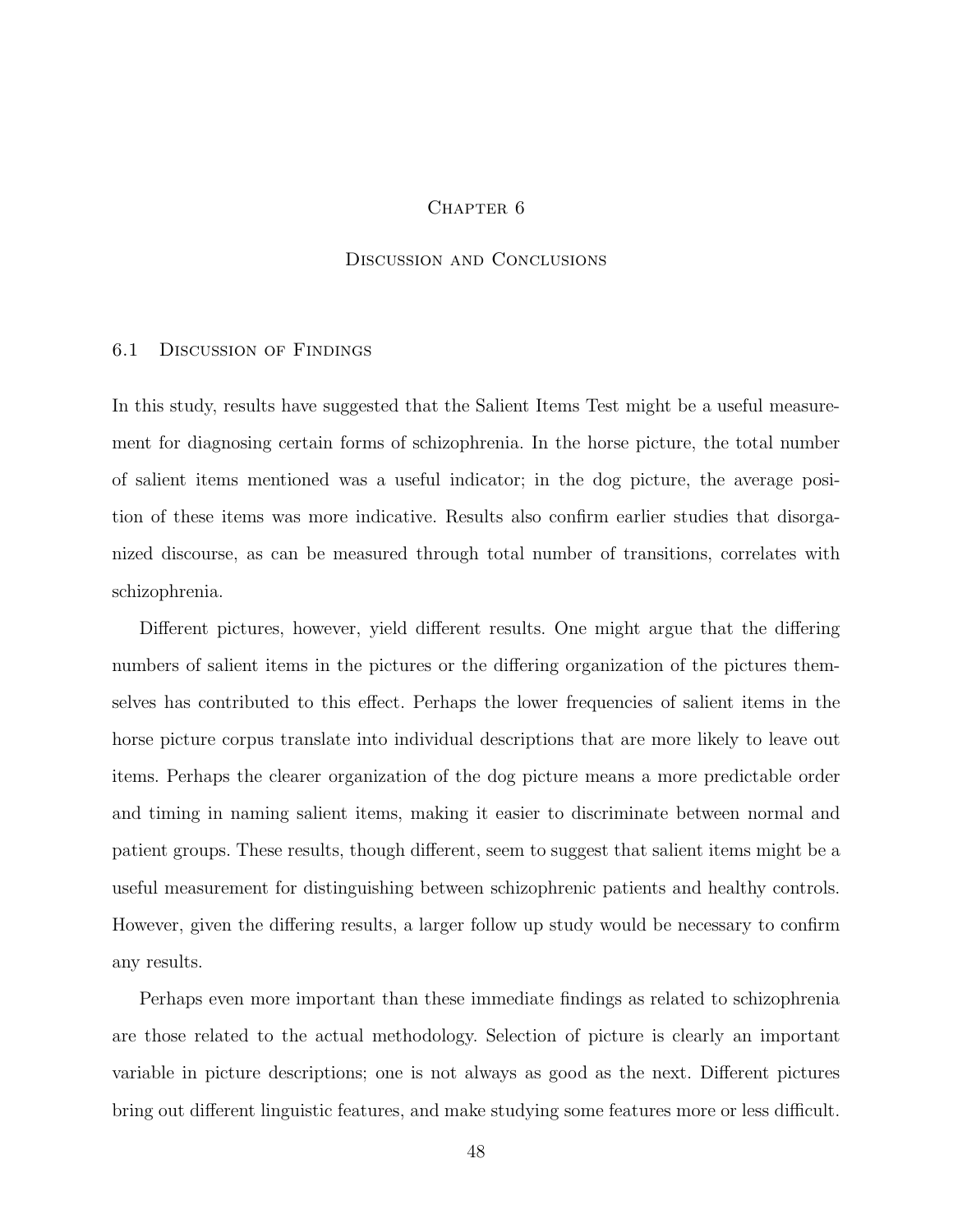# Chapter 6

# Discussion and Conclusions

## 6.1 Discussion of Findings

In this study, results have suggested that the Salient Items Test might be a useful measurement for diagnosing certain forms of schizophrenia. In the horse picture, the total number of salient items mentioned was a useful indicator; in the dog picture, the average position of these items was more indicative. Results also confirm earlier studies that disorganized discourse, as can be measured through total number of transitions, correlates with schizophrenia.

Different pictures, however, yield different results. One might argue that the differing numbers of salient items in the pictures or the differing organization of the pictures themselves has contributed to this effect. Perhaps the lower frequencies of salient items in the horse picture corpus translate into individual descriptions that are more likely to leave out items. Perhaps the clearer organization of the dog picture means a more predictable order and timing in naming salient items, making it easier to discriminate between normal and patient groups. These results, though different, seem to suggest that salient items might be a useful measurement for distinguishing between schizophrenic patients and healthy controls. However, given the differing results, a larger follow up study would be necessary to confirm any results.

Perhaps even more important than these immediate findings as related to schizophrenia are those related to the actual methodology. Selection of picture is clearly an important variable in picture descriptions; one is not always as good as the next. Different pictures bring out different linguistic features, and make studying some features more or less difficult.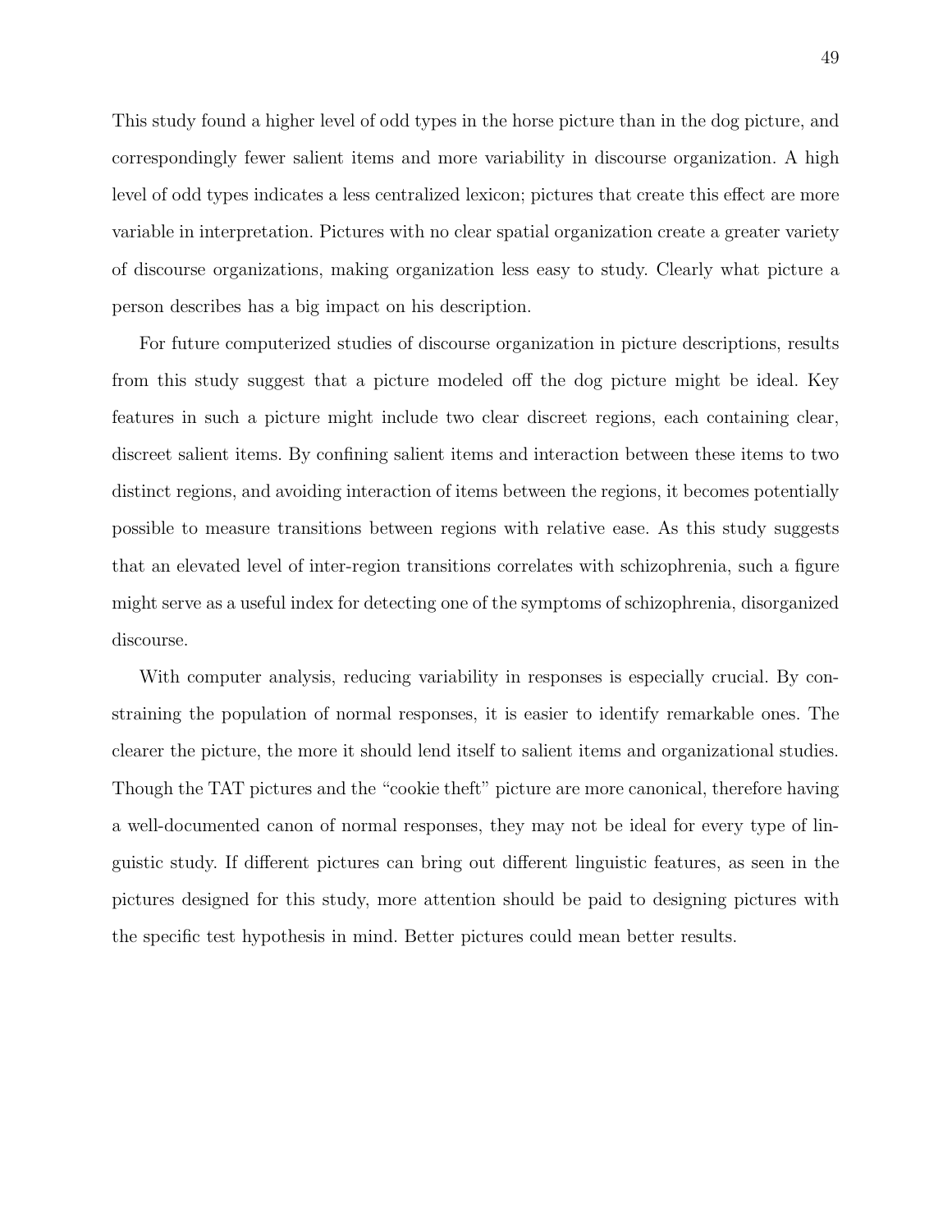This study found a higher level of odd types in the horse picture than in the dog picture, and correspondingly fewer salient items and more variability in discourse organization. A high level of odd types indicates a less centralized lexicon; pictures that create this effect are more variable in interpretation. Pictures with no clear spatial organization create a greater variety of discourse organizations, making organization less easy to study. Clearly what picture a person describes has a big impact on his description.

For future computerized studies of discourse organization in picture descriptions, results from this study suggest that a picture modeled off the dog picture might be ideal. Key features in such a picture might include two clear discreet regions, each containing clear, discreet salient items. By confining salient items and interaction between these items to two distinct regions, and avoiding interaction of items between the regions, it becomes potentially possible to measure transitions between regions with relative ease. As this study suggests that an elevated level of inter-region transitions correlates with schizophrenia, such a figure might serve as a useful index for detecting one of the symptoms of schizophrenia, disorganized discourse.

With computer analysis, reducing variability in responses is especially crucial. By constraining the population of normal responses, it is easier to identify remarkable ones. The clearer the picture, the more it should lend itself to salient items and organizational studies. Though the TAT pictures and the "cookie theft" picture are more canonical, therefore having a well-documented canon of normal responses, they may not be ideal for every type of linguistic study. If different pictures can bring out different linguistic features, as seen in the pictures designed for this study, more attention should be paid to designing pictures with the specific test hypothesis in mind. Better pictures could mean better results.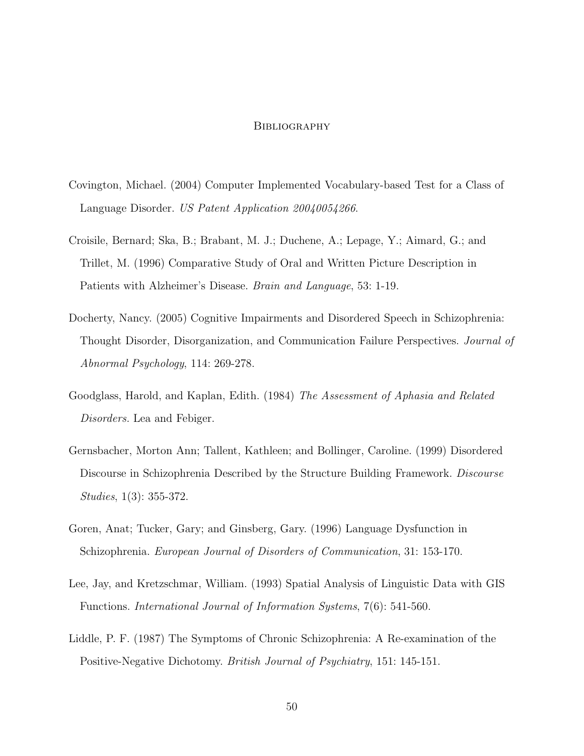# Bibliography

Covington, Michael. (2004) Computer Implemented Vocabulary-based Test for a Class of Language Disorder. *US Patent Application 20040054266*.

Croisile, Bernard; Ska, B.; Brabant, M. J.; Duchene, A.; Lepage, Y.; Aimard, G.; and Trillet, M. (1996) Comparative Study of Oral and Written Picture Description in Patients with Alzheimer's Disease. *Brain and Language*, 53: 1-19.

Docherty, Nancy. (2005) Cognitive Impairments and Disordered Speech in Schizophrenia: Thought Disorder, Disorganization, and Communication Failure Perspectives. *Journal of Abnormal Psychology*, 114: 269-278.

Goodglass, Harold, and Kaplan, Edith. (1984) *The Assessment of Aphasia and Related Disorders.* Lea and Febiger.

Gernsbacher, Morton Ann; Tallent, Kathleen; and Bollinger, Caroline. (1999) Disordered Discourse in Schizophrenia Described by the Structure Building Framework. *Discourse Studies*, 1(3): 355-372.

Goren, Anat; Tucker, Gary; and Ginsberg, Gary. (1996) Language Dysfunction in Schizophrenia. *European Journal of Disorders of Communication*, 31: 153-170.

Lee, Jay, and Kretzschmar, William. (1993) Spatial Analysis of Linguistic Data with GIS Functions. *International Journal of Information Systems*, 7(6): 541-560.

Liddle, P. F. (1987) The Symptoms of Chronic Schizophrenia: A Re-examination of the Positive-Negative Dichotomy. *British Journal of Psychiatry*, 151: 145-151.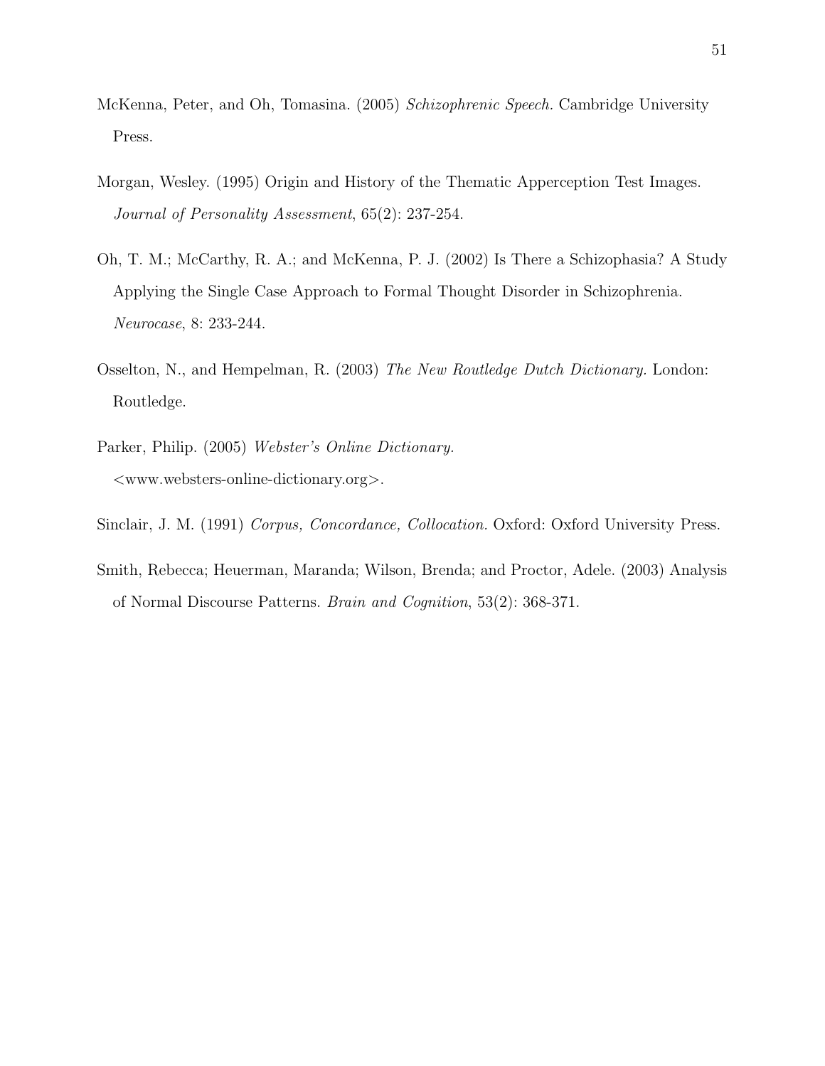McKenna, Peter, and Oh, Tomasina. (2005) *Schizophrenic Speech.* Cambridge University Press.

Morgan, Wesley. (1995) Origin and History of the Thematic Apperception Test Images. *Journal of Personality Assessment*, 65(2): 237-254.

Oh, T. M.; McCarthy, R. A.; and McKenna, P. J. (2002) Is There a Schizophasia? A Study Applying the Single Case Approach to Formal Thought Disorder in Schizophrenia. *Neurocase*, 8: 233-244.

Osselton, N., and Hempelman, R. (2003) *The New Routledge Dutch Dictionary.* London: Routledge.

Parker, Philip. (2005) *Webster's Online Dictionary.* <www.websters-online-dictionary.org>.

Sinclair, J. M. (1991) *Corpus, Concordance, Collocation.* Oxford: Oxford University Press.

Smith, Rebecca; Heuerman, Maranda; Wilson, Brenda; and Proctor, Adele. (2003) Analysis of Normal Discourse Patterns. *Brain and Cognition*, 53(2): 368-371.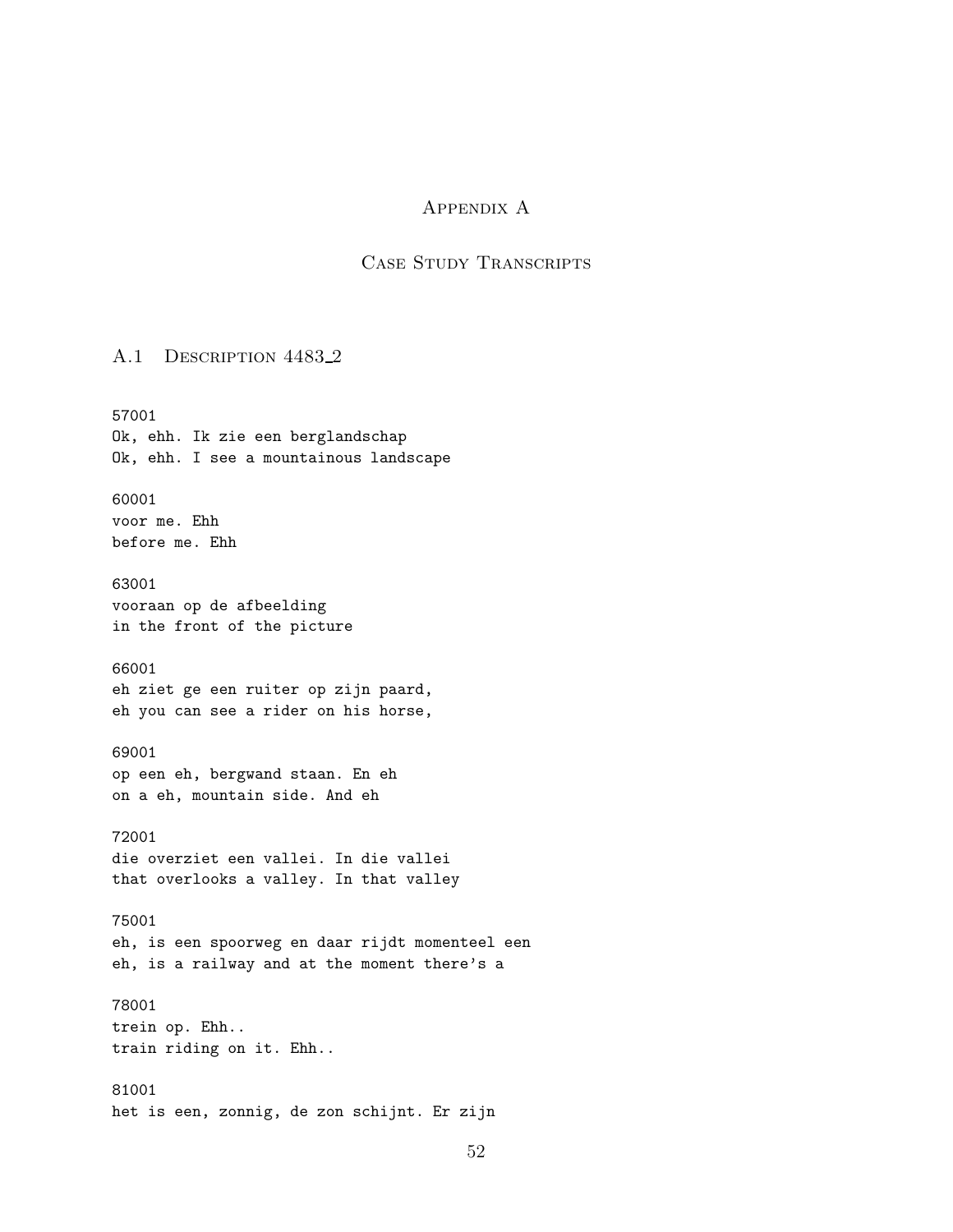# Appendix A

## Case Study Transcripts

### A.1 Description 4483_2

```
57001
Ok, ehh. Ik zie een berglandschap
Ok, ehh. I see a mountainous landscape

60001
voor me. Ehh
before me. Ehh

63001
vooraan op de afbeelding
in the front of the picture

66001
eh ziet ge een ruiter op zijn paard,
eh you can see a rider on his horse,

69001
op een eh, bergwand staan. En eh
on a eh, mountain side. And eh

72001
die overziet een vallei. In die vallei
that overlooks a valley. In that valley

75001
eh, is een spoorweg en daar rijdt momenteel een
eh, is a railway and at the moment there's a

78001
trein op. Ehh..
train riding on it. Ehh..

81001
het is een, zonnig, de zon schijnt. Er zijn
```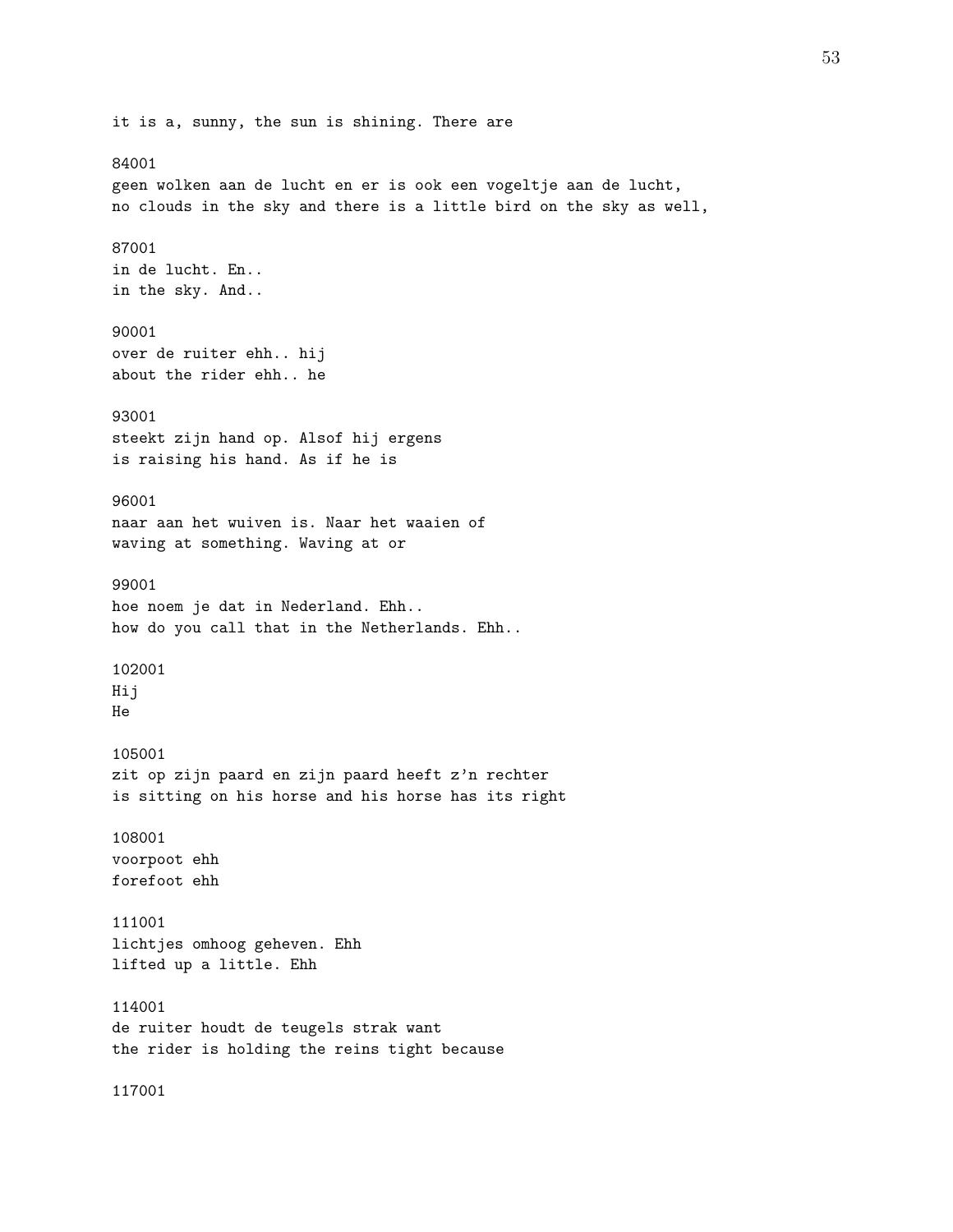it is a, sunny, the sun is shining. There are

84001
geen wolken aan de lucht en er is ook een vogeltje aan de lucht,
no clouds in the sky and there is a little bird on the sky as well,

87001
in de lucht. En..
in the sky. And..

90001
over de ruiter ehh.. hij
about the rider ehh.. he

93001
steekt zijn hand op. Alsof hij ergens
is raising his hand. As if he is

96001
naar aan het wuiven is. Naar het waaien of
waving at something. Waving at or

99001
hoe noem je dat in Nederland. Ehh..
how do you call that in the Netherlands. Ehh..

102001
Hij
He

105001
zit op zijn paard en zijn paard heeft z'n rechter
is sitting on his horse and his horse has its right

108001
voorpoot ehh
forefoot ehh

111001
lichtjes omhoog geheven. Ehh
lifted up a little. Ehh

114001
de ruiter houdt de teugels strak want
the rider is holding the reins tight because

117001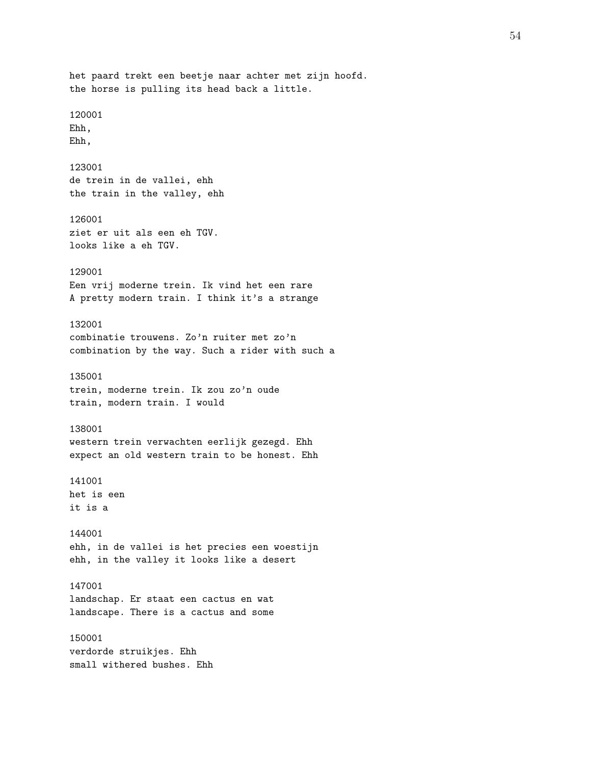het paard trekt een beetje naar achter met zijn hoofd.
the horse is pulling its head back a little.

120001
Ehh,
Ehh,

123001
de trein in de vallei, ehh
the train in the valley, ehh

126001
ziet er uit als een eh TGV.
looks like a eh TGV.

129001
Een vrij moderne trein. Ik vind het een rare
A pretty modern train. I think it's a strange

132001
combinatie trouwens. Zo'n ruiter met zo'n
combination by the way. Such a rider with such a

135001
trein, moderne trein. Ik zou zo'n oude
train, modern train. I would

138001
western trein verwachten eerlijk gezegd. Ehh
expect an old western train to be honest. Ehh

141001
het is een
it is a

144001
ehh, in de vallei is het precies een woestijn
ehh, in the valley it looks like a desert

147001
landschap. Er staat een cactus en wat
landscape. There is a cactus and some

150001
verdorde struikjes. Ehh
small withered bushes. Ehh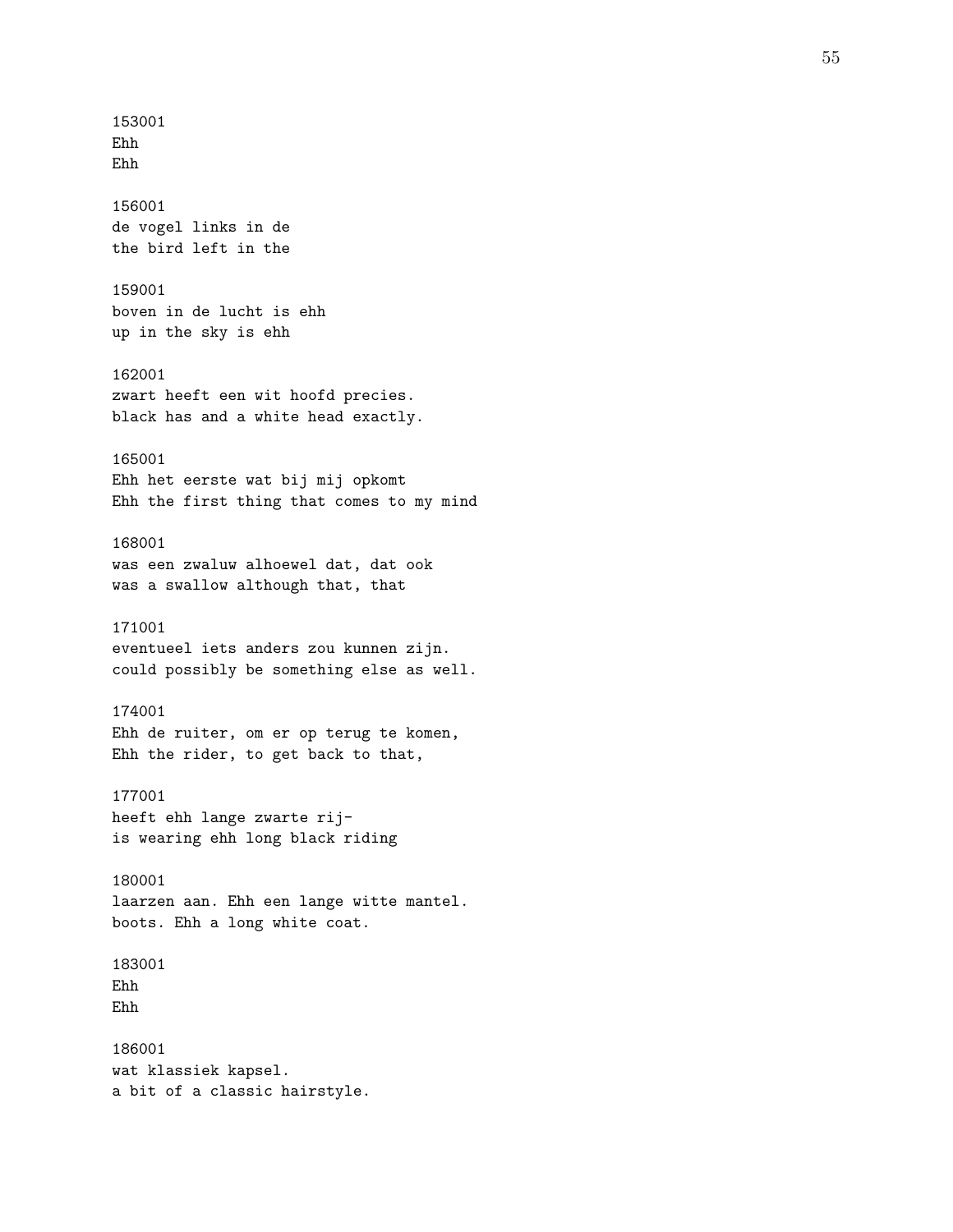153001
Ehh
Ehh

156001
de vogel links in de
the bird left in the

159001
boven in de lucht is ehh
up in the sky is ehh

162001
zwart heeft een wit hoofd precies.
black has and a white head exactly.

165001
Ehh het eerste wat bij mij opkomt
Ehh the first thing that comes to my mind

168001
was een zwaluw alhoewel dat, dat ook
was a swallow although that, that

171001
eventueel iets anders zou kunnen zijn.
could possibly be something else as well.

174001
Ehh de ruiter, om er op terug te komen,
Ehh the rider, to get back to that,

177001
heeft ehh lange zwarte rij-
is wearing ehh long black riding

180001
laarzen aan. Ehh een lange witte mantel.
boots. Ehh a long white coat.

183001
Ehh
Ehh

186001
wat klassiek kapsel.
a bit of a classic hairstyle.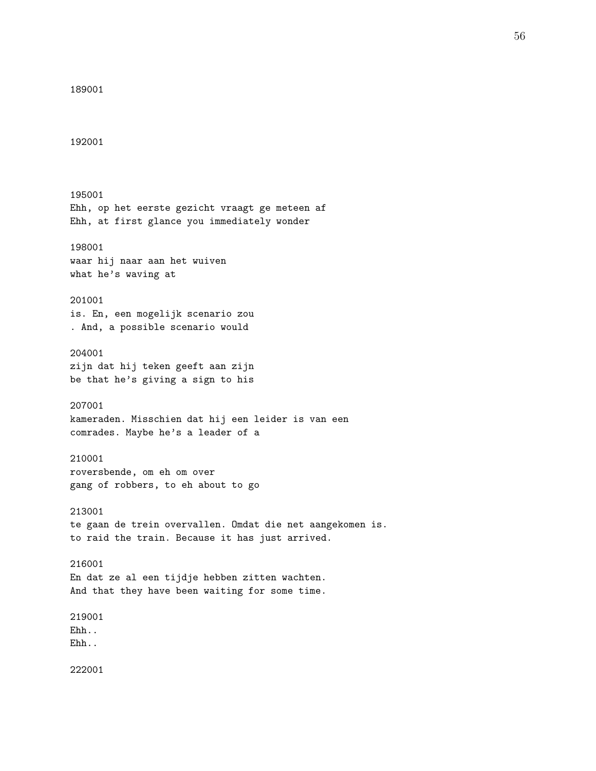189001

192001

195001
Ehh, op het eerste gezicht vraagt ge meteen af
Ehh, at first glance you immediately wonder

198001
waar hij naar aan het wuiven
what he's waving at

201001
is. En, een mogelijk scenario zou
. And, a possible scenario would

204001
zijn dat hij teken geeft aan zijn
be that he's giving a sign to his

207001
kameraden. Misschien dat hij een leider is van een
comrades. Maybe he's a leader of a

210001
roversbende, om eh om over
gang of robbers, to eh about to go

213001
te gaan de trein overvallen. Omdat die net aangekomen is.
to raid the train. Because it has just arrived.

216001
En dat ze al een tijdje hebben zitten wachten.
And that they have been waiting for some time.

219001
Ehh..
Ehh..

222001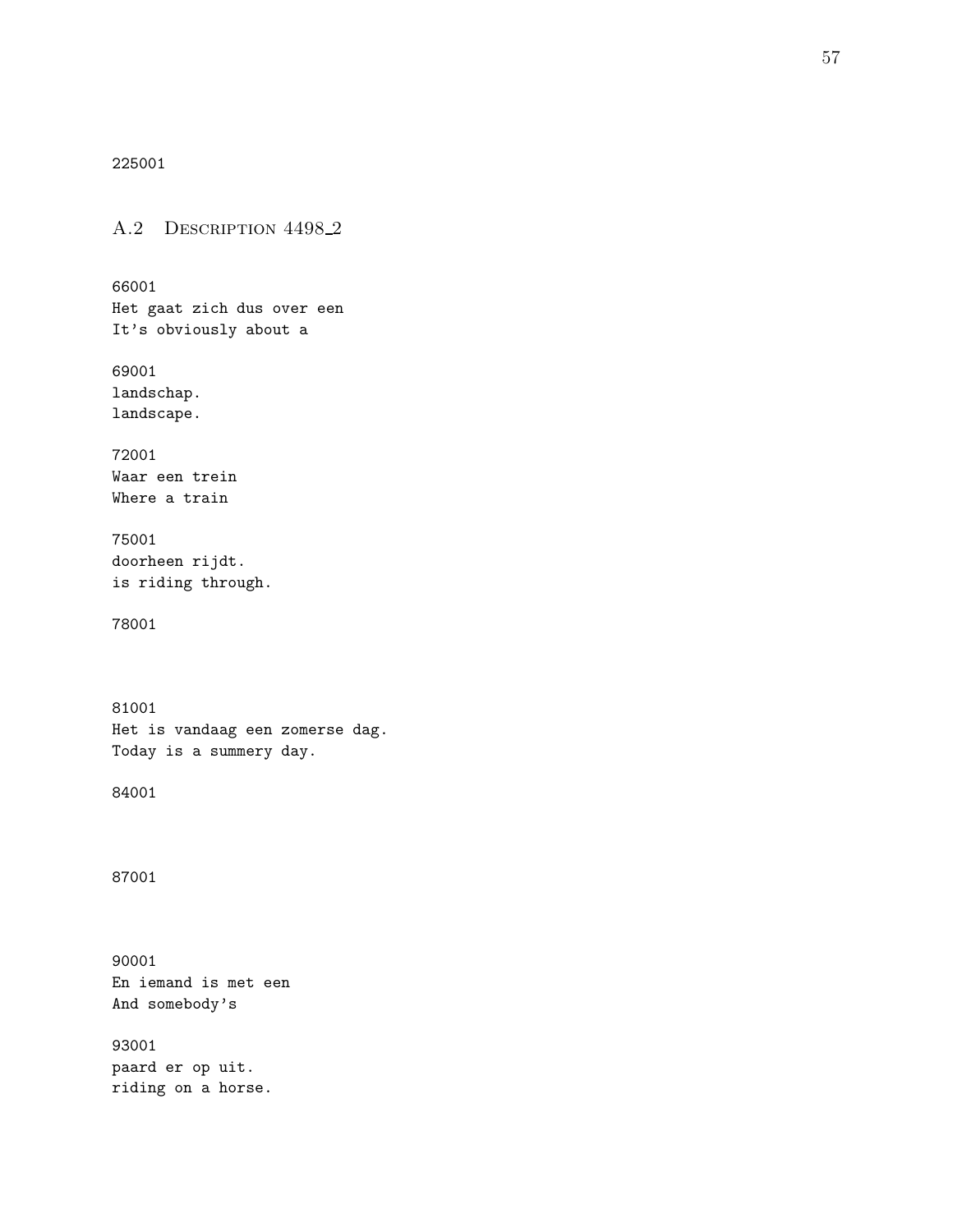225001

## A.2 Description 4498_2

66001
Het gaat zich dus over een
It's obviously about a

69001
landschap.
landscape.

72001
Waar een trein
Where a train

75001
doorheen rijdt.
is riding through.

78001

81001
Het is vandaag een zomerse dag.
Today is a summery day.

84001

87001

90001
En iemand is met een
And somebody's

93001
paard er op uit.
riding on a horse.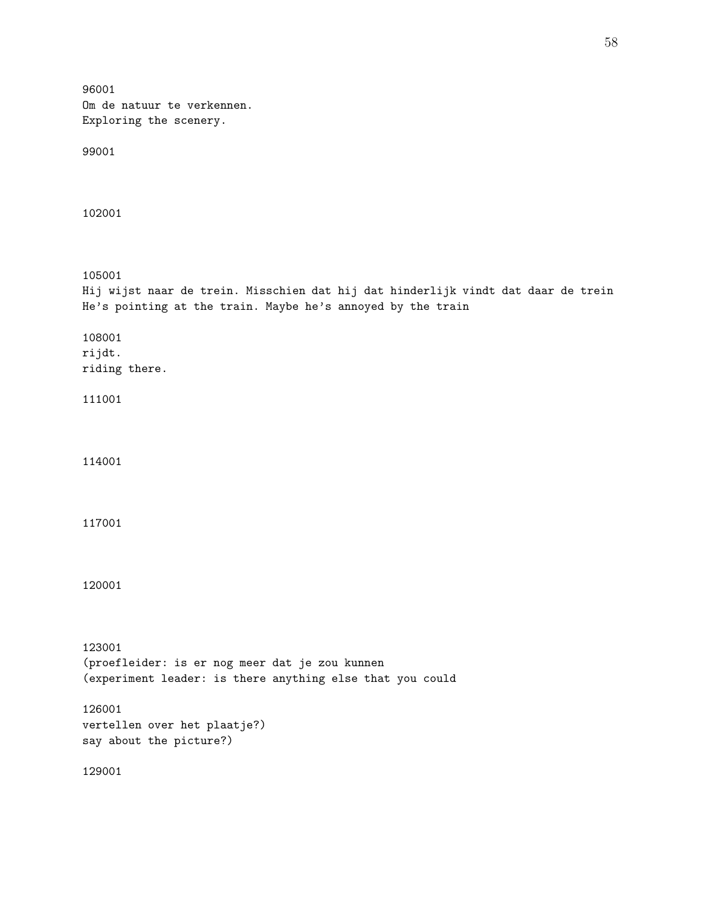96001
Om de natuur te verkennen.
Exploring the scenery.

99001

102001

105001
Hij wijst naar de trein. Misschien dat hij dat hinderlijk vindt dat daar de trein
He's pointing at the train. Maybe he's annoyed by the train

108001
rijdt.
riding there.

111001

114001

117001

120001

123001
(proefleider: is er nog meer dat je zou kunnen
(experiment leader: is there anything else that you could

126001
vertellen over het plaatje?)
say about the picture?)

129001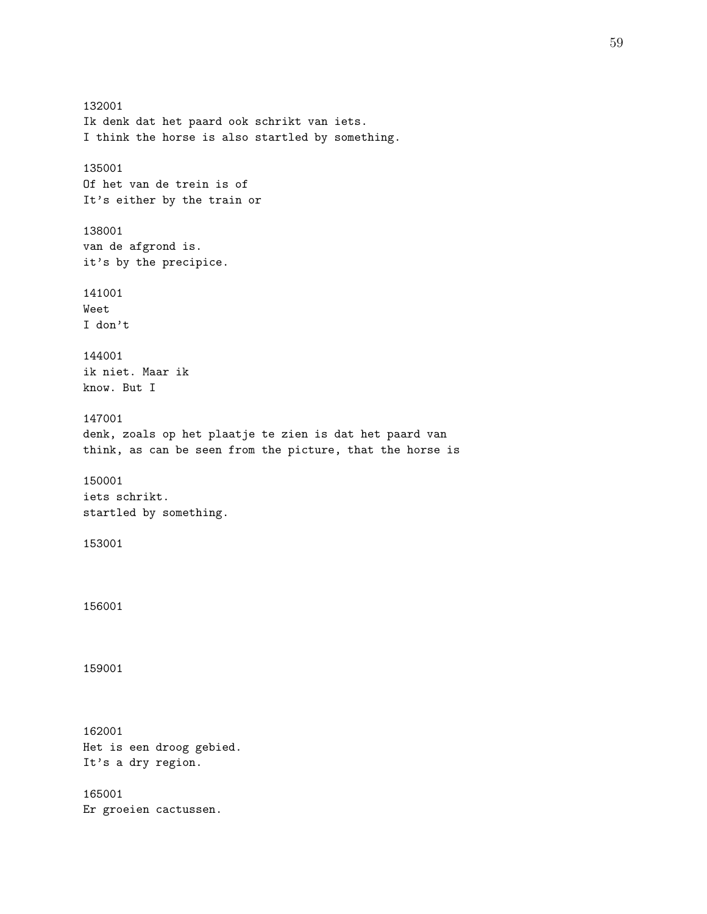132001
Ik denk dat het paard ook schrikt van iets.
I think the horse is also startled by something.

135001
Of het van de trein is of
It's either by the train or

138001
van de afgrond is.
it's by the precipice.

141001
Weet
I don't

144001
ik niet. Maar ik
know. But I

147001
denk, zoals op het plaatje te zien is dat het paard van
think, as can be seen from the picture, that the horse is

150001
iets schrikt.
startled by something.

153001

156001

159001

162001
Het is een droog gebied.
It's a dry region.

165001
Er groeien cactussen.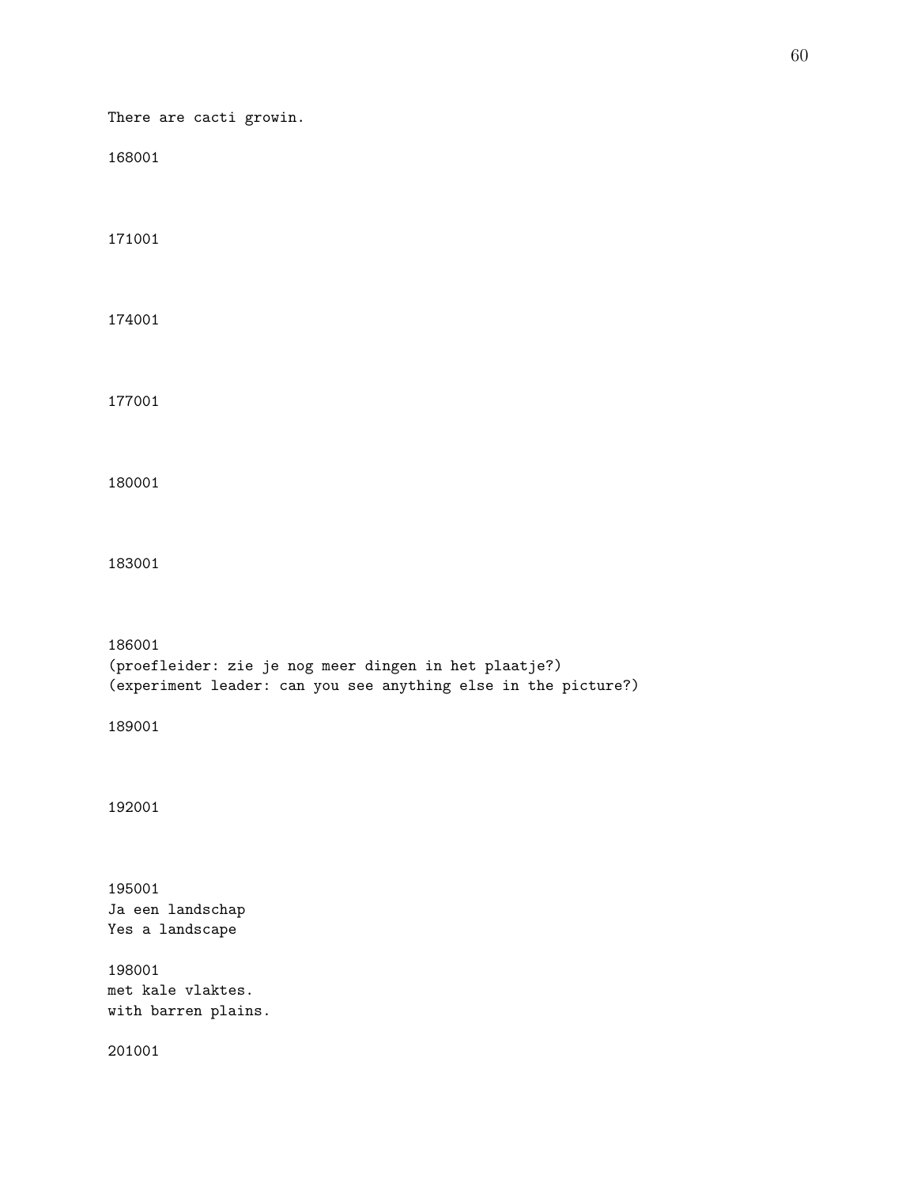There are cacti growin.

168001

171001

174001

177001

180001

183001

186001
(proefleider: zie je nog meer dingen in het plaatje?)
(experiment leader: can you see anything else in the picture?)

189001

192001

195001
Ja een landschap
Yes a landscape

198001
met kale vlaktes.
with barren plains.

201001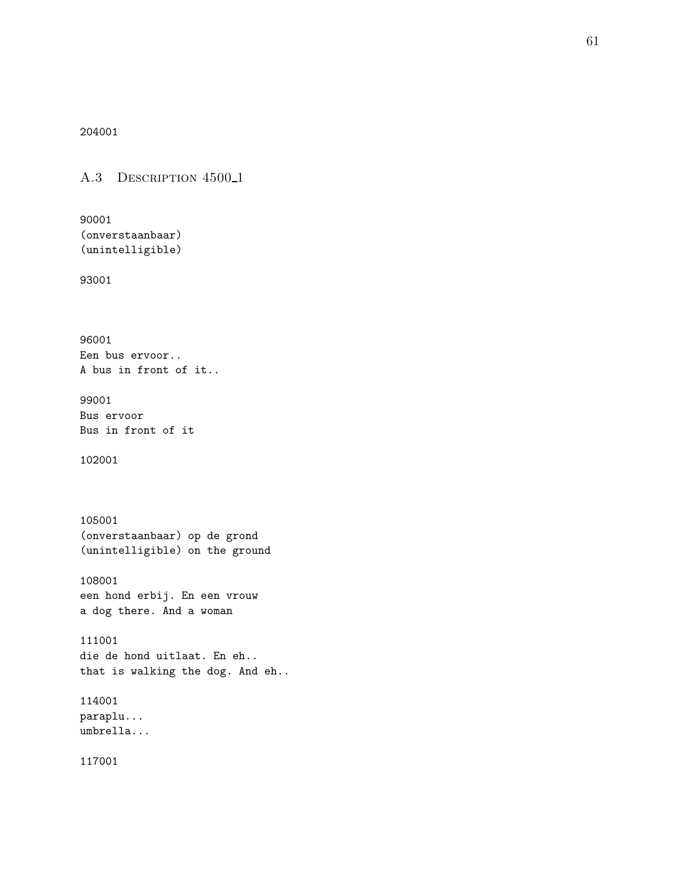204001

## A.3 Description 4500_1

90001
(onverstaanbaar)
(unintelligible)

93001

96001
Een bus ervoor..
A bus in front of it..

99001
Bus ervoor
Bus in front of it

102001

105001
(onverstaanbaar) op de grond
(unintelligible) on the ground

108001
een hond erbij. En een vrouw
a dog there. And a woman

111001
die de hond uitlaat. En eh..
that is walking the dog. And eh..

114001
paraplu...
umbrella...

117001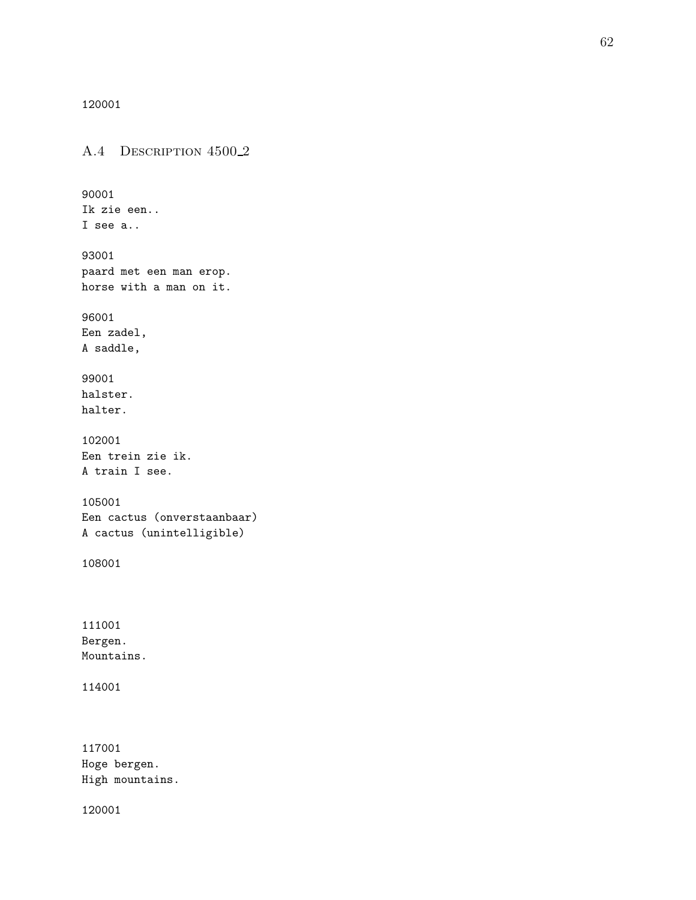120001

## A.4 Description 4500_2

```
90001
Ik zie een..
I see a..

93001
paard met een man erop.
horse with a man on it.

96001
Een zadel,
A saddle,

99001
halster.
halter.

102001
Een trein zie ik.
A train I see.

105001
Een cactus (onverstaanbaar)
A cactus (unintelligible)

108001



111001
Bergen.
Mountains.

114001



117001
Hoge bergen.
High mountains.

120001
```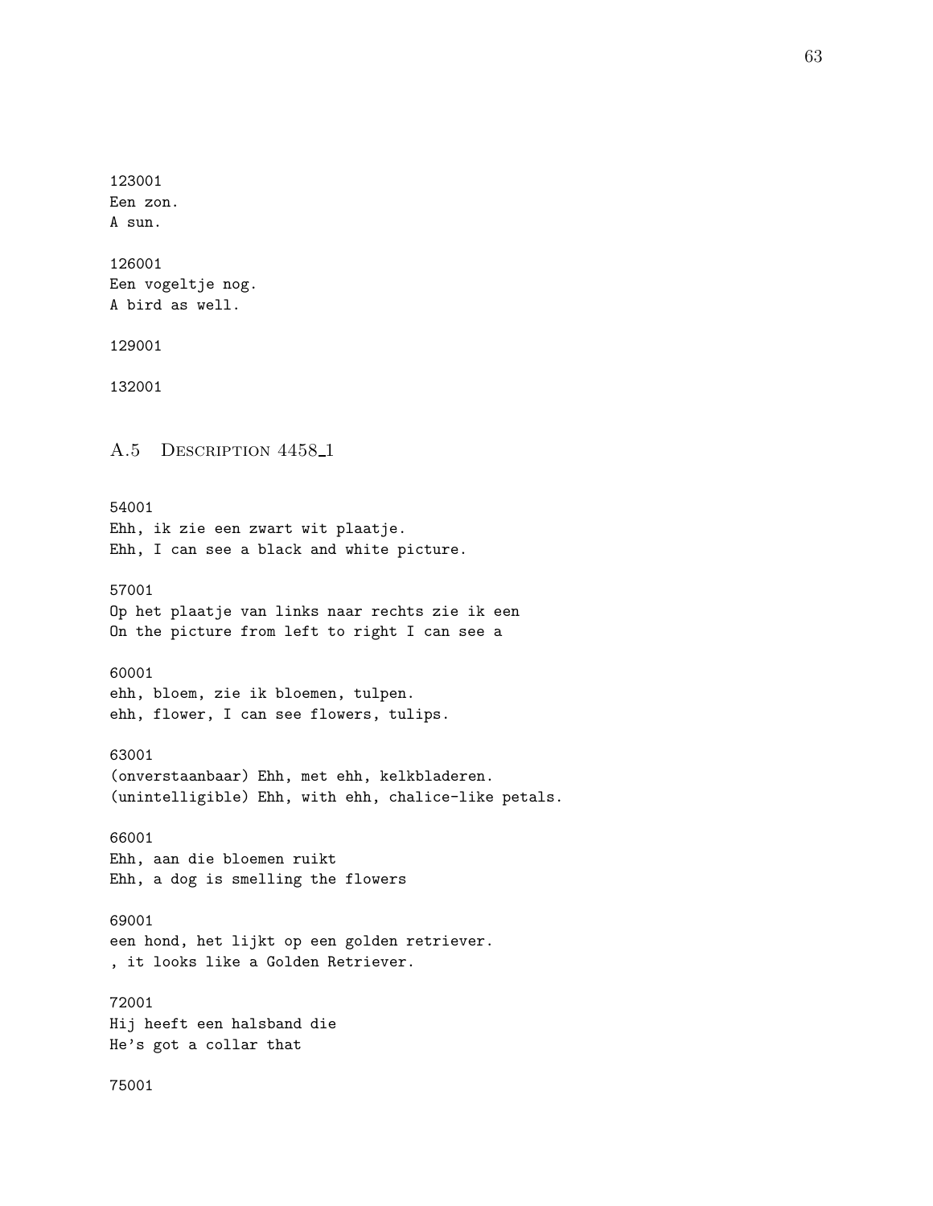123001
Een zon.
A sun.

126001
Een vogeltje nog.
A bird as well.

129001

132001

## A.5 Description 4458_1

54001
Ehh, ik zie een zwart wit plaatje.
Ehh, I can see a black and white picture.

57001
Op het plaatje van links naar rechts zie ik een
On the picture from left to right I can see a

60001
ehh, bloem, zie ik bloemen, tulpen.
ehh, flower, I can see flowers, tulips.

63001
(onverstaanbaar) Ehh, met ehh, kelkbladeren.
(unintelligible) Ehh, with ehh, chalice-like petals.

66001
Ehh, aan die bloemen ruikt
Ehh, a dog is smelling the flowers

69001
een hond, het lijkt op een golden retriever.
, it looks like a Golden Retriever.

72001
Hij heeft een halsband die
He's got a collar that

75001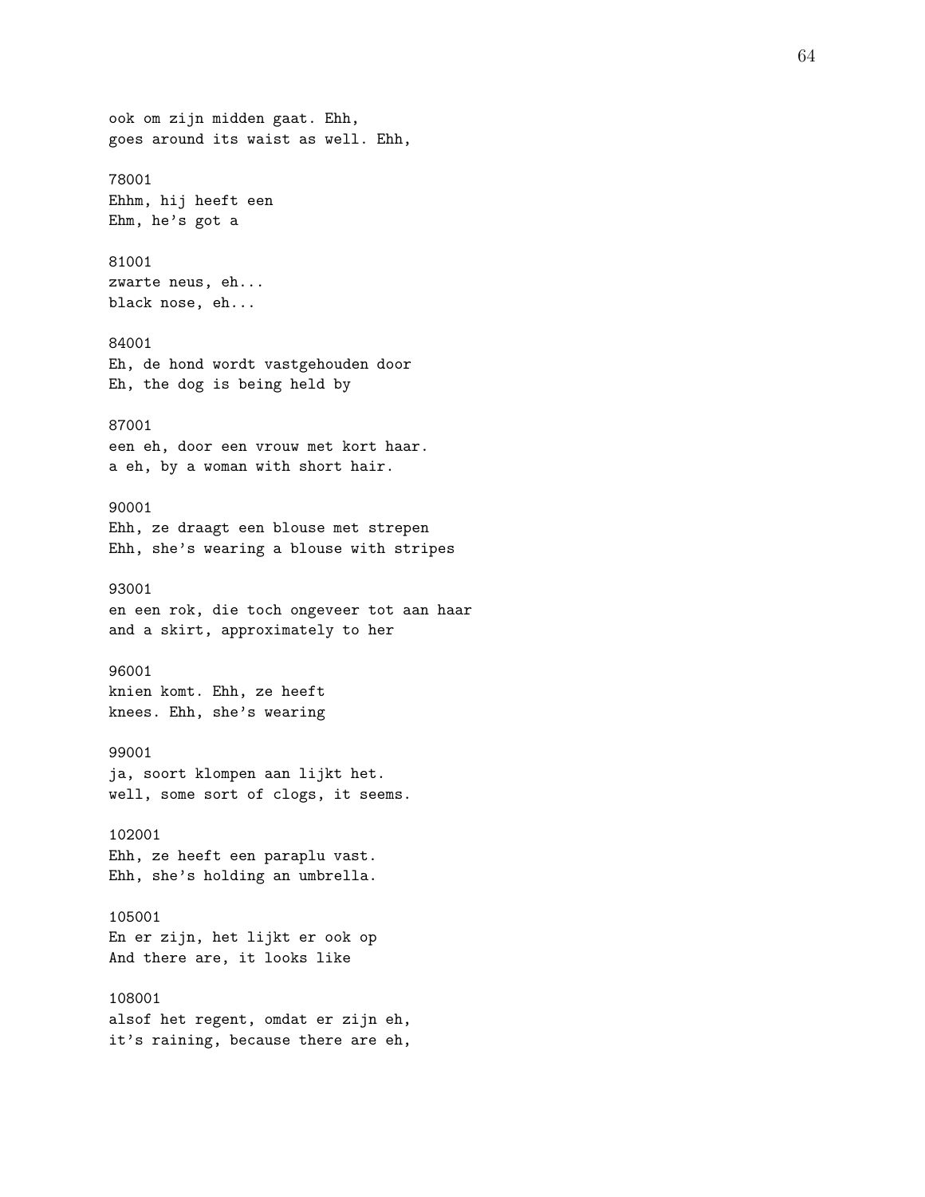ook om zijn midden gaat. Ehh,
goes around its waist as well. Ehh,

78001
Ehhm, hij heeft een
Ehm, he's got a

81001
zwarte neus, eh...
black nose, eh...

84001
Eh, de hond wordt vastgehouden door
Eh, the dog is being held by

87001
een eh, door een vrouw met kort haar.
a eh, by a woman with short hair.

90001
Ehh, ze draagt een blouse met strepen
Ehh, she's wearing a blouse with stripes

93001
en een rok, die toch ongeveer tot aan haar
and a skirt, approximately to her

96001
knien komt. Ehh, ze heeft
knees. Ehh, she's wearing

99001
ja, soort klompen aan lijkt het.
well, some sort of clogs, it seems.

102001
Ehh, ze heeft een paraplu vast.
Ehh, she's holding an umbrella.

105001
En er zijn, het lijkt er ook op
And there are, it looks like

108001
alsof het regent, omdat er zijn eh,
it's raining, because there are eh,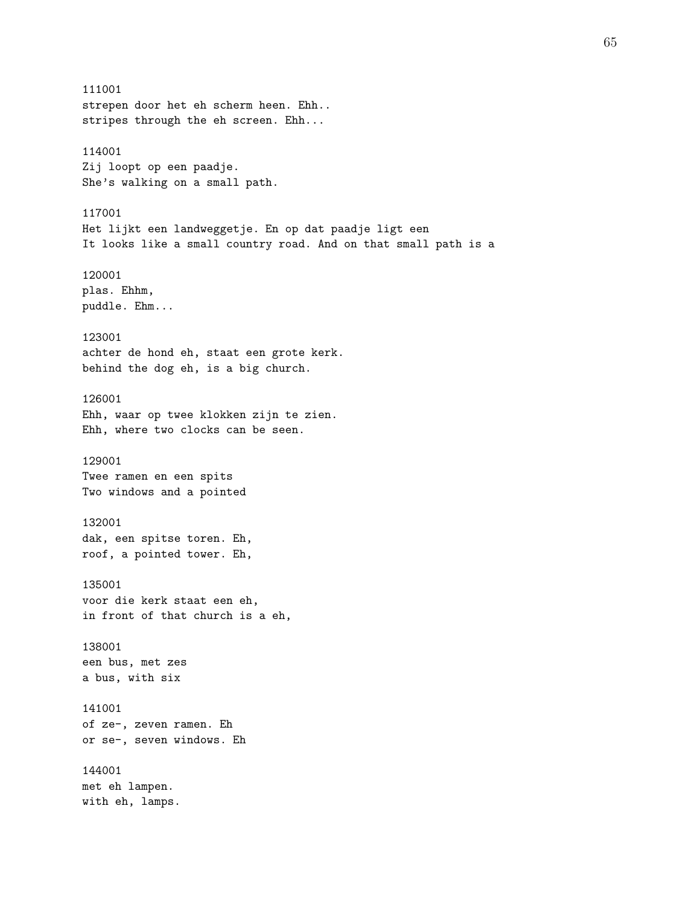111001
strepen door het eh scherm heen. Ehh..
stripes through the eh screen. Ehh...

114001
Zij loopt op een paadje.
She's walking on a small path.

117001
Het lijkt een landweggetje. En op dat paadje ligt een
It looks like a small country road. And on that small path is a

120001
plas. Ehhm,
puddle. Ehm...

123001
achter de hond eh, staat een grote kerk.
behind the dog eh, is a big church.

126001
Ehh, waar op twee klokken zijn te zien.
Ehh, where two clocks can be seen.

129001
Twee ramen en een spits
Two windows and a pointed

132001
dak, een spitse toren. Eh,
roof, a pointed tower. Eh,

135001
voor die kerk staat een eh,
in front of that church is a eh,

138001
een bus, met zes
a bus, with six

141001
of ze-, zeven ramen. Eh
or se-, seven windows. Eh

144001
met eh lampen.
with eh, lamps.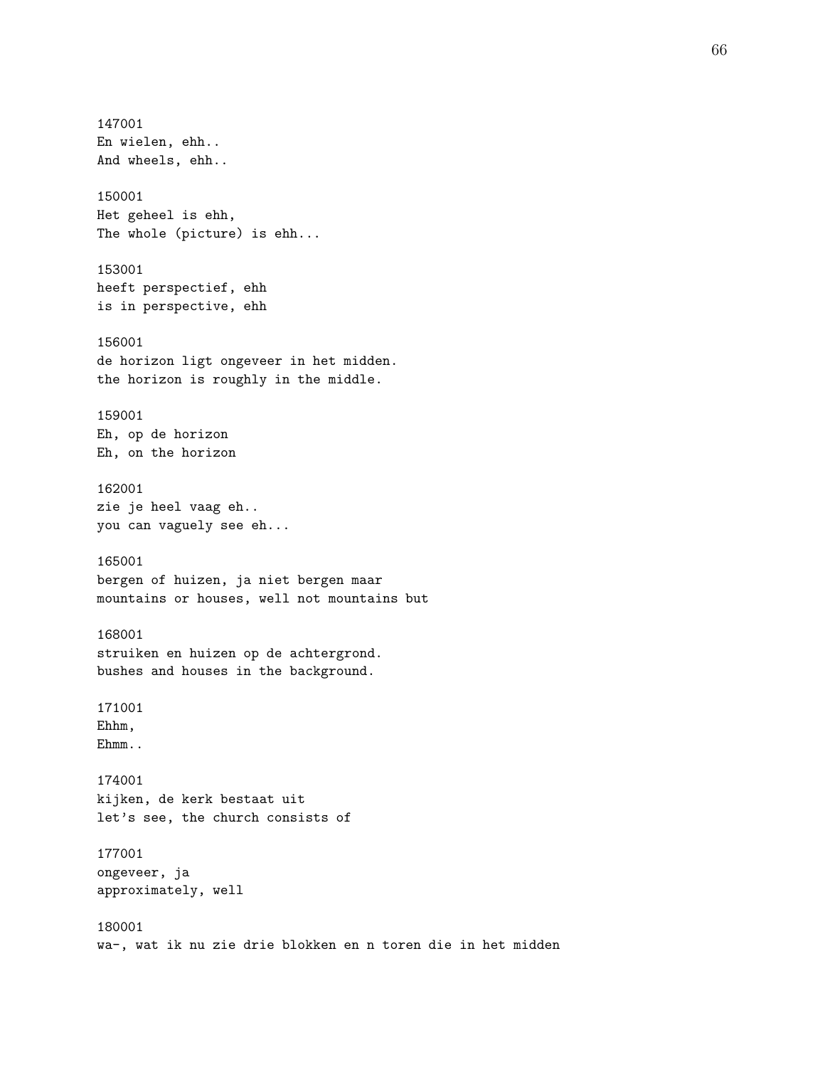147001
En wielen, ehh..
And wheels, ehh..

150001
Het geheel is ehh,
The whole (picture) is ehh...

153001
heeft perspectief, ehh
is in perspective, ehh

156001
de horizon ligt ongeveer in het midden.
the horizon is roughly in the middle.

159001
Eh, op de horizon
Eh, on the horizon

162001
zie je heel vaag eh..
you can vaguely see eh...

165001
bergen of huizen, ja niet bergen maar
mountains or houses, well not mountains but

168001
struiken en huizen op de achtergrond.
bushes and houses in the background.

171001
Ehhm,
Ehmm..

174001
kijken, de kerk bestaat uit
let's see, the church consists of

177001
ongeveer, ja
approximately, well

180001
wa-, wat ik nu zie drie blokken en n toren die in het midden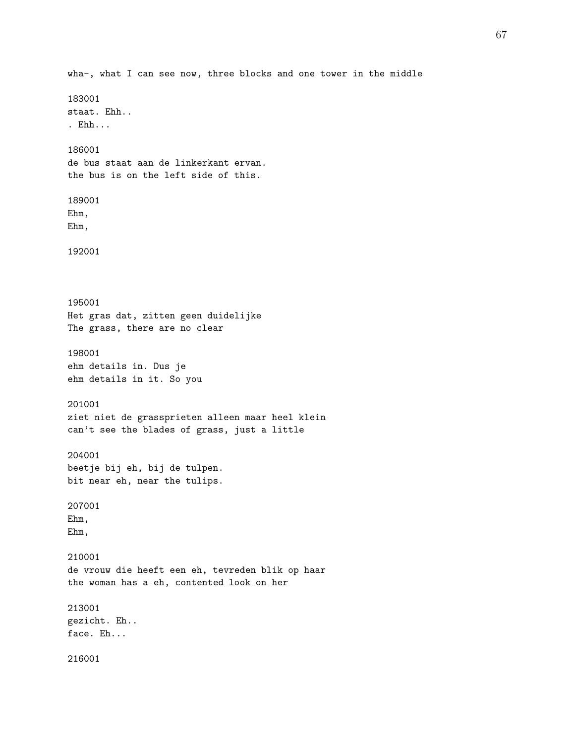wha-, what I can see now, three blocks and one tower in the middle

183001
staat. Ehh..
. Ehh...

186001
de bus staat aan de linkerkant ervan.
the bus is on the left side of this.

189001
Ehm,
Ehm,

192001

195001
Het gras dat, zitten geen duidelijke
The grass, there are no clear

198001
ehm details in. Dus je
ehm details in it. So you

201001
ziet niet de grassprieten alleen maar heel klein
can't see the blades of grass, just a little

204001
beetje bij eh, bij de tulpen.
bit near eh, near the tulips.

207001
Ehm,
Ehm,

210001
de vrouw die heeft een eh, tevreden blik op haar
the woman has a eh, contented look on her

213001
gezicht. Eh..
face. Eh...

216001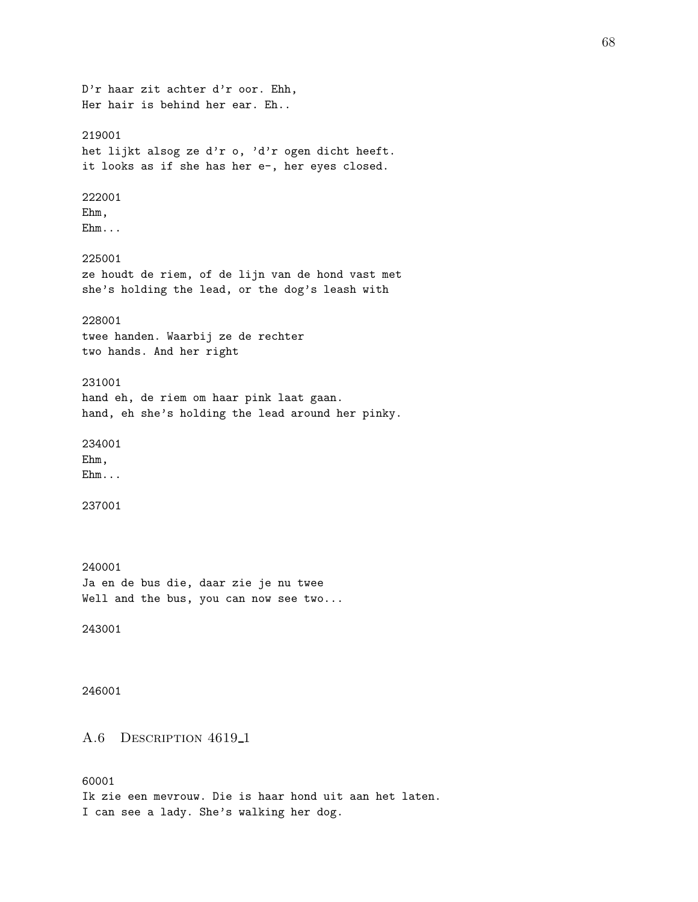D'r haar zit achter d'r oor. Ehh,
Her hair is behind her ear. Eh..

219001
het lijkt alsog ze d'r o, 'd'r ogen dicht heeft.
it looks as if she has her e-, her eyes closed.

222001
Ehm,
Ehm...

225001
ze houdt de riem, of de lijn van de hond vast met
she's holding the lead, or the dog's leash with

228001
twee handen. Waarbij ze de rechter
two hands. And her right

231001
hand eh, de riem om haar pink laat gaan.
hand, eh she's holding the lead around her pinky.

234001
Ehm,
Ehm...

237001

240001
Ja en de bus die, daar zie je nu twee
Well and the bus, you can now see two...

243001

246001

## A.6 Description 4619_1

60001
Ik zie een mevrouw. Die is haar hond uit aan het laten.
I can see a lady. She's walking her dog.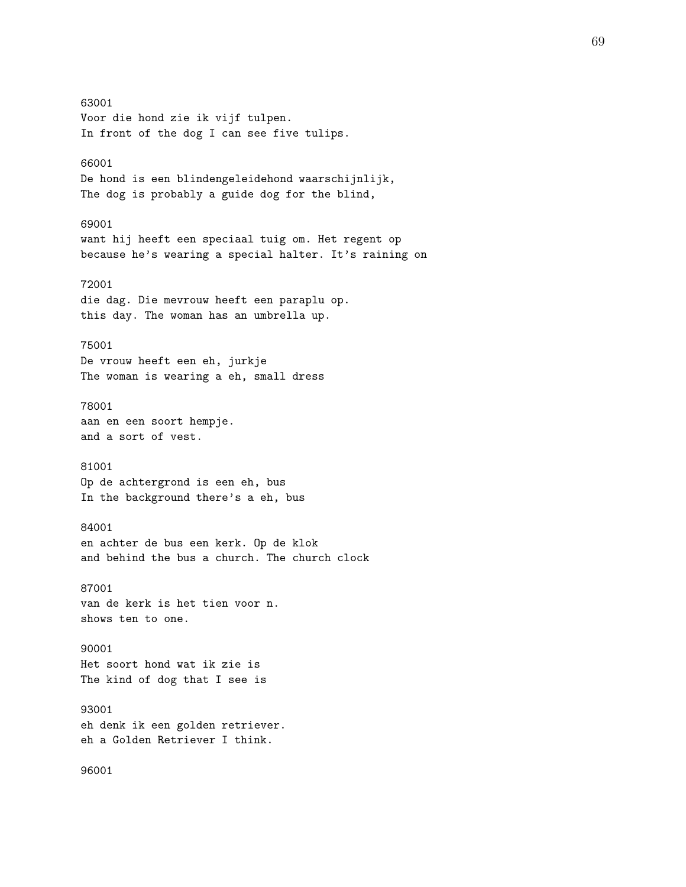63001
Voor die hond zie ik vijf tulpen.
In front of the dog I can see five tulips.

66001
De hond is een blindengeleidehond waarschijnlijk,
The dog is probably a guide dog for the blind,

69001
want hij heeft een speciaal tuig om. Het regent op
because he’s wearing a special halter. It’s raining on

72001
die dag. Die mevrouw heeft een paraplu op.
this day. The woman has an umbrella up.

75001
De vrouw heeft een eh, jurkje
The woman is wearing a eh, small dress

78001
aan en een soort hempje.
and a sort of vest.

81001
Op de achtergrond is een eh, bus
In the background there’s a eh, bus

84001
en achter de bus een kerk. Op de klok
and behind the bus a church. The church clock

87001
van de kerk is het tien voor n.
shows ten to one.

90001
Het soort hond wat ik zie is
The kind of dog that I see is

93001
eh denk ik een golden retriever.
eh a Golden Retriever I think.

96001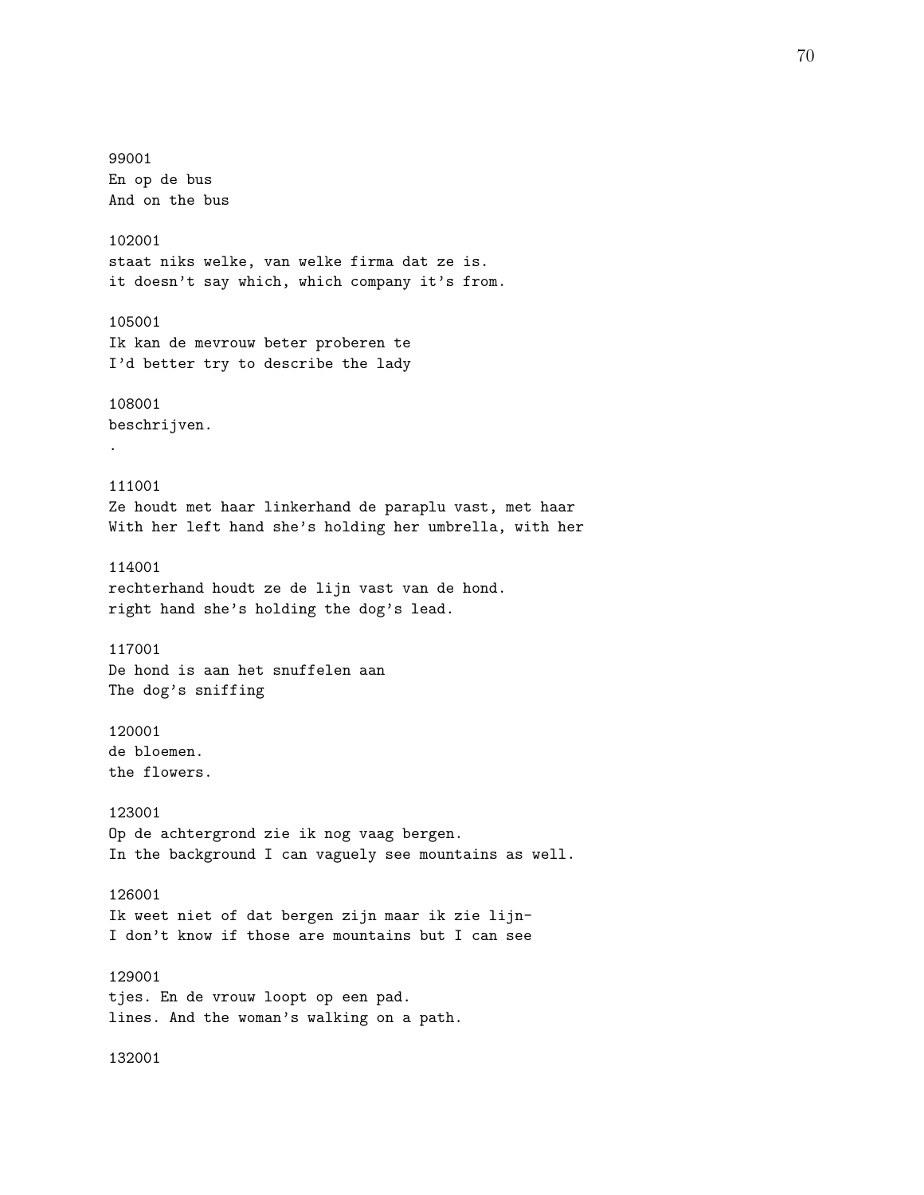99001
En op de bus
And on the bus

102001
staat niks welke, van welke firma dat ze is.
it doesn't say which, which company it's from.

105001
Ik kan de mevrouw beter proberen te
I'd better try to describe the lady

108001
beschrijven.
.

111001
Ze houdt met haar linkerhand de paraplu vast, met haar
With her left hand she's holding her umbrella, with her

114001
rechterhand houdt ze de lijn vast van de hond.
right hand she's holding the dog's lead.

117001
De hond is aan het snuffelen aan
The dog's sniffing

120001
de bloemen.
the flowers.

123001
Op de achtergrond zie ik nog vaag bergen.
In the background I can vaguely see mountains as well.

126001
Ik weet niet of dat bergen zijn maar ik zie lijn-
I don't know if those are mountains but I can see

129001
tjes. En de vrouw loopt op een pad.
lines. And the woman's walking on a path.

132001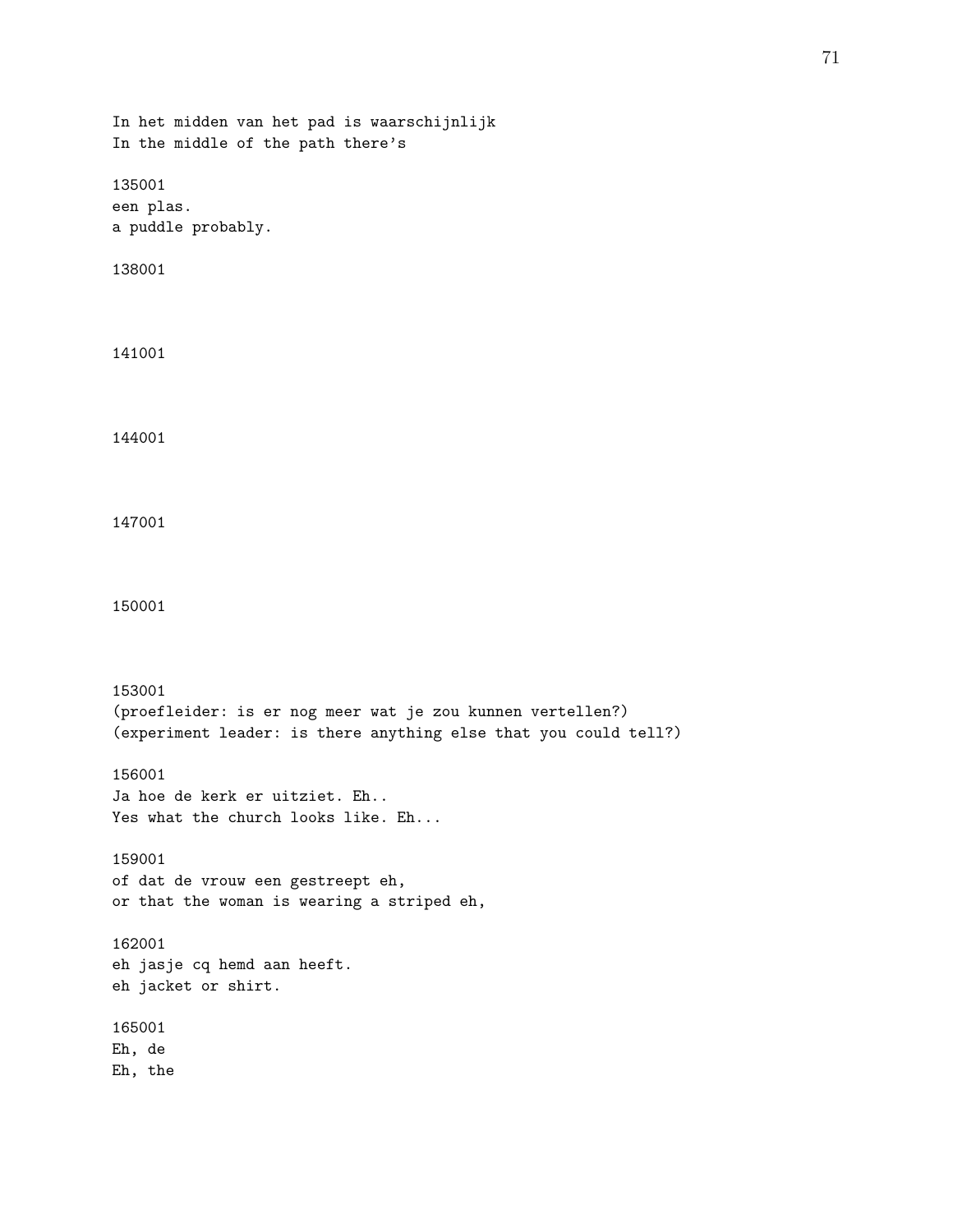In het midden van het pad is waarschijnlijk
In the middle of the path there's

135001
een plas.
a puddle probably.

138001

141001

144001

147001

150001

153001
(proefleider: is er nog meer wat je zou kunnen vertellen?)
(experiment leader: is there anything else that you could tell?)

156001
Ja hoe de kerk er uitziet. Eh..
Yes what the church looks like. Eh...

159001
of dat de vrouw een gestreept eh,
or that the woman is wearing a striped eh,

162001
eh jasje cq hemd aan heeft.
eh jacket or shirt.

165001
Eh, de
Eh, the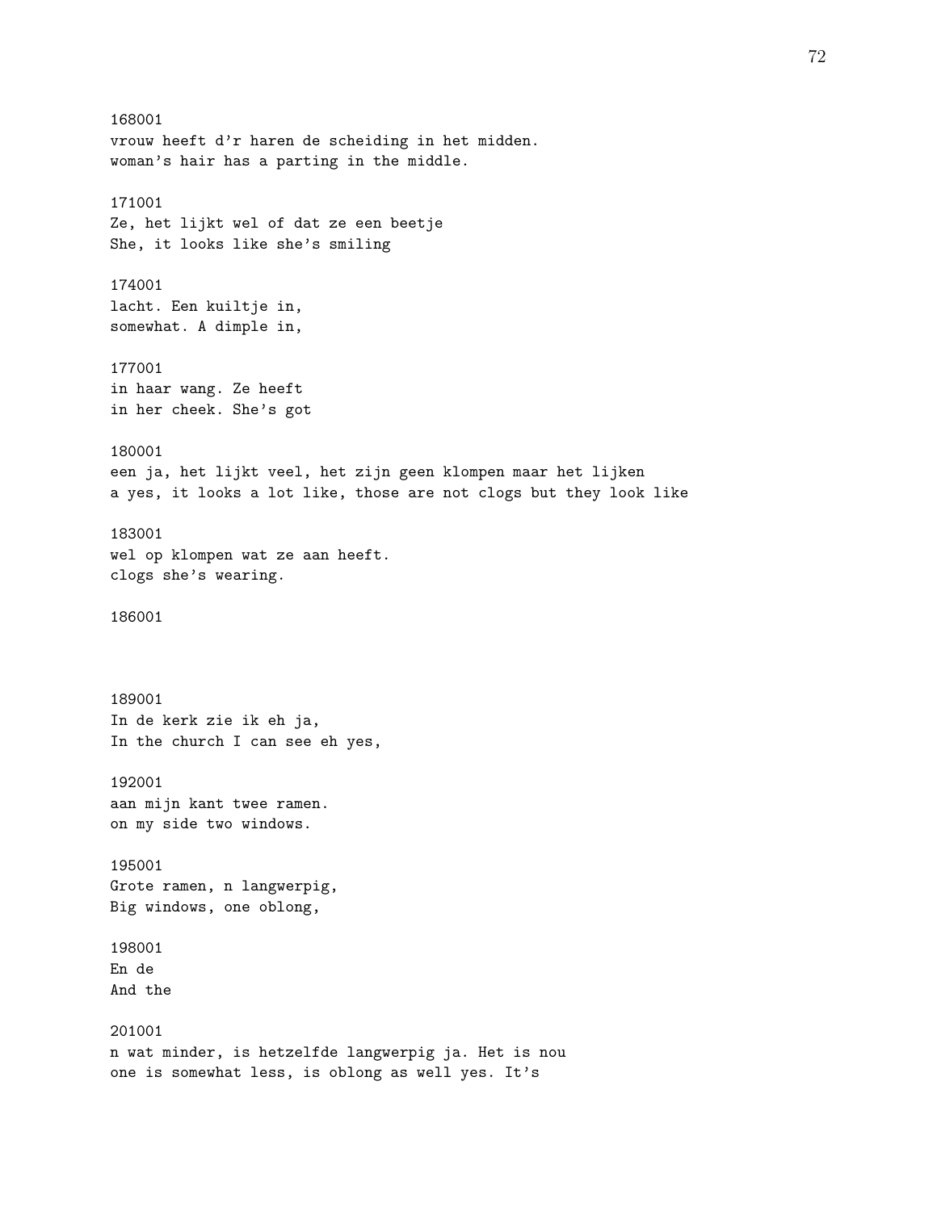168001
vrouw heeft d'r haren de scheiding in het midden.
woman's hair has a parting in the middle.

171001
Ze, het lijkt wel of dat ze een beetje
She, it looks like she's smiling

174001
lacht. Een kuiltje in,
somewhat. A dimple in,

177001
in haar wang. Ze heeft
in her cheek. She's got

180001
een ja, het lijkt veel, het zijn geen klompen maar het lijken
a yes, it looks a lot like, those are not clogs but they look like

183001
wel op klompen wat ze aan heeft.
clogs she's wearing.

186001

189001
In de kerk zie ik eh ja,
In the church I can see eh yes,

192001
aan mijn kant twee ramen.
on my side two windows.

195001
Grote ramen, n langwerpig,
Big windows, one oblong,

198001
En de
And the

201001
n wat minder, is hetzelfde langwerpig ja. Het is nou
one is somewhat less, is oblong as well yes. It's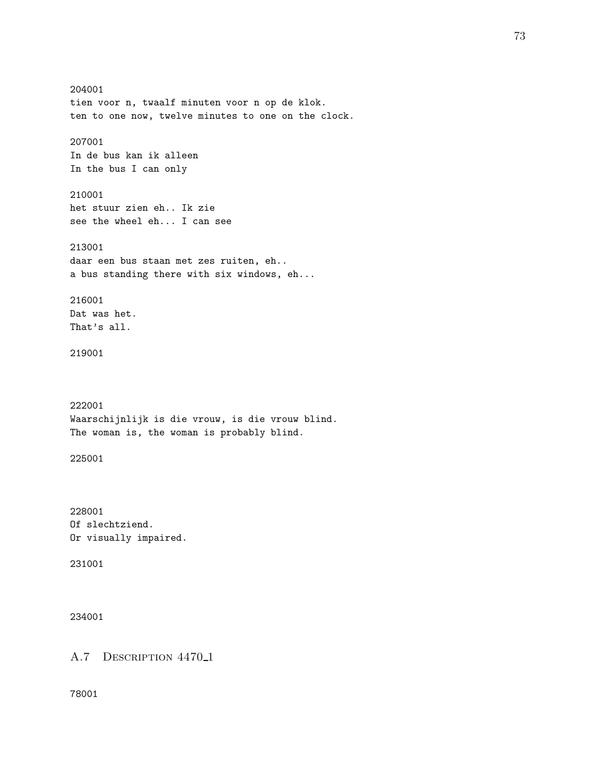204001
tien voor n, twaalf minuten voor n op de klok.
ten to one now, twelve minutes to one on the clock.

207001
In de bus kan ik alleen
In the bus I can only

210001
het stuur zien eh.. Ik zie
see the wheel eh... I can see

213001
daar een bus staan met zes ruiten, eh..
a bus standing there with six windows, eh...

216001
Dat was het.
That's all.

219001

222001
Waarschijnlijk is die vrouw, is die vrouw blind.
The woman is, the woman is probably blind.

225001

228001
Of slechtziend.
Or visually impaired.

231001

234001

## A.7 Description 4470_1

78001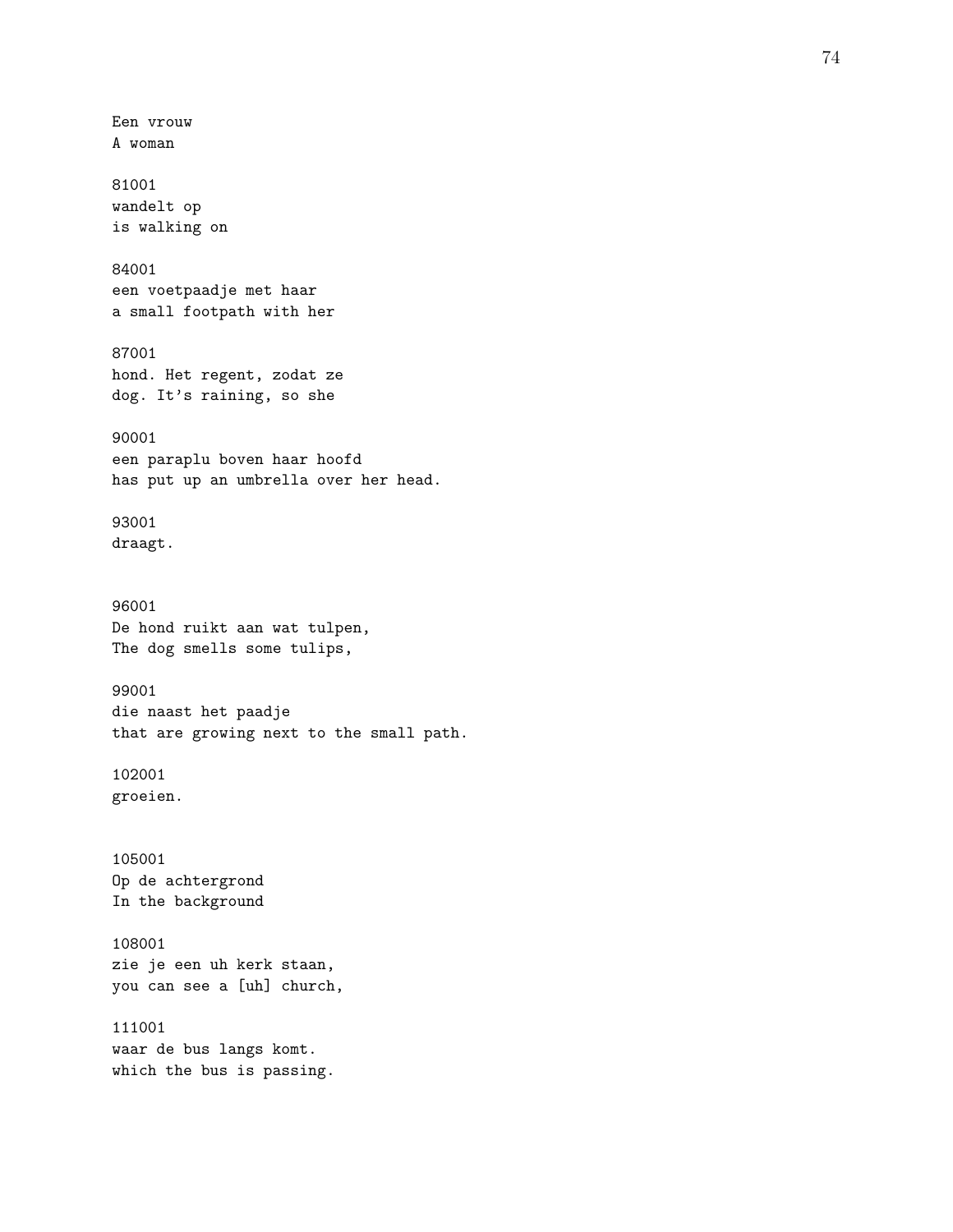Een vrouw
A woman

81001
wandelt op
is walking on

84001
een voetpaadje met haar
a small footpath with her

87001
hond. Het regent, zodat ze
dog. It’s raining, so she

90001
een paraplu boven haar hoofd
has put up an umbrella over her head.

93001
draagt.

96001
De hond ruikt aan wat tulpen,
The dog smells some tulips,

99001
die naast het paadje
that are growing next to the small path.

102001
groeien.

105001
Op de achtergrond
In the background

108001
zie je een uh kerk staan,
you can see a [uh] church,

111001
waar de bus langs komt.
which the bus is passing.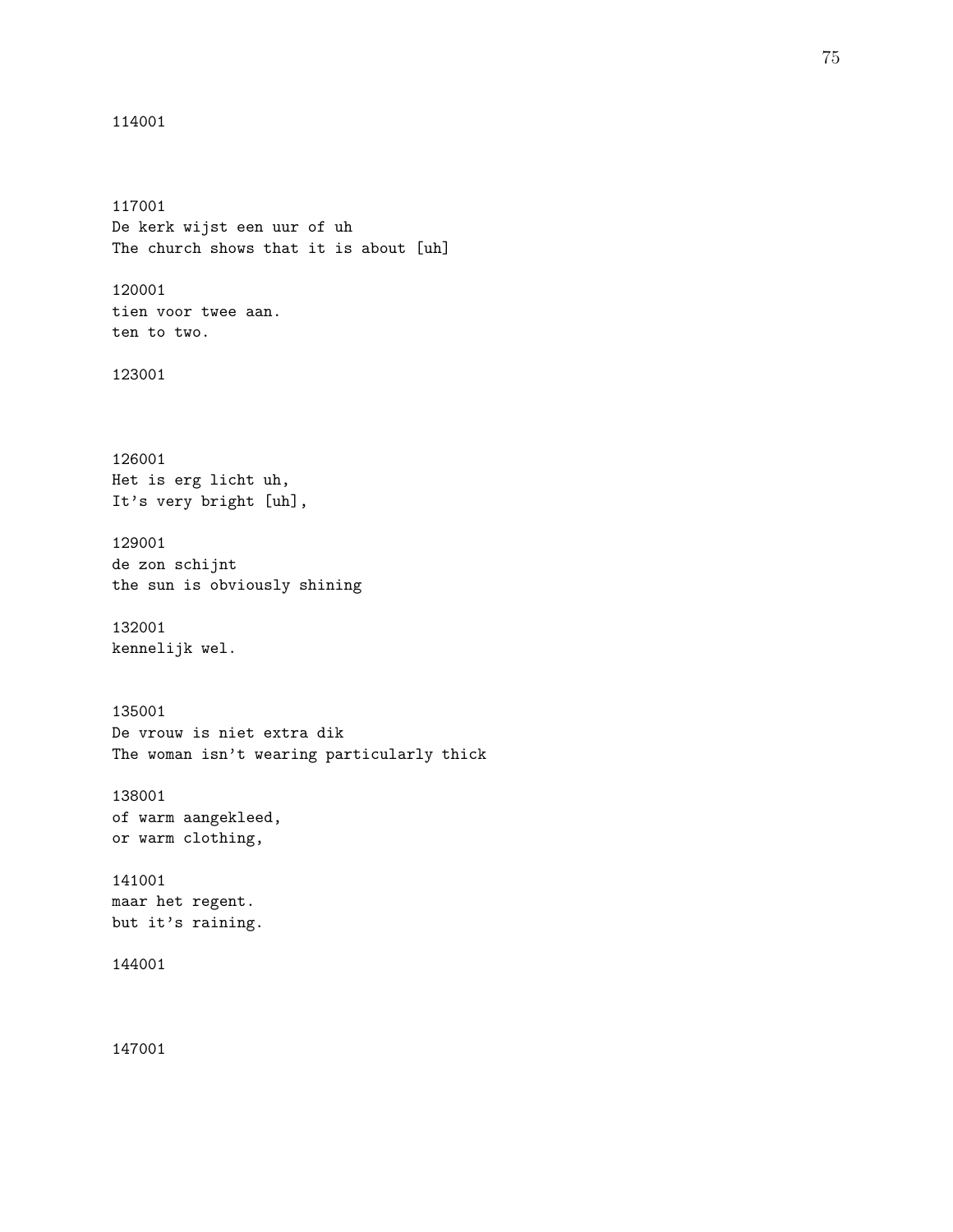114001

117001
De kerk wijst een uur of uh
The church shows that it is about [uh]

120001
tien voor twee aan.
ten to two.

123001

126001
Het is erg licht uh,
It's very bright [uh],

129001
de zon schijnt
the sun is obviously shining

132001
kennelijk wel.

135001
De vrouw is niet extra dik
The woman isn't wearing particularly thick

138001
of warm aangekleed,
or warm clothing,

141001
maar het regent.
but it's raining.

144001

147001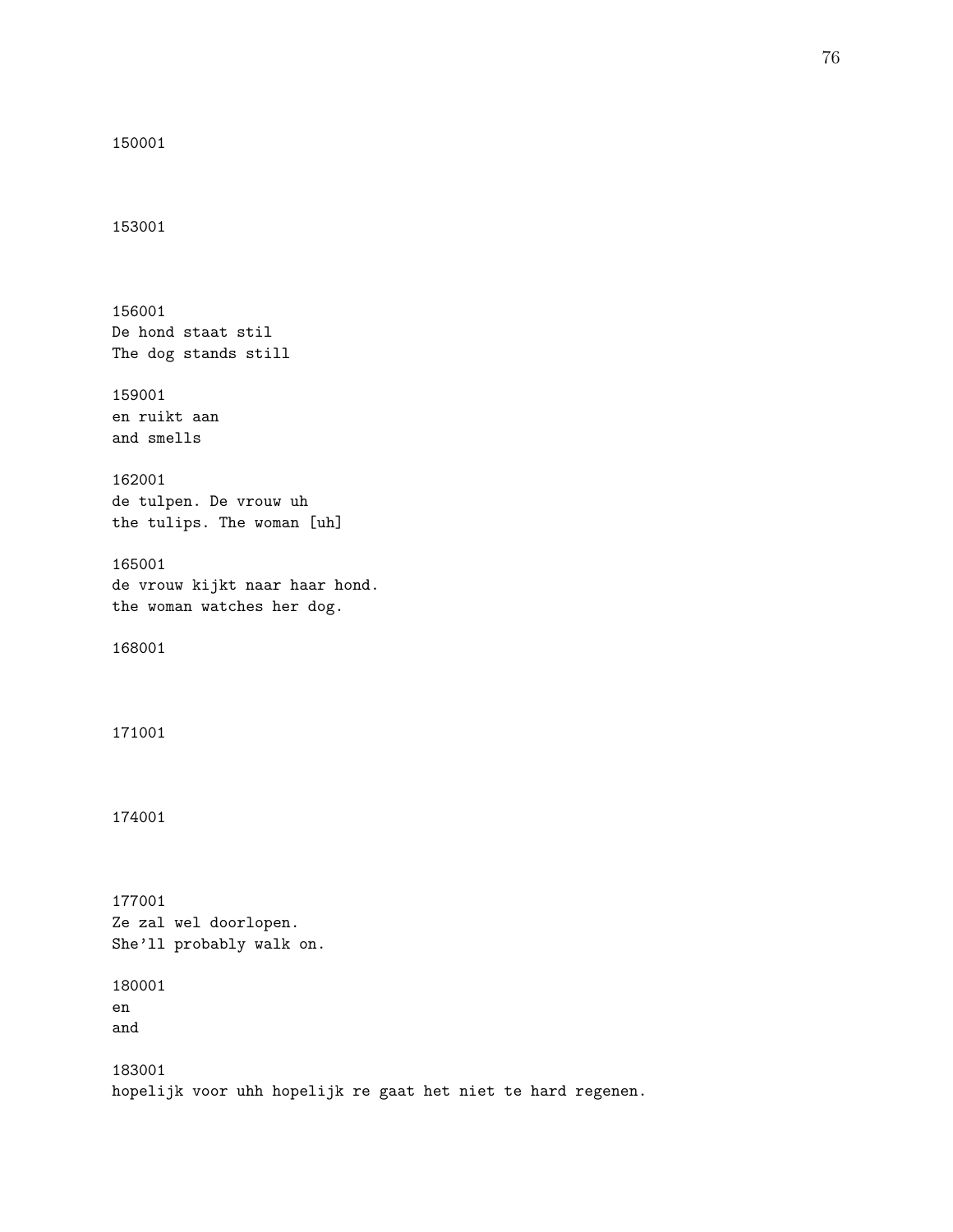150001

153001

156001
De hond staat stil
The dog stands still

159001
en ruikt aan
and smells

162001
de tulpen. De vrouw uh
the tulips. The woman [uh]

165001
de vrouw kijkt naar haar hond.
the woman watches her dog.

168001

171001

174001

177001
Ze zal wel doorlopen.
She'll probably walk on.

180001
en
and

183001
hopelijk voor uhh hopelijk re gaat het niet te hard regenen.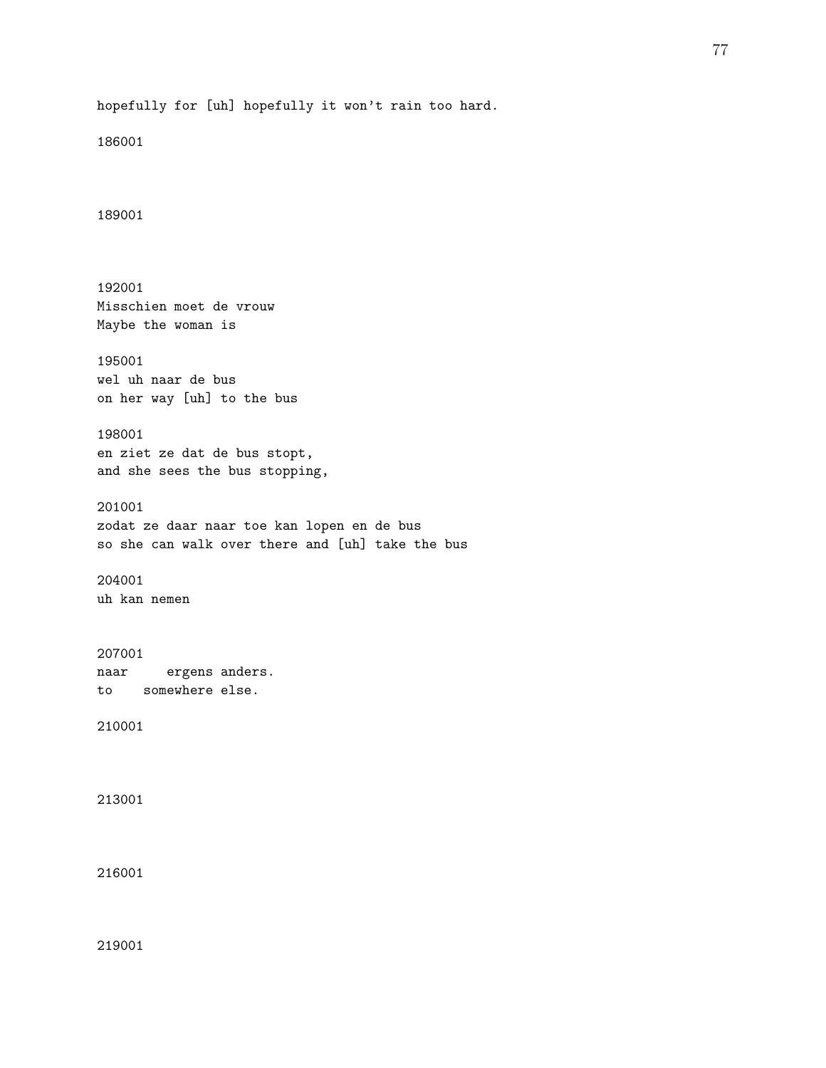hopefully for [uh] hopefully it won't rain too hard.

186001

189001

192001
Misschien moet de vrouw
Maybe the woman is

195001
wel uh naar de bus
on her way [uh] to the bus

198001
en ziet ze dat de bus stopt,
and she sees the bus stopping,

201001
zodat ze daar naar toe kan lopen en de bus
so she can walk over there and [uh] take the bus

204001
uh kan nemen

207001
naar ergens anders.
to somewhere else.

210001

213001

216001

219001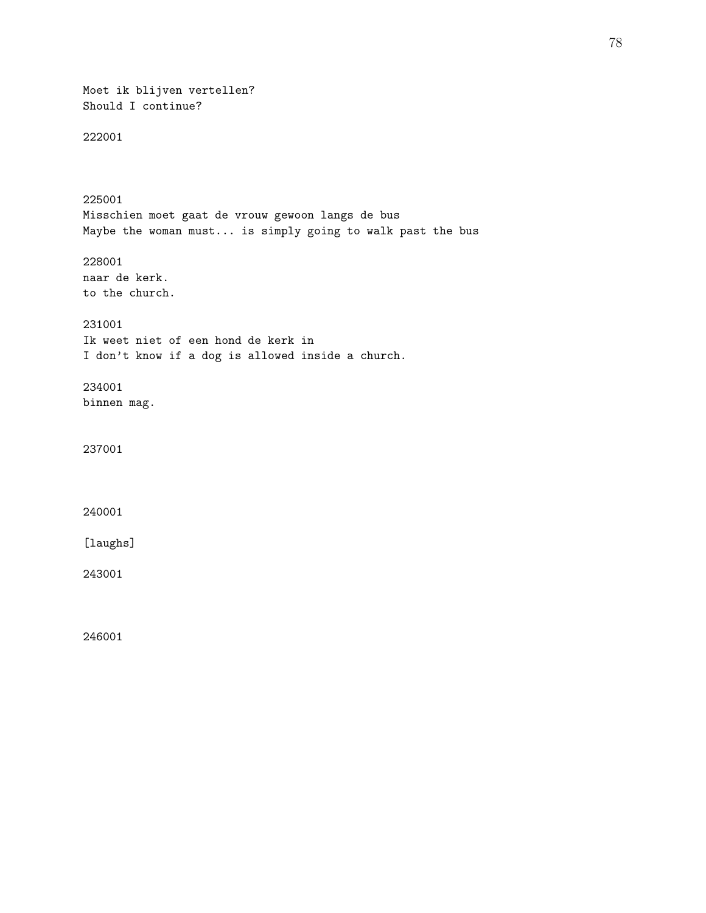Moet ik blijven vertellen?
Should I continue?

222001

225001
Misschien moet gaat de vrouw gewoon langs de bus
Maybe the woman must... is simply going to walk past the bus

228001
naar de kerk.
to the church.

231001
Ik weet niet of een hond de kerk in
I don't know if a dog is allowed inside a church.

234001
binnen mag.

237001

240001

[laughs]

243001

246001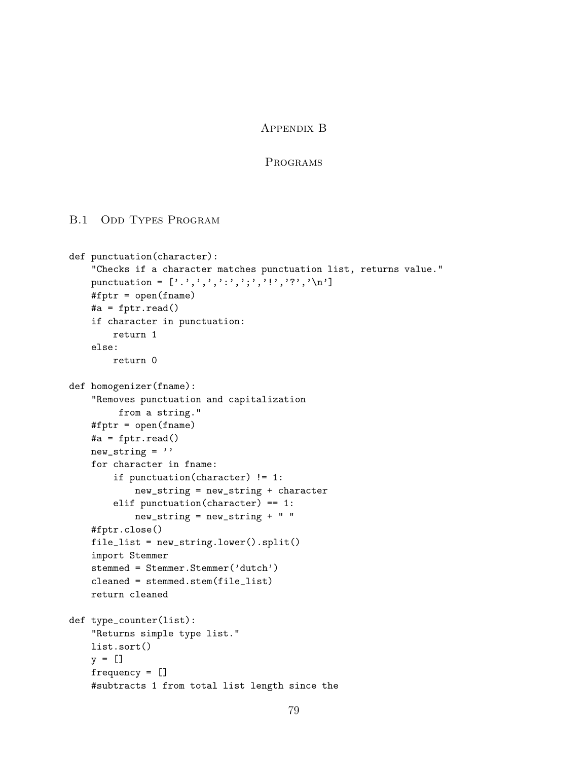# Appendix B

# Programs

## B.1 Odd Types Program

```
def punctuation(character):
    "Checks if a character matches punctuation list, returns value."
    punctuation = ['.',',',':',';','!','?','\n']
    #fptr = open(fname)
    #a = fptr.read()
    if character in punctuation:
        return 1
    else:
        return 0

def homogenizer(fname):
    "Removes punctuation and capitalization
        from a string."
    #fptr = open(fname)
    #a = fptr.read()
    new_string = ''
    for character in fname:
        if punctuation(character) != 1:
            new_string = new_string + character
        elif punctuation(character) == 1:
            new_string = new_string + " "
    #fptr.close()
    file_list = new_string.lower().split()
    import Stemmer
    stemmed = Stemmer.Stemmer('dutch')
    cleaned = stemmed.stem(file_list)
    return cleaned

def type_counter(list):
    "Returns simple type list."
    list.sort()
    y = []
    frequency = []
    #subtracts 1 from total list length since the
```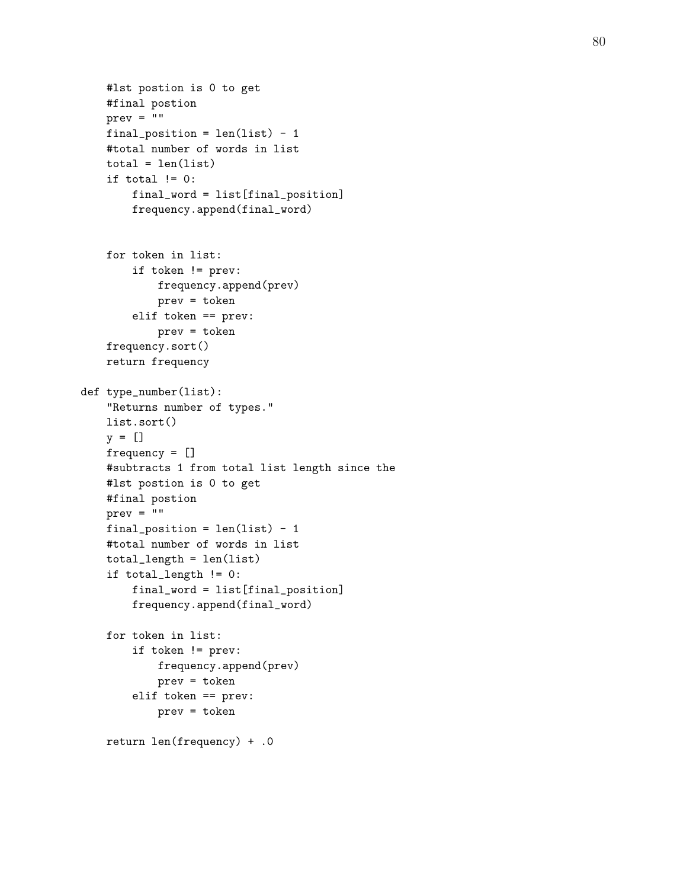```
    #1st postion is 0 to get
    #final postion
    prev = ""
    final_position = len(list) - 1
    #total number of words in list
    total = len(list)
    if total != 0:
        final_word = list[final_position]
        frequency.append(final_word)


    for token in list:
        if token != prev:
            frequency.append(prev)
            prev = token
        elif token == prev:
            prev = token
    frequency.sort()
    return frequency

def type_number(list):
    "Returns number of types."
    list.sort()
    y = []
    frequency = []
    #subtracts 1 from total list length since the
    #1st postion is 0 to get
    #final postion
    prev = ""
    final_position = len(list) - 1
    #total number of words in list
    total_length = len(list)
    if total_length != 0:
        final_word = list[final_position]
        frequency.append(final_word)

    for token in list:
        if token != prev:
            frequency.append(prev)
            prev = token
        elif token == prev:
            prev = token

    return len(frequency) + .0
```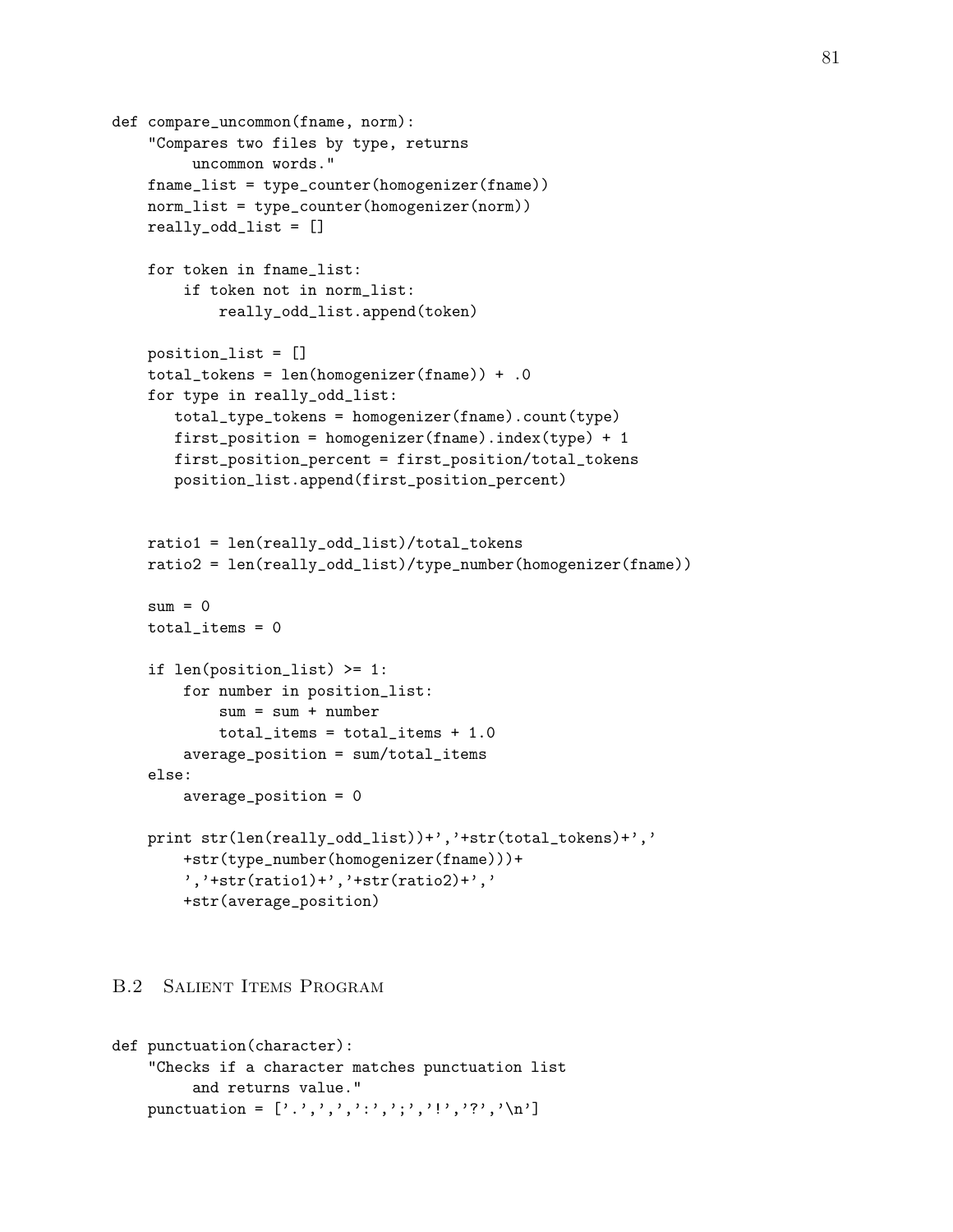```
def compare_uncommon(fname, norm):
    "Compares two files by type, returns
         uncommon words."
    fname_list = type_counter(homogenizer(fname))
    norm_list = type_counter(homogenizer(norm))
    really_odd_list = []

    for token in fname_list:
        if token not in norm_list:
            really_odd_list.append(token)

    position_list = []
    total_tokens = len(homogenizer(fname)) + .0
    for type in really_odd_list:
       total_type_tokens = homogenizer(fname).count(type)
       first_position = homogenizer(fname).index(type) + 1
       first_position_percent = first_position/total_tokens
       position_list.append(first_position_percent)


    ratio1 = len(really_odd_list)/total_tokens
    ratio2 = len(really_odd_list)/type_number(homogenizer(fname))

    sum = 0
    total_items = 0

    if len(position_list) >= 1:
        for number in position_list:
            sum = sum + number
            total_items = total_items + 1.0
        average_position = sum/total_items
    else:
        average_position = 0

    print str(len(really_odd_list))+','+str(total_tokens)+','
        +str(type_number(homogenizer(fname)))+
        ','+str(ratio1)+','+str(ratio2)+','
        +str(average_position)
```

## B.2 Salient Items Program

```
def punctuation(character):
    "Checks if a character matches punctuation list
         and returns value."
    punctuation = ['.',',',':',';','!','?','\n']
```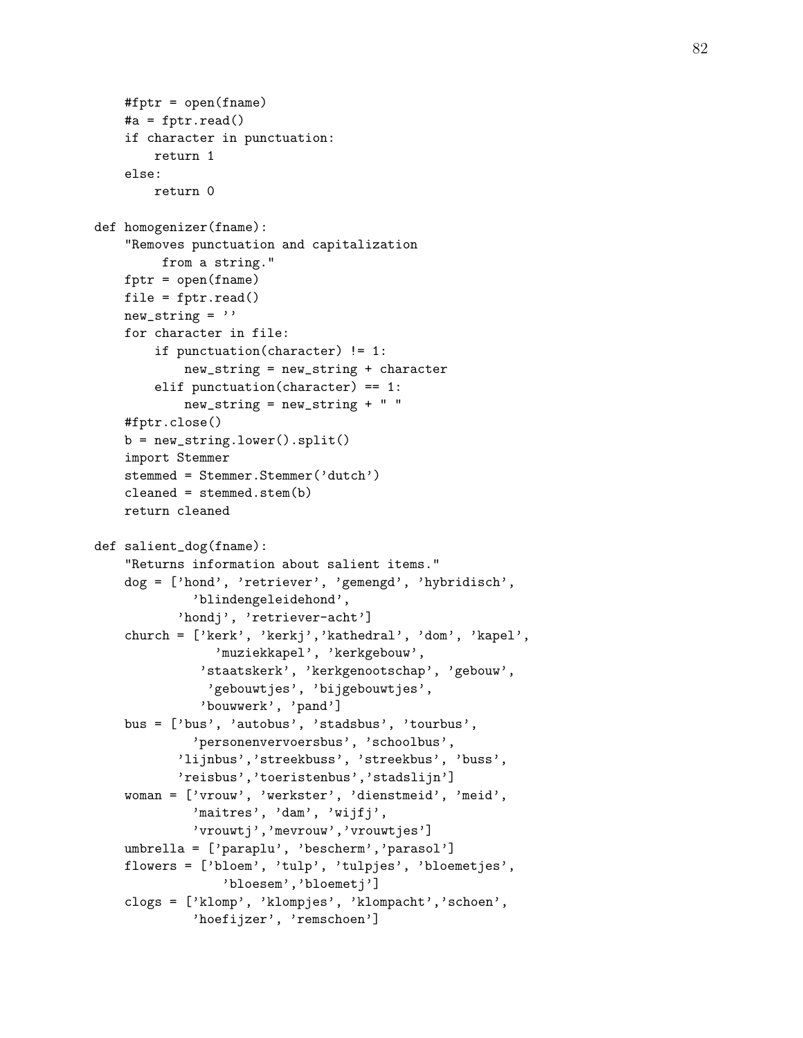```
    #fptr = open(fname)
    #a = fptr.read()
    if character in punctuation:
        return 1
    else:
        return 0

def homogenizer(fname):
    "Removes punctuation and capitalization
         from a string."
    fptr = open(fname)
    file = fptr.read()
    new_string = ''
    for character in file:
        if punctuation(character) != 1:
            new_string = new_string + character
        elif punctuation(character) == 1:
            new_string = new_string + " "
    #fptr.close()
    b = new_string.lower().split()
    import Stemmer
    stemmed = Stemmer.Stemmer('dutch')
    cleaned = stemmed.stem(b)
    return cleaned

def salient_dog(fname):
    "Returns information about salient items."
    dog = ['hond', 'retriever', 'gemengd', 'hybridisch',
             'blindengeleidehond',
           'hondj', 'retriever-acht']
    church = ['kerk', 'kerkj','kathedral', 'dom', 'kapel',
                 'muziekkapel', 'kerkgebouw',
               'staatskerk', 'kerkgenootschap', 'gebouw',
                'gebouwtjes', 'bijgebouwtjes',
               'bouwwerk', 'pand']
    bus = ['bus', 'autobus', 'stadsbus', 'tourbus',
             'personenvervoersbus', 'schoolbus',
           'lijnbus','streekbuss', 'streekbus', 'buss',
           'reisbus','toeristenbus','stadslijn']
    woman = ['vrouw', 'werkster', 'dienstmeid', 'meid',
             'maitres', 'dam', 'wijfj',
             'vrouwtj','mevrouw','vrouwtjes']
    umbrella = ['paraplu', 'bescherm','parasol']
    flowers = ['bloem', 'tulp', 'tulpjes', 'bloemetjes',
                 'bloesem','bloemetj']
    clogs = ['klomp', 'klompjes', 'klompacht','schoen',
             'hoefijzer', 'remschoen']
```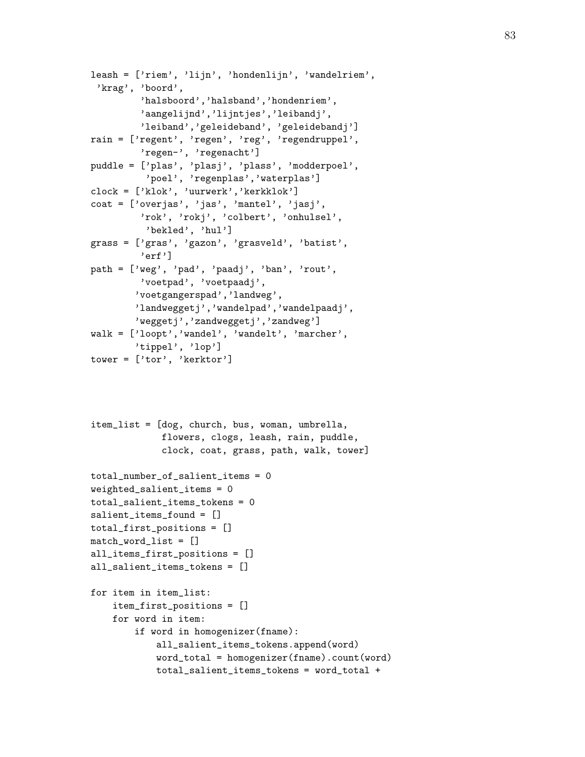```
leash = ['riem', 'lijn', 'hondenlijn', 'wandelriem',
 'krag', 'boord',
         'halsboord','halsband','hondenriem',
         'aangelijnd','lijntjes','leibandj',
         'leiband','geleideband', 'geleidebandj']
rain = ['regent', 'regen', 'reg', 'regendruppel',
         'regen-', 'regenacht']
puddle = ['plas', 'plasj', 'plass', 'modderpoel',
          'poel', 'regenplas','waterplas']
clock = ['klok', 'uurwerk','kerkklok']
coat = ['overjas', 'jas', 'mantel', 'jasj',
         'rok', 'rokj', 'colbert', 'onhulsel',
          'bekled', 'hul']
grass = ['gras', 'gazon', 'grasveld', 'batist',
         'erf']
path = ['weg', 'pad', 'paadj', 'ban', 'rout',
         'voetpad', 'voetpaadj',
        'voetgangerspad','landweg',
        'landweggetj','wandelpad','wandelpaadj',
        'weggetj','zandweggetj','zandweg']
walk = ['loopt','wandel', 'wandelt', 'marcher',
        'tippel', 'lop']
tower = ['tor', 'kerktor']



item_list = [dog, church, bus, woman, umbrella,
             flowers, clogs, leash, rain, puddle,
             clock, coat, grass, path, walk, tower]

total_number_of_salient_items = 0
weighted_salient_items = 0
total_salient_items_tokens = 0
salient_items_found = []
total_first_positions = []
match_word_list = []
all_items_first_positions = []
all_salient_items_tokens = []

for item in item_list:
    item_first_positions = []
    for word in item:
        if word in homogenizer(fname):
            all_salient_items_tokens.append(word)
            word_total = homogenizer(fname).count(word)
            total_salient_items_tokens = word_total +
```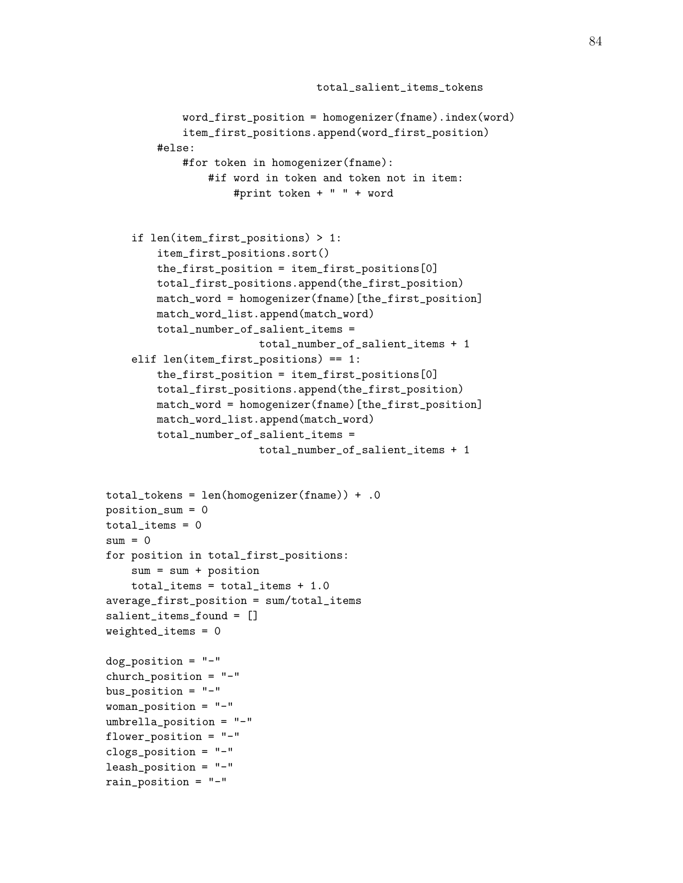```
                                total_salient_items_tokens

            word_first_position = homogenizer(fname).index(word)
            item_first_positions.append(word_first_position)
        #else:
            #for token in homogenizer(fname):
                #if word in token and token not in item:
                    #print token + " " + word


    if len(item_first_positions) > 1:
        item_first_positions.sort()
        the_first_position = item_first_positions[0]
        total_first_positions.append(the_first_position)
        match_word = homogenizer(fname)[the_first_position]
        match_word_list.append(match_word)
        total_number_of_salient_items =
                        total_number_of_salient_items + 1
    elif len(item_first_positions) == 1:
        the_first_position = item_first_positions[0]
        total_first_positions.append(the_first_position)
        match_word = homogenizer(fname)[the_first_position]
        match_word_list.append(match_word)
        total_number_of_salient_items =
                        total_number_of_salient_items + 1


total_tokens = len(homogenizer(fname)) + .0
position_sum = 0
total_items = 0
sum = 0
for position in total_first_positions:
    sum = sum + position
    total_items = total_items + 1.0
average_first_position = sum/total_items
salient_items_found = []
weighted_items = 0

dog_position = "-"
church_position = "-"
bus_position = "-"
woman_position = "-"
umbrella_position = "-"
flower_position = "-"
clogs_position = "-"
leash_position = "-"
rain_position = "-"
```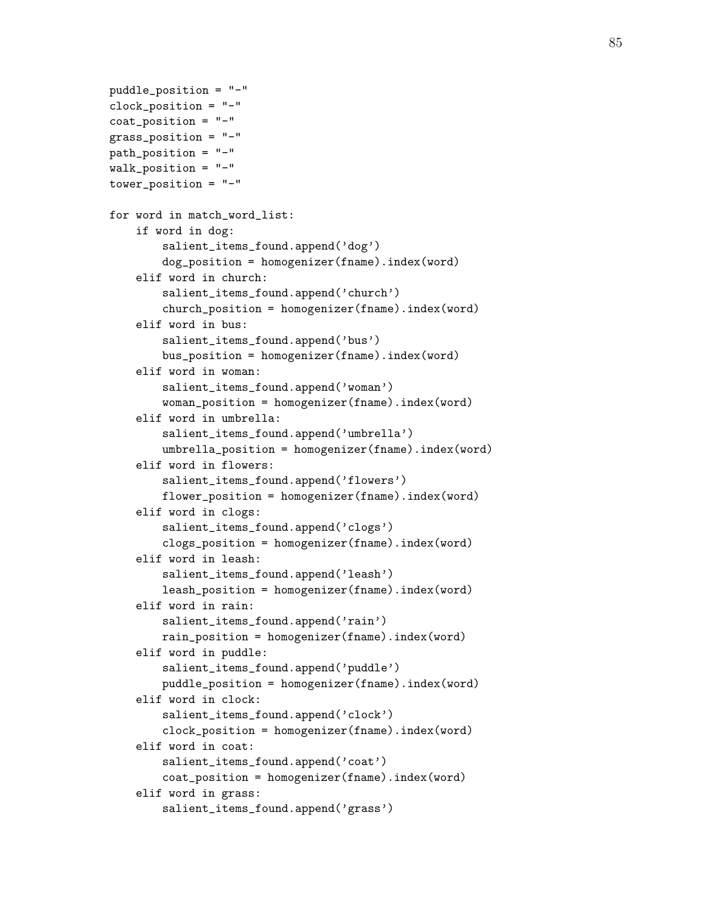```
puddle_position = "-"
clock_position = "-"
coat_position = "-"
grass_position = "-"
path_position = "-"
walk_position = "-"
tower_position = "-"

for word in match_word_list:
    if word in dog:
        salient_items_found.append('dog')
        dog_position = homogenizer(fname).index(word)
    elif word in church:
        salient_items_found.append('church')
        church_position = homogenizer(fname).index(word)
    elif word in bus:
        salient_items_found.append('bus')
        bus_position = homogenizer(fname).index(word)
    elif word in woman:
        salient_items_found.append('woman')
        woman_position = homogenizer(fname).index(word)
    elif word in umbrella:
        salient_items_found.append('umbrella')
        umbrella_position = homogenizer(fname).index(word)
    elif word in flowers:
        salient_items_found.append('flowers')
        flower_position = homogenizer(fname).index(word)
    elif word in clogs:
        salient_items_found.append('clogs')
        clogs_position = homogenizer(fname).index(word)
    elif word in leash:
        salient_items_found.append('leash')
        leash_position = homogenizer(fname).index(word)
    elif word in rain:
        salient_items_found.append('rain')
        rain_position = homogenizer(fname).index(word)
    elif word in puddle:
        salient_items_found.append('puddle')
        puddle_position = homogenizer(fname).index(word)
    elif word in clock:
        salient_items_found.append('clock')
        clock_position = homogenizer(fname).index(word)
    elif word in coat:
        salient_items_found.append('coat')
        coat_position = homogenizer(fname).index(word)
    elif word in grass:
        salient_items_found.append('grass')
```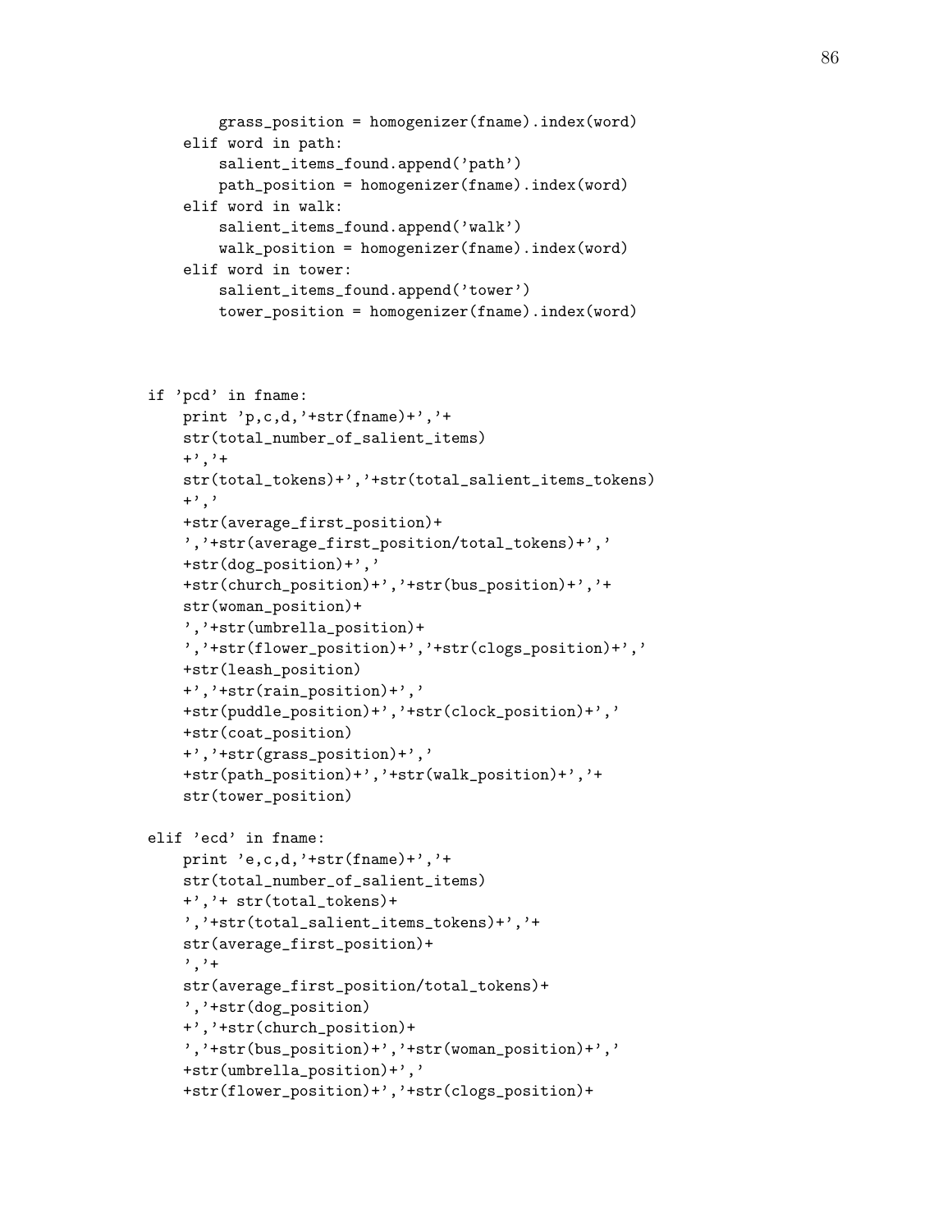```
            grass_position = homogenizer(fname).index(word)
        elif word in path:
            salient_items_found.append('path')
            path_position = homogenizer(fname).index(word)
        elif word in walk:
            salient_items_found.append('walk')
            walk_position = homogenizer(fname).index(word)
        elif word in tower:
            salient_items_found.append('tower')
            tower_position = homogenizer(fname).index(word)



if 'pcd' in fname:
    print 'p,c,d,'+str(fname)+','+
    str(total_number_of_salient_items)
    +','+
    str(total_tokens)+','+str(total_salient_items_tokens)
    +','
    +str(average_first_position)+
    ','+str(average_first_position/total_tokens)+','
    +str(dog_position)+','
    +str(church_position)+','+str(bus_position)+','+
    str(woman_position)+
    ','+str(umbrella_position)+
    ','+str(flower_position)+','+str(clogs_position)+','
    +str(leash_position)
    +','+str(rain_position)+','
    +str(puddle_position)+','+str(clock_position)+','
    +str(coat_position)
    +','+str(grass_position)+','
    +str(path_position)+','+str(walk_position)+','+
    str(tower_position)

elif 'ecd' in fname:
    print 'e,c,d,'+str(fname)+','+
    str(total_number_of_salient_items)
    +','+ str(total_tokens)+
    ','+str(total_salient_items_tokens)+','+
    str(average_first_position)+
    ','+
    str(average_first_position/total_tokens)+
    ','+str(dog_position)
    +','+str(church_position)+
    ','+str(bus_position)+','+str(woman_position)+','
    +str(umbrella_position)+','
    +str(flower_position)+','+str(clogs_position)+
```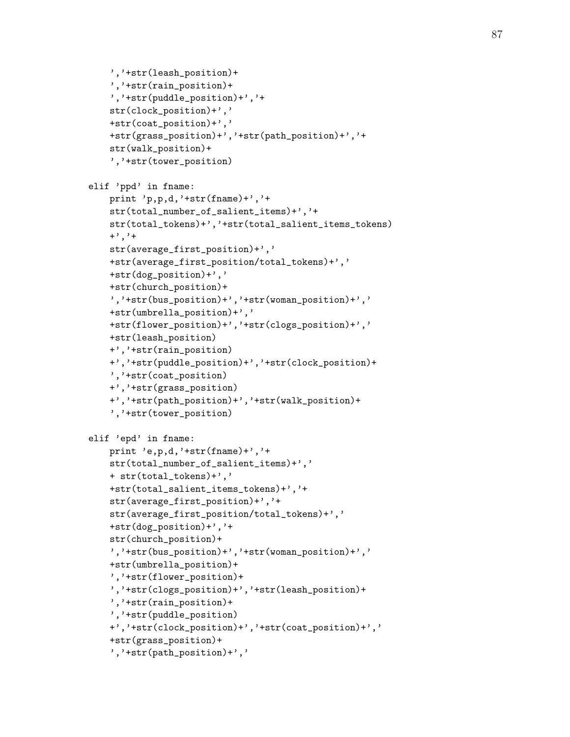```
        ','+str(leash_position)+
        ','+str(rain_position)+
        ','+str(puddle_position)+','+
        str(clock_position)+','
        +str(coat_position)+','
        +str(grass_position)+','+str(path_position)+','+
        str(walk_position)+
        ','+str(tower_position)

    elif 'ppd' in fname:
        print 'p,p,d,'+str(fname)+','+
        str(total_number_of_salient_items)+','+
        str(total_tokens)+','+str(total_salient_items_tokens)
        +','+
        str(average_first_position)+','
        +str(average_first_position/total_tokens)+','
        +str(dog_position)+','
        +str(church_position)+
        ','+str(bus_position)+','+str(woman_position)+','
        +str(umbrella_position)+','
        +str(flower_position)+','+str(clogs_position)+','
        +str(leash_position)
        +','+str(rain_position)
        +','+str(puddle_position)+','+str(clock_position)+
        ','+str(coat_position)
        +','+str(grass_position)
        +','+str(path_position)+','+str(walk_position)+
        ','+str(tower_position)

    elif 'epd' in fname:
        print 'e,p,d,'+str(fname)+','+
        str(total_number_of_salient_items)+','
        + str(total_tokens)+','
        +str(total_salient_items_tokens)+','+
        str(average_first_position)+','+
        str(average_first_position/total_tokens)+','
        +str(dog_position)+','+
        str(church_position)+
        ','+str(bus_position)+','+str(woman_position)+','
        +str(umbrella_position)+
        ','+str(flower_position)+
        ','+str(clogs_position)+','+str(leash_position)+
        ','+str(rain_position)+
        ','+str(puddle_position)
        +','+str(clock_position)+','+str(coat_position)+','
        +str(grass_position)+
        ','+str(path_position)+','
```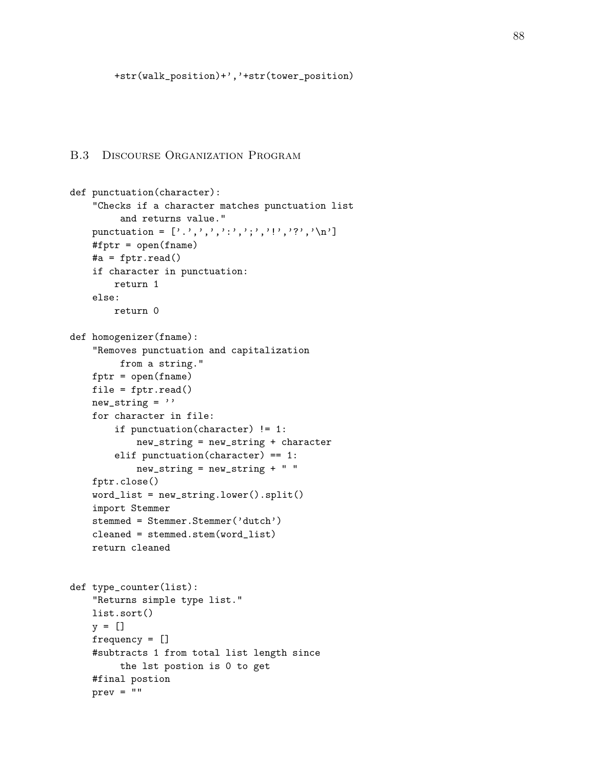```
        +str(walk_position)+','+str(tower_position)
```

### B.3 Discourse Organization Program

```
def punctuation(character):
    "Checks if a character matches punctuation list
         and returns value."
    punctuation = ['.',',',':',';','!','?','\n']
    #fptr = open(fname)
    #a = fptr.read()
    if character in punctuation:
        return 1
    else:
        return 0

def homogenizer(fname):
    "Removes punctuation and capitalization
         from a string."
    fptr = open(fname)
    file = fptr.read()
    new_string = ''
    for character in file:
        if punctuation(character) != 1:
            new_string = new_string + character
        elif punctuation(character) == 1:
            new_string = new_string + " "
    fptr.close()
    word_list = new_string.lower().split()
    import Stemmer
    stemmed = Stemmer.Stemmer('dutch')
    cleaned = stemmed.stem(word_list)
    return cleaned


def type_counter(list):
    "Returns simple type list."
    list.sort()
    y = []
    frequency = []
    #subtracts 1 from total list length since
         the 1st postion is 0 to get
    #final postion
    prev = ""
```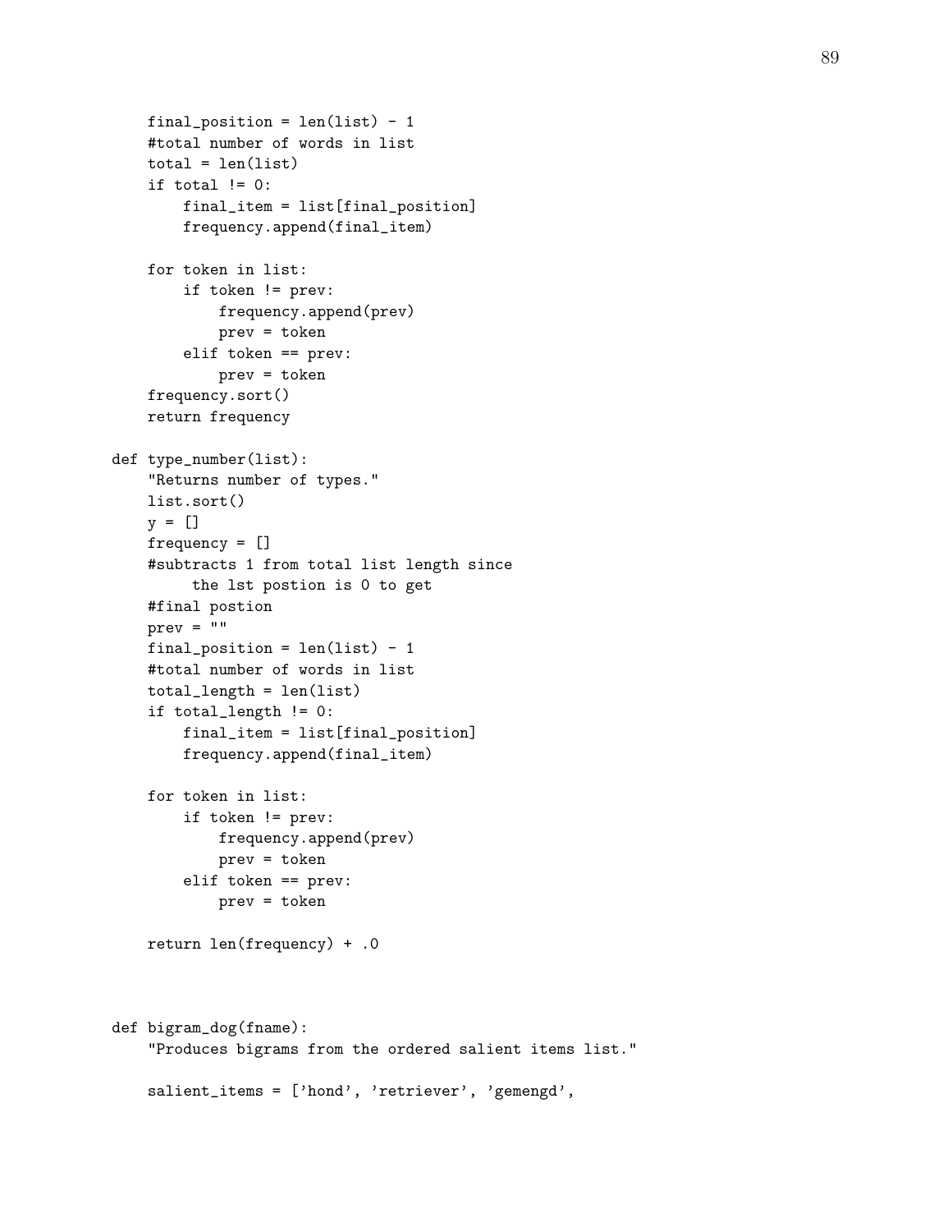```
    final_position = len(list) - 1
    #total number of words in list
    total = len(list)
    if total != 0:
        final_item = list[final_position]
        frequency.append(final_item)

    for token in list:
        if token != prev:
            frequency.append(prev)
            prev = token
        elif token == prev:
            prev = token
    frequency.sort()
    return frequency

def type_number(list):
    "Returns number of types."
    list.sort()
    y = []
    frequency = []
    #subtracts 1 from total list length since
         the lst postion is 0 to get
    #final postion
    prev = ""
    final_position = len(list) - 1
    #total number of words in list
    total_length = len(list)
    if total_length != 0:
        final_item = list[final_position]
        frequency.append(final_item)

    for token in list:
        if token != prev:
            frequency.append(prev)
            prev = token
        elif token == prev:
            prev = token

    return len(frequency) + .0



def bigram_dog(fname):
    "Produces bigrams from the ordered salient items list."

    salient_items = ['hond', 'retriever', 'gemengd',
```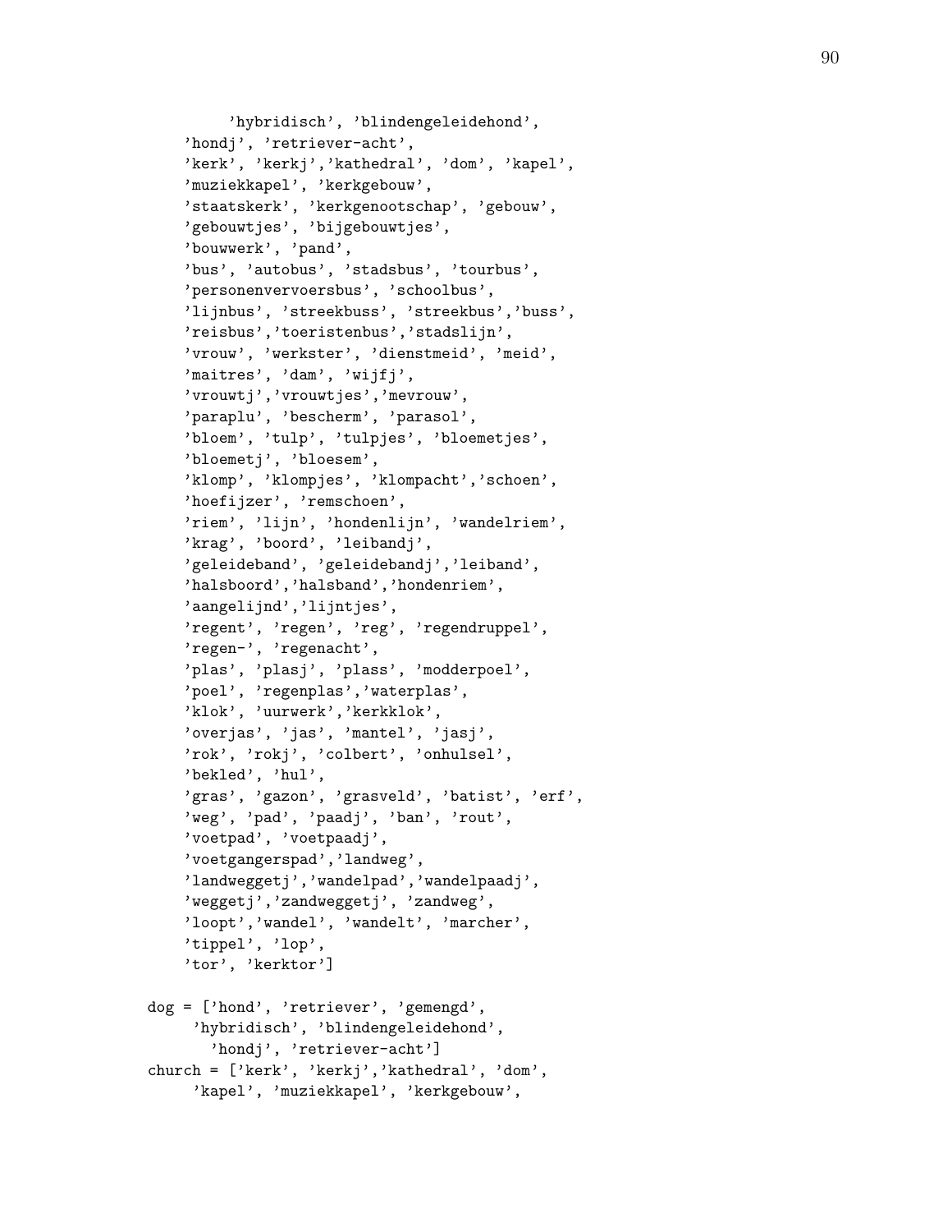```
        'hybridisch', 'blindengeleidehond',
    'hondj', 'retriever-acht',
    'kerk', 'kerkj','kathedral', 'dom', 'kapel',
    'muziekkapel', 'kerkgebouw',
    'staatskerk', 'kerkgenootschap', 'gebouw',
    'gebouwtjes', 'bijgebouwtjes',
    'bouwwerk', 'pand',
    'bus', 'autobus', 'stadsbus', 'tourbus',
    'personenvervoersbus', 'schoolbus',
    'lijnbus', 'streekbuss', 'streekbus','buss',
    'reisbus','toeristenbus','stadslijn',
    'vrouw', 'werkster', 'dienstmeid', 'meid',
    'maitres', 'dam', 'wijfj',
    'vrouwtj','vrouwtjes','mevrouw',
    'paraplu', 'bescherm', 'parasol',
    'bloem', 'tulp', 'tulpjes', 'bloemetjes',
    'bloemetj', 'bloesem',
    'klomp', 'klompjes', 'klompacht','schoen',
    'hoefijzer', 'remschoen',
    'riem', 'lijn', 'hondenlijn', 'wandelriem',
    'krag', 'boord', 'leibandj',
    'geleideband', 'geleidebandj','leiband',
    'halsboord','halsband','hondenriem',
    'aangelijnd','lijntjes',
    'regent', 'regen', 'reg', 'regendruppel',
    'regen-', 'regenacht',
    'plas', 'plasj', 'plass', 'modderpoel',
    'poel', 'regenplas','waterplas',
    'klok', 'uurwerk','kerkklok',
    'overjas', 'jas', 'mantel', 'jasj',
    'rok', 'rokj', 'colbert', 'onhulsel',
    'bekled', 'hul',
    'gras', 'gazon', 'grasveld', 'batist', 'erf',
    'weg', 'pad', 'paadj', 'ban', 'rout',
    'voetpad', 'voetpaadj',
    'voetgangerspad','landweg',
    'landweggetj','wandelpad','wandelpaadj',
    'weggetj','zandweggetj', 'zandweg',
    'loopt','wandel', 'wandelt', 'marcher',
    'tippel', 'lop',
    'tor', 'kerktor']

dog = ['hond', 'retriever', 'gemengd',
     'hybridisch', 'blindengeleidehond',
       'hondj', 'retriever-acht']
church = ['kerk', 'kerkj','kathedral', 'dom',
     'kapel', 'muziekkapel', 'kerkgebouw',
```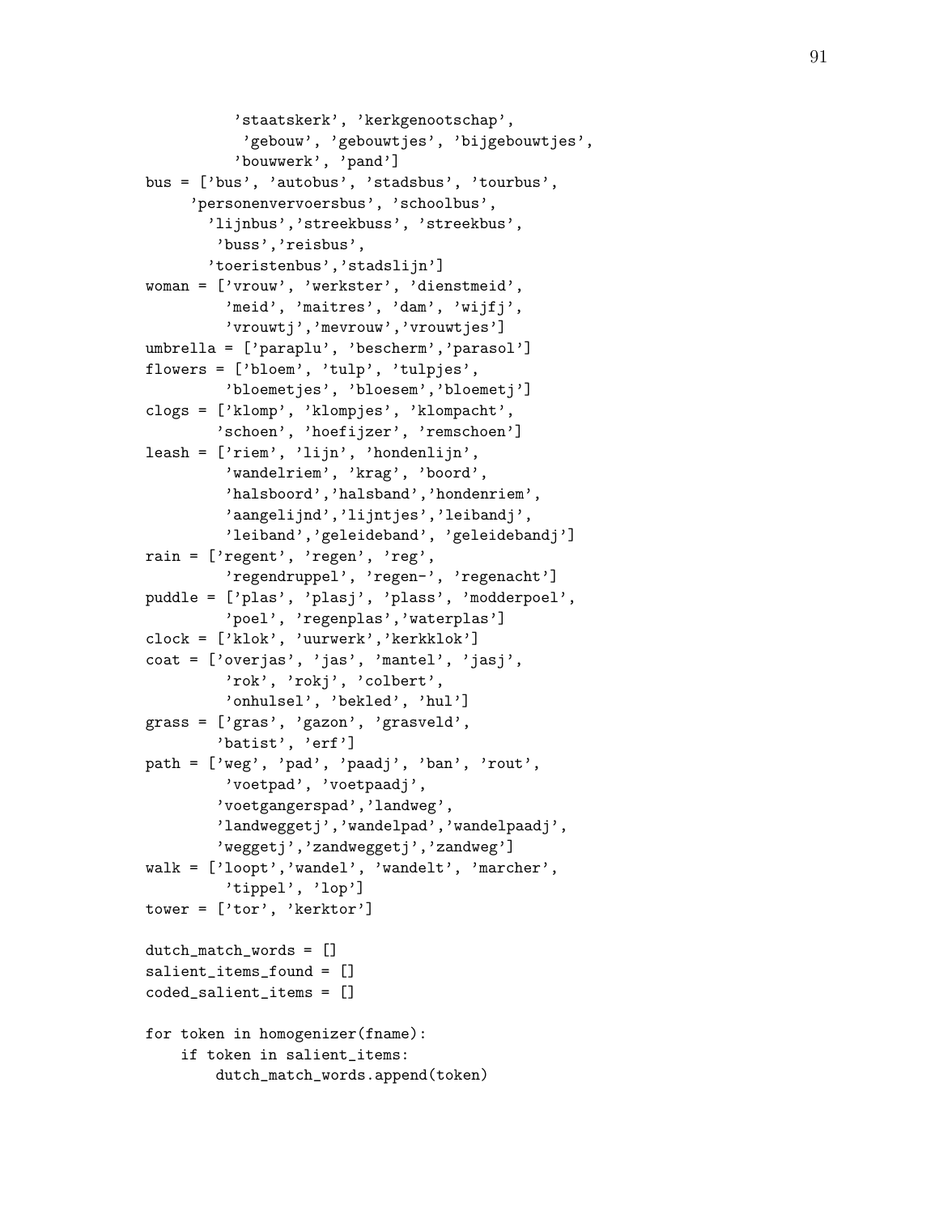```
          'staatskerk', 'kerkgenootschap',
           'gebouw', 'gebouwtjes', 'bijgebouwtjes',
          'bouwwerk', 'pand']
bus = ['bus', 'autobus', 'stadsbus', 'tourbus',
     'personenvervoersbus', 'schoolbus',
       'lijnbus','streekbuss', 'streekbus',
        'buss','reisbus',
       'toeristenbus','stadslijn']
woman = ['vrouw', 'werkster', 'dienstmeid',
         'meid', 'maitres', 'dam', 'wijfj',
         'vrouwtj','mevrouw','vrouwtjes']
umbrella = ['paraplu', 'bescherm','parasol']
flowers = ['bloem', 'tulp', 'tulpjes',
         'bloemetjes', 'bloesem','bloemetj']
clogs = ['klomp', 'klompjes', 'klompacht',
        'schoen', 'hoefijzer', 'remschoen']
leash = ['riem', 'lijn', 'hondenlijn',
         'wandelriem', 'krag', 'boord',
         'halsboord','halsband','hondenriem',
         'aangelijnd','lijntjes','leibandj',
         'leiband','geleideband', 'geleidebandj']
rain = ['regent', 'regen', 'reg',
         'regendruppel', 'regen-', 'regenacht']
puddle = ['plas', 'plasj', 'plass', 'modderpoel',
         'poel', 'regenplas','waterplas']
clock = ['klok', 'uurwerk','kerkklok']
coat = ['overjas', 'jas', 'mantel', 'jasj',
         'rok', 'rokj', 'colbert',
         'onhulsel', 'bekled', 'hul']
grass = ['gras', 'gazon', 'grasveld',
        'batist', 'erf']
path = ['weg', 'pad', 'paadj', 'ban', 'rout',
         'voetpad', 'voetpaadj',
        'voetgangerspad','landweg',
        'landweggetj','wandelpad','wandelpaadj',
        'weggetj','zandweggetj','zandweg']
walk = ['loopt','wandel', 'wandelt', 'marcher',
         'tippel', 'lop']
tower = ['tor', 'kerktor']

dutch_match_words = []
salient_items_found = []
coded_salient_items = []

for token in homogenizer(fname):
    if token in salient_items:
        dutch_match_words.append(token)
```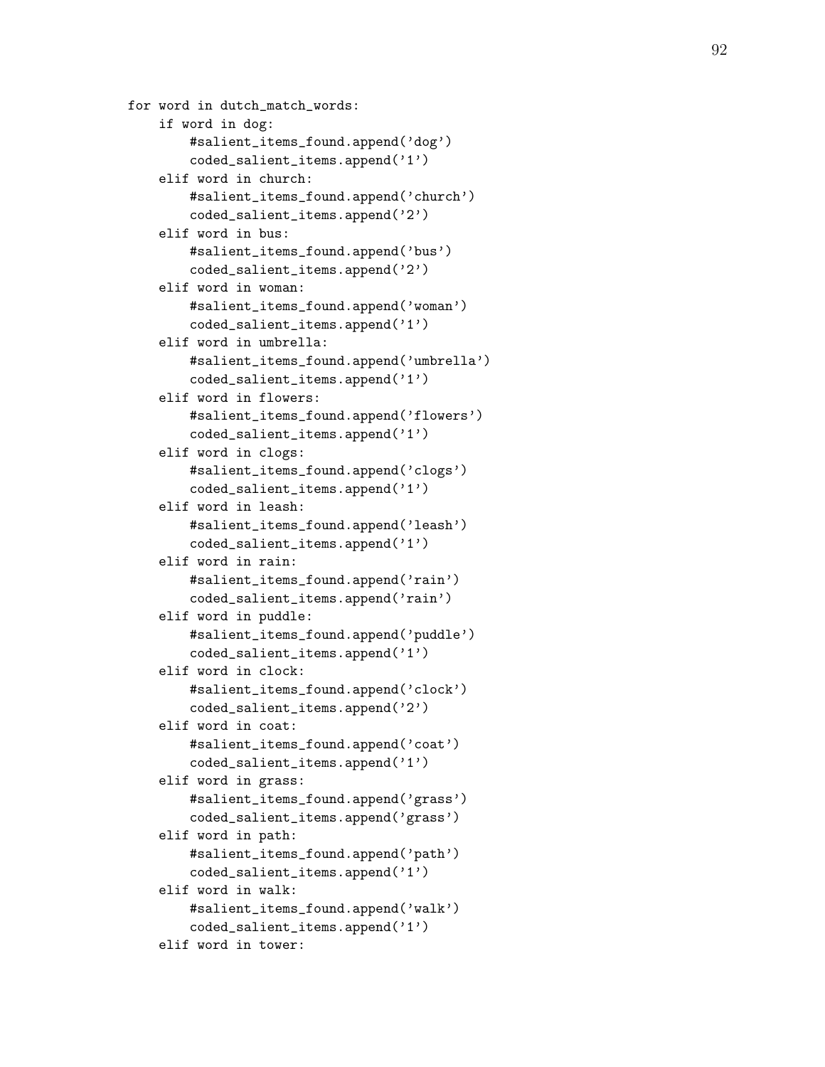```
for word in dutch_match_words:
    if word in dog:
        #salient_items_found.append('dog')
        coded_salient_items.append('1')
    elif word in church:
        #salient_items_found.append('church')
        coded_salient_items.append('2')
    elif word in bus:
        #salient_items_found.append('bus')
        coded_salient_items.append('2')
    elif word in woman:
        #salient_items_found.append('woman')
        coded_salient_items.append('1')
    elif word in umbrella:
        #salient_items_found.append('umbrella')
        coded_salient_items.append('1')
    elif word in flowers:
        #salient_items_found.append('flowers')
        coded_salient_items.append('1')
    elif word in clogs:
        #salient_items_found.append('clogs')
        coded_salient_items.append('1')
    elif word in leash:
        #salient_items_found.append('leash')
        coded_salient_items.append('1')
    elif word in rain:
        #salient_items_found.append('rain')
        coded_salient_items.append('rain')
    elif word in puddle:
        #salient_items_found.append('puddle')
        coded_salient_items.append('1')
    elif word in clock:
        #salient_items_found.append('clock')
        coded_salient_items.append('2')
    elif word in coat:
        #salient_items_found.append('coat')
        coded_salient_items.append('1')
    elif word in grass:
        #salient_items_found.append('grass')
        coded_salient_items.append('grass')
    elif word in path:
        #salient_items_found.append('path')
        coded_salient_items.append('1')
    elif word in walk:
        #salient_items_found.append('walk')
        coded_salient_items.append('1')
    elif word in tower:
```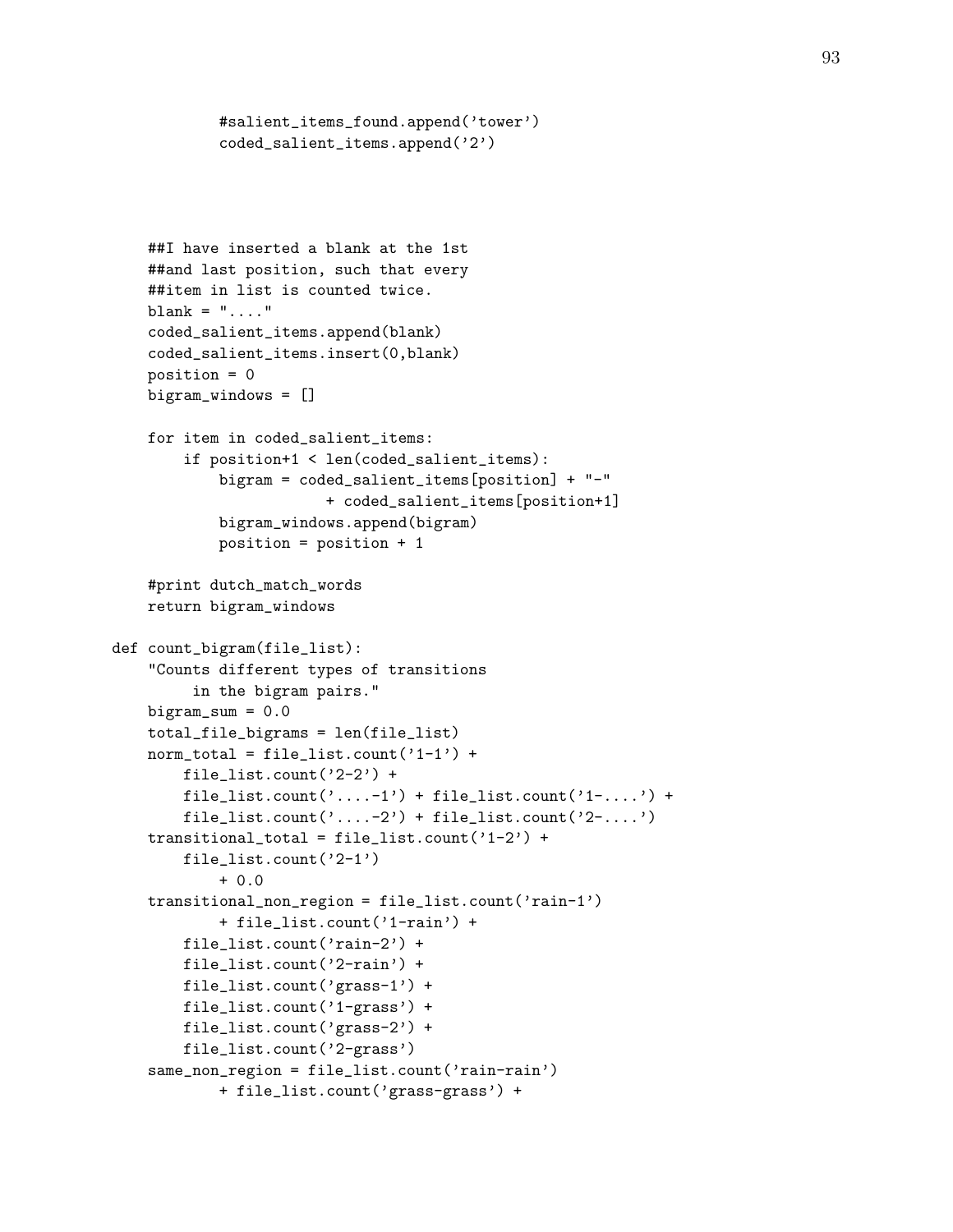```
            #salient_items_found.append('tower')
            coded_salient_items.append('2')




    ##I have inserted a blank at the 1st
    ##and last position, such that every
    ##item in list is counted twice.
    blank = "...."
    coded_salient_items.append(blank)
    coded_salient_items.insert(0,blank)
    position = 0
    bigram_windows = []

    for item in coded_salient_items:
        if position+1 < len(coded_salient_items):
            bigram = coded_salient_items[position] + "-"
                        + coded_salient_items[position+1]
            bigram_windows.append(bigram)
            position = position + 1

    #print dutch_match_words
    return bigram_windows

def count_bigram(file_list):
    "Counts different types of transitions
        in the bigram pairs."
    bigram_sum = 0.0
    total_file_bigrams = len(file_list)
    norm_total = file_list.count('1-1') +
        file_list.count('2-2') +
        file_list.count('....-1') + file_list.count('1-....') +
        file_list.count('....-2') + file_list.count('2-....')
    transitional_total = file_list.count('1-2') +
        file_list.count('2-1')
            + 0.0
    transitional_non_region = file_list.count('rain-1')
            + file_list.count('1-rain') +
        file_list.count('rain-2') +
        file_list.count('2-rain') +
        file_list.count('grass-1') +
        file_list.count('1-grass') +
        file_list.count('grass-2') +
        file_list.count('2-grass')
    same_non_region = file_list.count('rain-rain')
            + file_list.count('grass-grass') +
```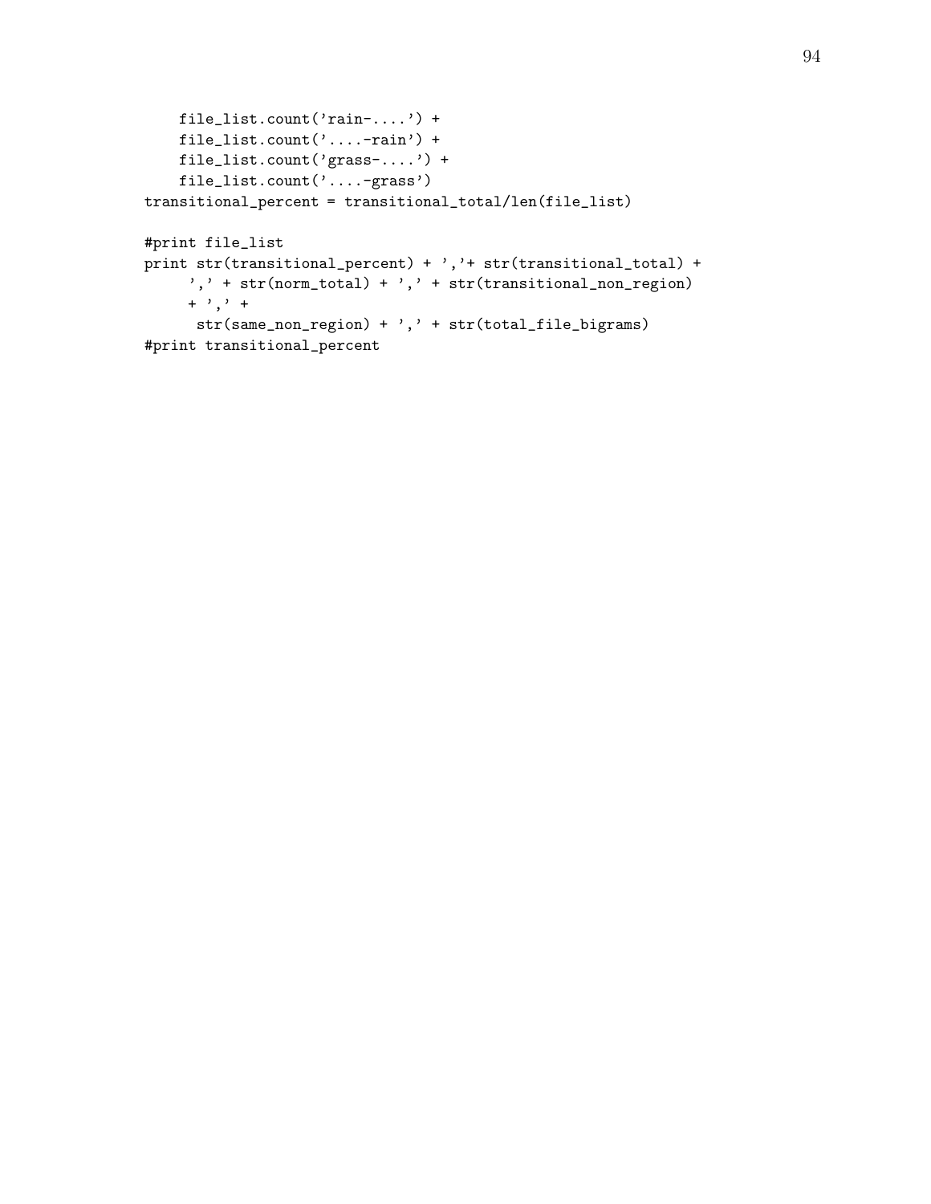```
    file_list.count('rain-....') +
    file_list.count('....-rain') +
    file_list.count('grass-....') +
    file_list.count('....-grass')
transitional_percent = transitional_total/len(file_list)

#print file_list
print str(transitional_percent) + ','+ str(transitional_total) +
     ',' + str(norm_total) + ',' + str(transitional_non_region)
     + ',' +
      str(same_non_region) + ',' + str(total_file_bigrams)
#print transitional_percent
```